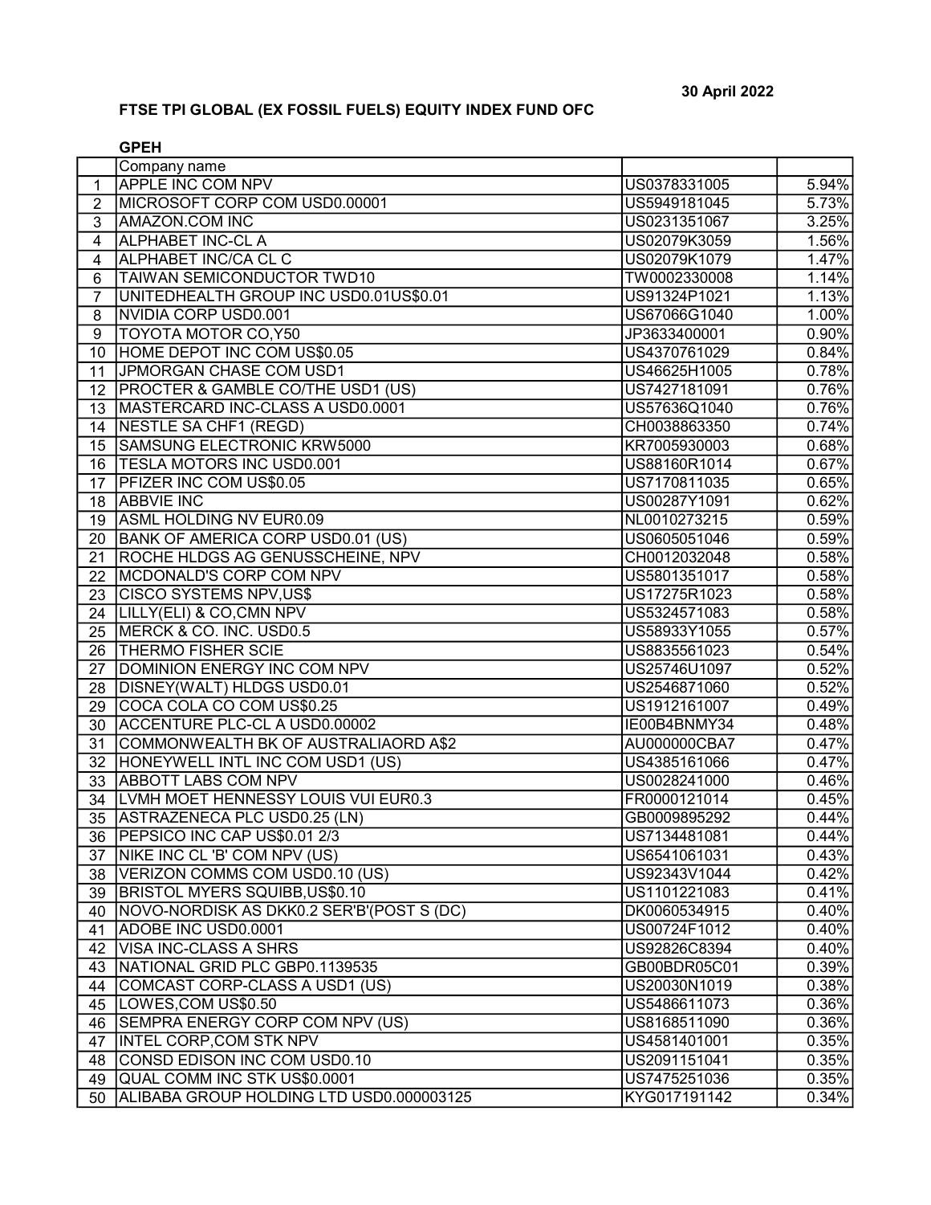30 April 2022

**FTSE TPI GLOBAL (EX FOSSIL FUELS) EQUITY INDEX FUND OFC**

**GPEH**

| | Company name | | |
|---|---|---|---|
| 1 | APPLE INC COM NPV | US0378331005 | 5.94% |
| 2 | MICROSOFT CORP COM USD0.00001 | US5949181045 | 5.73% |
| 3 | AMAZON.COM INC | US0231351067 | 3.25% |
| 4 | ALPHABET INC-CL A | US02079K3059 | 1.56% |
| 4 | ALPHABET INC/CA CL C | US02079K1079 | 1.47% |
| 6 | TAIWAN SEMICONDUCTOR TWD10 | TW0002330008 | 1.14% |
| 7 | UNITEDHEALTH GROUP INC USD0.01US$0.01 | US91324P1021 | 1.13% |
| 8 | NVIDIA CORP USD0.001 | US67066G1040 | 1.00% |
| 9 | TOYOTA MOTOR CO,Y50 | JP3633400001 | 0.90% |
| 10 | HOME DEPOT INC COM US$0.05 | US4370761029 | 0.84% |
| 11 | JPMORGAN CHASE COM USD1 | US46625H1005 | 0.78% |
| 12 | PROCTER & GAMBLE CO/THE USD1 (US) | US7427181091 | 0.76% |
| 13 | MASTERCARD INC-CLASS A USD0.0001 | US57636Q1040 | 0.76% |
| 14 | NESTLE SA CHF1 (REGD) | CH0038863350 | 0.74% |
| 15 | SAMSUNG ELECTRONIC KRW5000 | KR7005930003 | 0.68% |
| 16 | TESLA MOTORS INC USD0.001 | US88160R1014 | 0.67% |
| 17 | PFIZER INC COM US$0.05 | US7170811035 | 0.65% |
| 18 | ABBVIE INC | US00287Y1091 | 0.62% |
| 19 | ASML HOLDING NV EUR0.09 | NL0010273215 | 0.59% |
| 20 | BANK OF AMERICA CORP USD0.01 (US) | US0605051046 | 0.59% |
| 21 | ROCHE HLDGS AG GENUSSCHEINE, NPV | CH0012032048 | 0.58% |
| 22 | MCDONALD'S CORP COM NPV | US5801351017 | 0.58% |
| 23 | CISCO SYSTEMS NPV,US$ | US17275R1023 | 0.58% |
| 24 | LILLY(ELI) & CO,CMN NPV | US5324571083 | 0.58% |
| 25 | MERCK & CO. INC. USD0.5 | US58933Y1055 | 0.57% |
| 26 | THERMO FISHER SCIE | US8835561023 | 0.54% |
| 27 | DOMINION ENERGY INC COM NPV | US25746U1097 | 0.52% |
| 28 | DISNEY(WALT) HLDGS USD0.01 | US2546871060 | 0.52% |
| 29 | COCA COLA CO COM US$0.25 | US1912161007 | 0.49% |
| 30 | ACCENTURE PLC-CL A USD0.00002 | IE00B4BNMY34 | 0.48% |
| 31 | COMMONWEALTH BK OF AUSTRALIAORD A$2 | AU000000CBA7 | 0.47% |
| 32 | HONEYWELL INTL INC COM USD1 (US) | US4385161066 | 0.47% |
| 33 | ABBOTT LABS COM NPV | US0028241000 | 0.46% |
| 34 | LVMH MOET HENNESSY LOUIS VUI EUR0.3 | FR0000121014 | 0.45% |
| 35 | ASTRAZENECA PLC USD0.25 (LN) | GB0009895292 | 0.44% |
| 36 | PEPSICO INC CAP US$0.01 2/3 | US7134481081 | 0.44% |
| 37 | NIKE INC CL 'B' COM NPV (US) | US6541061031 | 0.43% |
| 38 | VERIZON COMMS COM USD0.10 (US) | US92343V1044 | 0.42% |
| 39 | BRISTOL MYERS SQUIBB,US$0.10 | US1101221083 | 0.41% |
| 40 | NOVO-NORDISK AS DKK0.2 SER'B'(POST S (DC) | DK0060534915 | 0.40% |
| 41 | ADOBE INC USD0.0001 | US00724F1012 | 0.40% |
| 42 | VISA INC-CLASS A SHRS | US92826C8394 | 0.40% |
| 43 | NATIONAL GRID PLC GBP0.1139535 | GB00BDR05C01 | 0.39% |
| 44 | COMCAST CORP-CLASS A USD1 (US) | US20030N1019 | 0.38% |
| 45 | LOWES,COM US$0.50 | US5486611073 | 0.36% |
| 46 | SEMPRA ENERGY CORP COM NPV (US) | US8168511090 | 0.36% |
| 47 | INTEL CORP,COM STK NPV | US4581401001 | 0.35% |
| 48 | CONSD EDISON INC COM USD0.10 | US2091151041 | 0.35% |
| 49 | QUAL COMM INC STK US$0.0001 | US7475251036 | 0.35% |
| 50 | ALIBABA GROUP HOLDING LTD USD0.000003125 | KYG017191142 | 0.34% |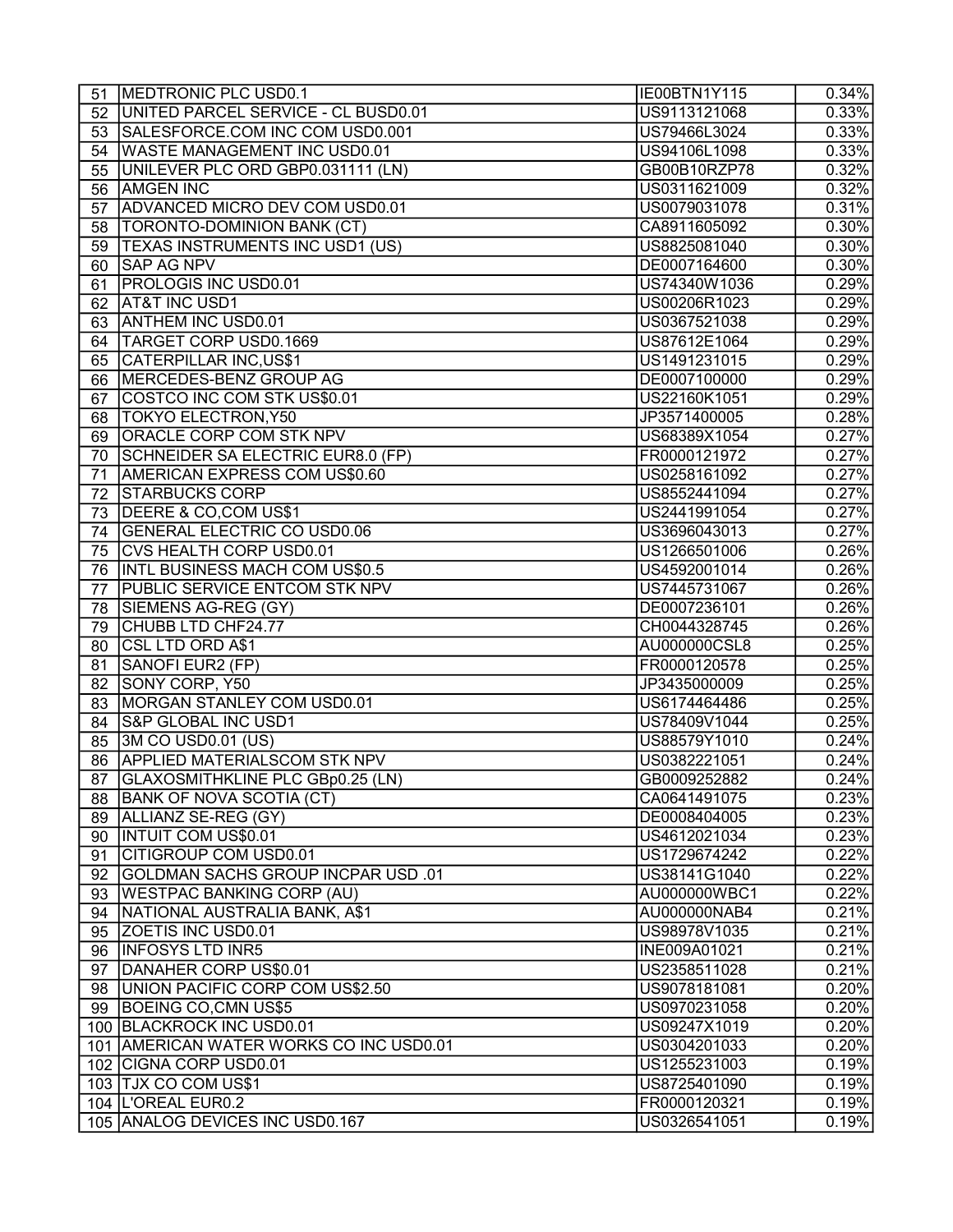| 51 | MEDTRONIC PLC USD0.1 | IE00BTN1Y115 | 0.34% |
|---|---|---|---|
| 52 | UNITED PARCEL SERVICE - CL BUSD0.01 | US9113121068 | 0.33% |
| 53 | SALESFORCE.COM INC COM USD0.001 | US79466L3024 | 0.33% |
| 54 | WASTE MANAGEMENT INC USD0.01 | US94106L1098 | 0.33% |
| 55 | UNILEVER PLC ORD GBP0.031111 (LN) | GB00B10RZP78 | 0.32% |
| 56 | AMGEN INC | US0311621009 | 0.32% |
| 57 | ADVANCED MICRO DEV COM USD0.01 | US0079031078 | 0.31% |
| 58 | TORONTO-DOMINION BANK (CT) | CA8911605092 | 0.30% |
| 59 | TEXAS INSTRUMENTS INC USD1 (US) | US8825081040 | 0.30% |
| 60 | SAP AG NPV | DE0007164600 | 0.30% |
| 61 | PROLOGIS INC USD0.01 | US74340W1036 | 0.29% |
| 62 | AT&T INC USD1 | US00206R1023 | 0.29% |
| 63 | ANTHEM INC USD0.01 | US0367521038 | 0.29% |
| 64 | TARGET CORP USD0.1669 | US87612E1064 | 0.29% |
| 65 | CATERPILLAR INC,US$1 | US1491231015 | 0.29% |
| 66 | MERCEDES-BENZ GROUP AG | DE0007100000 | 0.29% |
| 67 | COSTCO INC COM STK US$0.01 | US22160K1051 | 0.29% |
| 68 | TOKYO ELECTRON,Y50 | JP3571400005 | 0.28% |
| 69 | ORACLE CORP COM STK NPV | US68389X1054 | 0.27% |
| 70 | SCHNEIDER SA ELECTRIC EUR8.0 (FP) | FR0000121972 | 0.27% |
| 71 | AMERICAN EXPRESS COM US$0.60 | US0258161092 | 0.27% |
| 72 | STARBUCKS CORP | US8552441094 | 0.27% |
| 73 | DEERE & CO,COM US$1 | US2441991054 | 0.27% |
| 74 | GENERAL ELECTRIC CO USD0.06 | US3696043013 | 0.27% |
| 75 | CVS HEALTH CORP USD0.01 | US1266501006 | 0.26% |
| 76 | INTL BUSINESS MACH COM US$0.5 | US4592001014 | 0.26% |
| 77 | PUBLIC SERVICE ENTCOM STK NPV | US7445731067 | 0.26% |
| 78 | SIEMENS AG-REG (GY) | DE0007236101 | 0.26% |
| 79 | CHUBB LTD CHF24.77 | CH0044328745 | 0.26% |
| 80 | CSL LTD ORD A$1 | AU000000CSL8 | 0.25% |
| 81 | SANOFI EUR2 (FP) | FR0000120578 | 0.25% |
| 82 | SONY CORP, Y50 | JP3435000009 | 0.25% |
| 83 | MORGAN STANLEY COM USD0.01 | US6174464486 | 0.25% |
| 84 | S&P GLOBAL INC USD1 | US78409V1044 | 0.25% |
| 85 | 3M CO USD0.01 (US) | US88579Y1010 | 0.24% |
| 86 | APPLIED MATERIALSCOM STK NPV | US0382221051 | 0.24% |
| 87 | GLAXOSMITHKLINE PLC GBp0.25 (LN) | GB0009252882 | 0.24% |
| 88 | BANK OF NOVA SCOTIA (CT) | CA0641491075 | 0.23% |
| 89 | ALLIANZ SE-REG (GY) | DE0008404005 | 0.23% |
| 90 | INTUIT COM US$0.01 | US4612021034 | 0.23% |
| 91 | CITIGROUP COM USD0.01 | US1729674242 | 0.22% |
| 92 | GOLDMAN SACHS GROUP INCPAR USD .01 | US38141G1040 | 0.22% |
| 93 | WESTPAC BANKING CORP (AU) | AU000000WBC1 | 0.22% |
| 94 | NATIONAL AUSTRALIA BANK, A$1 | AU000000NAB4 | 0.21% |
| 95 | ZOETIS INC USD0.01 | US98978V1035 | 0.21% |
| 96 | INFOSYS LTD INR5 | INE009A01021 | 0.21% |
| 97 | DANAHER CORP US$0.01 | US2358511028 | 0.21% |
| 98 | UNION PACIFIC CORP COM US$2.50 | US9078181081 | 0.20% |
| 99 | BOEING CO,CMN US$5 | US0970231058 | 0.20% |
| 100 | BLACKROCK INC USD0.01 | US09247X1019 | 0.20% |
| 101 | AMERICAN WATER WORKS CO INC USD0.01 | US0304201033 | 0.20% |
| 102 | CIGNA CORP USD0.01 | US1255231003 | 0.19% |
| 103 | TJX CO COM US$1 | US8725401090 | 0.19% |
| 104 | L'OREAL EUR0.2 | FR0000120321 | 0.19% |
| 105 | ANALOG DEVICES INC USD0.167 | US0326541051 | 0.19% |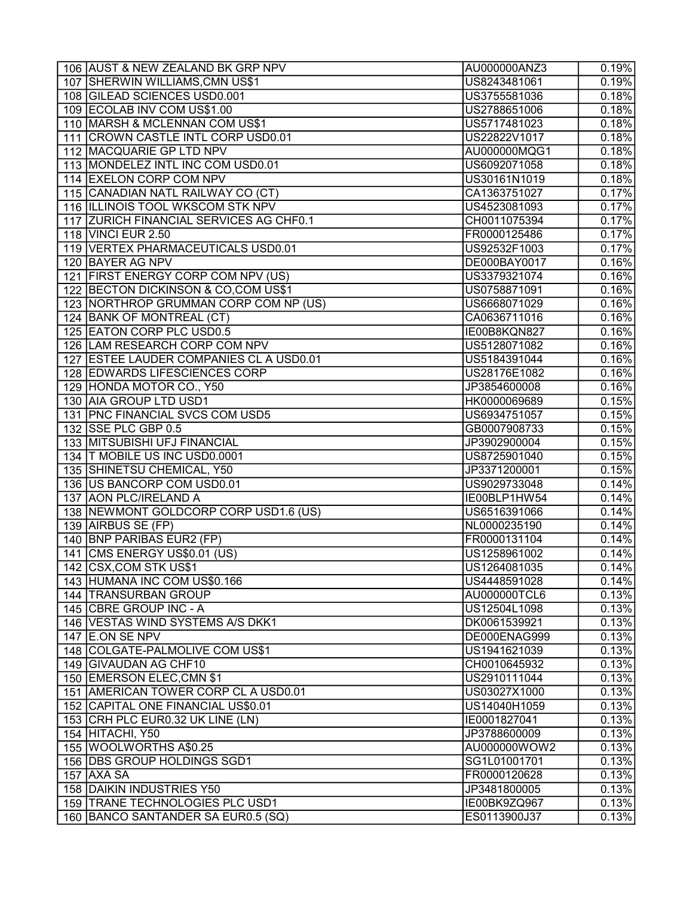| | | | |
|---|---|---|---|
| 106 | AUST & NEW ZEALAND BK GRP NPV | AU000000ANZ3 | 0.19% |
| 107 | SHERWIN WILLIAMS,CMN US$1 | US8243481061 | 0.19% |
| 108 | GILEAD SCIENCES USD0.001 | US3755581036 | 0.18% |
| 109 | ECOLAB INV COM US$1.00 | US2788651006 | 0.18% |
| 110 | MARSH & MCLENNAN COM US$1 | US5717481023 | 0.18% |
| 111 | CROWN CASTLE INTL CORP USD0.01 | US22822V1017 | 0.18% |
| 112 | MACQUARIE GP LTD NPV | AU000000MQG1 | 0.18% |
| 113 | MONDELEZ INTL INC COM USD0.01 | US6092071058 | 0.18% |
| 114 | EXELON CORP COM NPV | US30161N1019 | 0.18% |
| 115 | CANADIAN NATL RAILWAY CO (CT) | CA1363751027 | 0.17% |
| 116 | ILLINOIS TOOL WKSCOM STK NPV | US4523081093 | 0.17% |
| 117 | ZURICH FINANCIAL SERVICES AG CHF0.1 | CH0011075394 | 0.17% |
| 118 | VINCI EUR 2.50 | FR0000125486 | 0.17% |
| 119 | VERTEX PHARMACEUTICALS USD0.01 | US92532F1003 | 0.17% |
| 120 | BAYER AG NPV | DE000BAY0017 | 0.16% |
| 121 | FIRST ENERGY CORP COM NPV (US) | US3379321074 | 0.16% |
| 122 | BECTON DICKINSON & CO,COM US$1 | US0758871091 | 0.16% |
| 123 | NORTHROP GRUMMAN CORP COM NP (US) | US6668071029 | 0.16% |
| 124 | BANK OF MONTREAL (CT) | CA0636711016 | 0.16% |
| 125 | EATON CORP PLC USD0.5 | IE00B8KQN827 | 0.16% |
| 126 | LAM RESEARCH CORP COM NPV | US5128071082 | 0.16% |
| 127 | ESTEE LAUDER COMPANIES CL A USD0.01 | US5184391044 | 0.16% |
| 128 | EDWARDS LIFESCIENCES CORP | US28176E1082 | 0.16% |
| 129 | HONDA MOTOR CO., Y50 | JP3854600008 | 0.16% |
| 130 | AIA GROUP LTD USD1 | HK0000069689 | 0.15% |
| 131 | PNC FINANCIAL SVCS COM USD5 | US6934751057 | 0.15% |
| 132 | SSE PLC GBP 0.5 | GB0007908733 | 0.15% |
| 133 | MITSUBISHI UFJ FINANCIAL | JP3902900004 | 0.15% |
| 134 | T MOBILE US INC USD0.0001 | US8725901040 | 0.15% |
| 135 | SHINETSU CHEMICAL, Y50 | JP3371200001 | 0.15% |
| 136 | US BANCORP COM USD0.01 | US9029733048 | 0.14% |
| 137 | AON PLC/IRELAND A | IE00BLP1HW54 | 0.14% |
| 138 | NEWMONT GOLDCORP CORP USD1.6 (US) | US6516391066 | 0.14% |
| 139 | AIRBUS SE (FP) | NL0000235190 | 0.14% |
| 140 | BNP PARIBAS EUR2 (FP) | FR0000131104 | 0.14% |
| 141 | CMS ENERGY US$0.01 (US) | US1258961002 | 0.14% |
| 142 | CSX,COM STK US$1 | US1264081035 | 0.14% |
| 143 | HUMANA INC COM US$0.166 | US4448591028 | 0.14% |
| 144 | TRANSURBAN GROUP | AU000000TCL6 | 0.13% |
| 145 | CBRE GROUP INC - A | US12504L1098 | 0.13% |
| 146 | VESTAS WIND SYSTEMS A/S DKK1 | DK0061539921 | 0.13% |
| 147 | E.ON SE NPV | DE000ENAG999 | 0.13% |
| 148 | COLGATE-PALMOLIVE COM US$1 | US1941621039 | 0.13% |
| 149 | GIVAUDAN AG CHF10 | CH0010645932 | 0.13% |
| 150 | EMERSON ELEC,CMN $1 | US2910111044 | 0.13% |
| 151 | AMERICAN TOWER CORP CL A USD0.01 | US03027X1000 | 0.13% |
| 152 | CAPITAL ONE FINANCIAL US$0.01 | US14040H1059 | 0.13% |
| 153 | CRH PLC EUR0.32 UK LINE (LN) | IE0001827041 | 0.13% |
| 154 | HITACHI, Y50 | JP3788600009 | 0.13% |
| 155 | WOOLWORTHS A$0.25 | AU000000WOW2 | 0.13% |
| 156 | DBS GROUP HOLDINGS SGD1 | SG1L01001701 | 0.13% |
| 157 | AXA SA | FR0000120628 | 0.13% |
| 158 | DAIKIN INDUSTRIES Y50 | JP3481800005 | 0.13% |
| 159 | TRANE TECHNOLOGIES PLC USD1 | IE00BK9ZQ967 | 0.13% |
| 160 | BANCO SANTANDER SA EUR0.5 (SQ) | ES0113900J37 | 0.13% |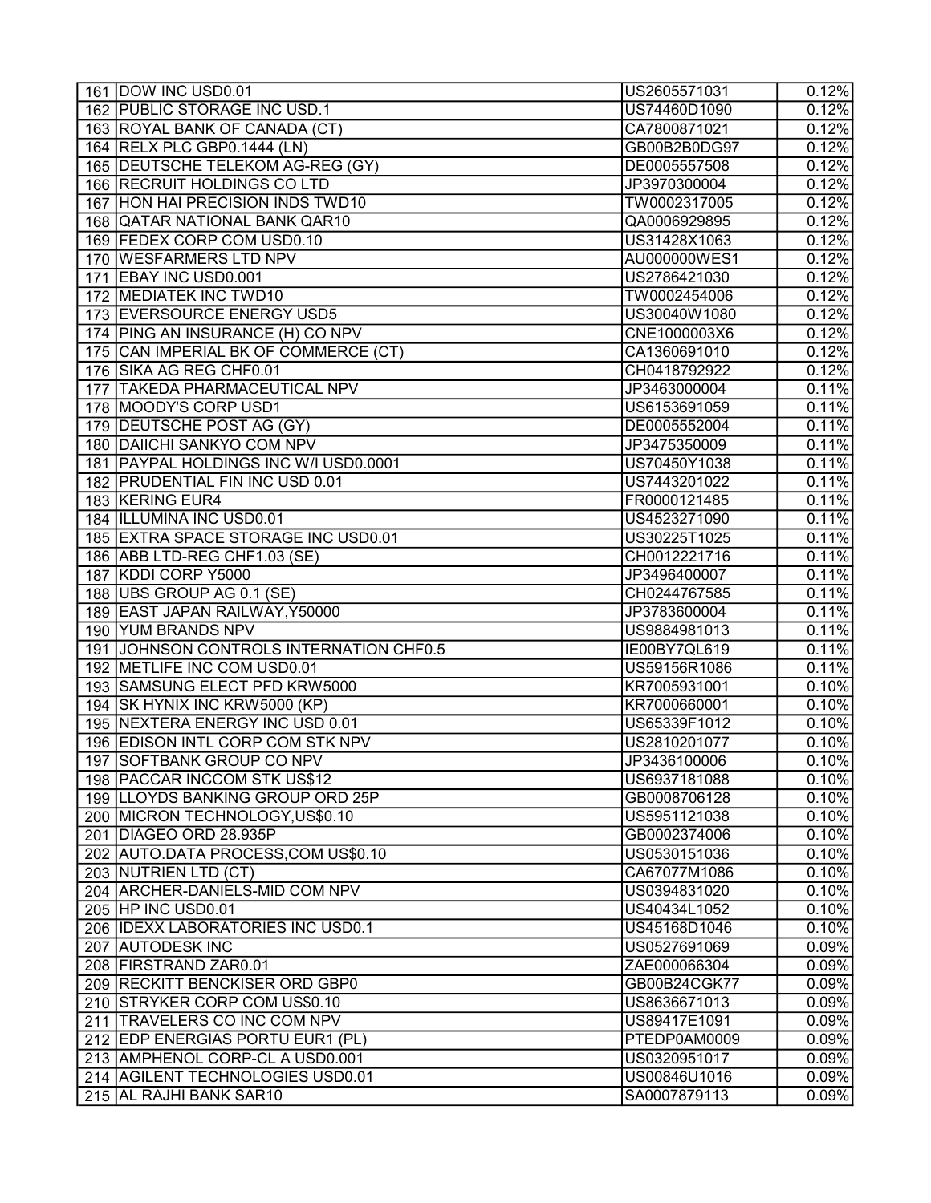| 161 | DOW INC USD0.01 | US2605571031 | 0.12% |
|---|---|---|---|
| 162 | PUBLIC STORAGE INC USD.1 | US74460D1090 | 0.12% |
| 163 | ROYAL BANK OF CANADA (CT) | CA7800871021 | 0.12% |
| 164 | RELX PLC GBP0.1444 (LN) | GB00B2B0DG97 | 0.12% |
| 165 | DEUTSCHE TELEKOM AG-REG (GY) | DE0005557508 | 0.12% |
| 166 | RECRUIT HOLDINGS CO LTD | JP3970300004 | 0.12% |
| 167 | HON HAI PRECISION INDS TWD10 | TW0002317005 | 0.12% |
| 168 | QATAR NATIONAL BANK QAR10 | QA0006929895 | 0.12% |
| 169 | FEDEX CORP COM USD0.10 | US31428X1063 | 0.12% |
| 170 | WESFARMERS LTD NPV | AU000000WES1 | 0.12% |
| 171 | EBAY INC USD0.001 | US2786421030 | 0.12% |
| 172 | MEDIATEK INC TWD10 | TW0002454006 | 0.12% |
| 173 | EVERSOURCE ENERGY USD5 | US30040W1080 | 0.12% |
| 174 | PING AN INSURANCE (H) CO NPV | CNE1000003X6 | 0.12% |
| 175 | CAN IMPERIAL BK OF COMMERCE (CT) | CA1360691010 | 0.12% |
| 176 | SIKA AG REG CHF0.01 | CH0418792922 | 0.12% |
| 177 | TAKEDA PHARMACEUTICAL NPV | JP3463000004 | 0.11% |
| 178 | MOODY'S CORP USD1 | US6153691059 | 0.11% |
| 179 | DEUTSCHE POST AG (GY) | DE0005552004 | 0.11% |
| 180 | DAIICHI SANKYO COM NPV | JP3475350009 | 0.11% |
| 181 | PAYPAL HOLDINGS INC W/I USD0.0001 | US70450Y1038 | 0.11% |
| 182 | PRUDENTIAL FIN INC USD 0.01 | US7443201022 | 0.11% |
| 183 | KERING EUR4 | FR0000121485 | 0.11% |
| 184 | ILLUMINA INC USD0.01 | US4523271090 | 0.11% |
| 185 | EXTRA SPACE STORAGE INC USD0.01 | US30225T1025 | 0.11% |
| 186 | ABB LTD-REG CHF1.03 (SE) | CH0012221716 | 0.11% |
| 187 | KDDI CORP Y5000 | JP3496400007 | 0.11% |
| 188 | UBS GROUP AG 0.1 (SE) | CH0244767585 | 0.11% |
| 189 | EAST JAPAN RAILWAY,Y50000 | JP3783600004 | 0.11% |
| 190 | YUM BRANDS NPV | US9884981013 | 0.11% |
| 191 | JOHNSON CONTROLS INTERNATION CHF0.5 | IE00BY7QL619 | 0.11% |
| 192 | METLIFE INC COM USD0.01 | US59156R1086 | 0.11% |
| 193 | SAMSUNG ELECT PFD KRW5000 | KR7005931001 | 0.10% |
| 194 | SK HYNIX INC KRW5000 (KP) | KR7000660001 | 0.10% |
| 195 | NEXTERA ENERGY INC USD 0.01 | US65339F1012 | 0.10% |
| 196 | EDISON INTL CORP COM STK NPV | US2810201077 | 0.10% |
| 197 | SOFTBANK GROUP CO NPV | JP3436100006 | 0.10% |
| 198 | PACCAR INCCOM STK US$12 | US6937181088 | 0.10% |
| 199 | LLOYDS BANKING GROUP ORD 25P | GB0008706128 | 0.10% |
| 200 | MICRON TECHNOLOGY,US$0.10 | US5951121038 | 0.10% |
| 201 | DIAGEO ORD 28.935P | GB0002374006 | 0.10% |
| 202 | AUTO.DATA PROCESS,COM US$0.10 | US0530151036 | 0.10% |
| 203 | NUTRIEN LTD (CT) | CA67077M1086 | 0.10% |
| 204 | ARCHER-DANIELS-MID COM NPV | US0394831020 | 0.10% |
| 205 | HP INC USD0.01 | US40434L1052 | 0.10% |
| 206 | IDEXX LABORATORIES INC USD0.1 | US45168D1046 | 0.10% |
| 207 | AUTODESK INC | US0527691069 | 0.09% |
| 208 | FIRSTRAND ZAR0.01 | ZAE000066304 | 0.09% |
| 209 | RECKITT BENCKISER ORD GBP0 | GB00B24CGK77 | 0.09% |
| 210 | STRYKER CORP COM US$0.10 | US8636671013 | 0.09% |
| 211 | TRAVELERS CO INC COM NPV | US89417E1091 | 0.09% |
| 212 | EDP ENERGIAS PORTU EUR1 (PL) | PTEDP0AM0009 | 0.09% |
| 213 | AMPHENOL CORP-CL A USD0.001 | US0320951017 | 0.09% |
| 214 | AGILENT TECHNOLOGIES USD0.01 | US00846U1016 | 0.09% |
| 215 | AL RAJHI BANK SAR10 | SA0007879113 | 0.09% |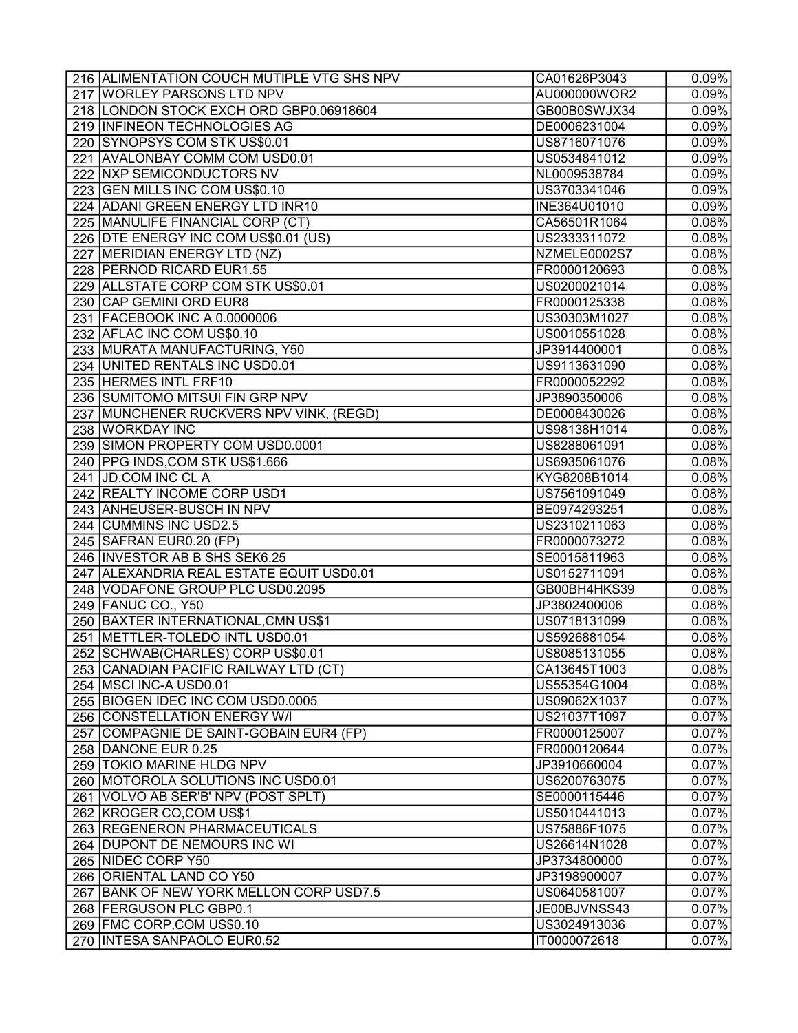| | | | |
|---|---|---|---|
| 216 | ALIMENTATION COUCH MUTIPLE VTG SHS NPV | CA01626P3043 | 0.09% |
| 217 | WORLEY PARSONS LTD NPV | AU000000WOR2 | 0.09% |
| 218 | LONDON STOCK EXCH ORD GBP0.06918604 | GB00B0SWJX34 | 0.09% |
| 219 | INFINEON TECHNOLOGIES AG | DE0006231004 | 0.09% |
| 220 | SYNOPSYS COM STK US$0.01 | US8716071076 | 0.09% |
| 221 | AVALONBAY COMM COM USD0.01 | US0534841012 | 0.09% |
| 222 | NXP SEMICONDUCTORS NV | NL0009538784 | 0.09% |
| 223 | GEN MILLS INC COM US$0.10 | US3703341046 | 0.09% |
| 224 | ADANI GREEN ENERGY LTD INR10 | INE364U01010 | 0.09% |
| 225 | MANULIFE FINANCIAL CORP (CT) | CA56501R1064 | 0.08% |
| 226 | DTE ENERGY INC COM US$0.01 (US) | US2333311072 | 0.08% |
| 227 | MERIDIAN ENERGY LTD (NZ) | NZMELE0002S7 | 0.08% |
| 228 | PERNOD RICARD EUR1.55 | FR0000120693 | 0.08% |
| 229 | ALLSTATE CORP COM STK US$0.01 | US0200021014 | 0.08% |
| 230 | CAP GEMINI ORD EUR8 | FR0000125338 | 0.08% |
| 231 | FACEBOOK INC A 0.0000006 | US30303M1027 | 0.08% |
| 232 | AFLAC INC COM US$0.10 | US0010551028 | 0.08% |
| 233 | MURATA MANUFACTURING, Y50 | JP3914400001 | 0.08% |
| 234 | UNITED RENTALS INC USD0.01 | US9113631090 | 0.08% |
| 235 | HERMES INTL FRF10 | FR0000052292 | 0.08% |
| 236 | SUMITOMO MITSUI FIN GRP NPV | JP3890350006 | 0.08% |
| 237 | MUNCHENER RUCKVERS NPV VINK, (REGD) | DE0008430026 | 0.08% |
| 238 | WORKDAY INC | US98138H1014 | 0.08% |
| 239 | SIMON PROPERTY COM USD0.0001 | US8288061091 | 0.08% |
| 240 | PPG INDS,COM STK US$1.666 | US6935061076 | 0.08% |
| 241 | JD.COM INC CL A | KYG8208B1014 | 0.08% |
| 242 | REALTY INCOME CORP USD1 | US7561091049 | 0.08% |
| 243 | ANHEUSER-BUSCH IN NPV | BE0974293251 | 0.08% |
| 244 | CUMMINS INC USD2.5 | US2310211063 | 0.08% |
| 245 | SAFRAN EUR0.20 (FP) | FR0000073272 | 0.08% |
| 246 | INVESTOR AB B SHS SEK6.25 | SE0015811963 | 0.08% |
| 247 | ALEXANDRIA REAL ESTATE EQUIT USD0.01 | US0152711091 | 0.08% |
| 248 | VODAFONE GROUP PLC USD0.2095 | GB00BH4HKS39 | 0.08% |
| 249 | FANUC CO., Y50 | JP3802400006 | 0.08% |
| 250 | BAXTER INTERNATIONAL,CMN US$1 | US0718131099 | 0.08% |
| 251 | METTLER-TOLEDO INTL USD0.01 | US5926881054 | 0.08% |
| 252 | SCHWAB(CHARLES) CORP US$0.01 | US8085131055 | 0.08% |
| 253 | CANADIAN PACIFIC RAILWAY LTD (CT) | CA13645T1003 | 0.08% |
| 254 | MSCI INC-A USD0.01 | US55354G1004 | 0.08% |
| 255 | BIOGEN IDEC INC COM USD0.0005 | US09062X1037 | 0.07% |
| 256 | CONSTELLATION ENERGY W/I | US21037T1097 | 0.07% |
| 257 | COMPAGNIE DE SAINT-GOBAIN EUR4 (FP) | FR0000125007 | 0.07% |
| 258 | DANONE EUR 0.25 | FR0000120644 | 0.07% |
| 259 | TOKIO MARINE HLDG NPV | JP3910660004 | 0.07% |
| 260 | MOTOROLA SOLUTIONS INC USD0.01 | US6200763075 | 0.07% |
| 261 | VOLVO AB SER'B' NPV (POST SPLT) | SE0000115446 | 0.07% |
| 262 | KROGER CO,COM US$1 | US5010441013 | 0.07% |
| 263 | REGENERON PHARMACEUTICALS | US75886F1075 | 0.07% |
| 264 | DUPONT DE NEMOURS INC WI | US26614N1028 | 0.07% |
| 265 | NIDEC CORP Y50 | JP3734800000 | 0.07% |
| 266 | ORIENTAL LAND CO Y50 | JP3198900007 | 0.07% |
| 267 | BANK OF NEW YORK MELLON CORP USD7.5 | US0640581007 | 0.07% |
| 268 | FERGUSON PLC GBP0.1 | JE00BJVNSS43 | 0.07% |
| 269 | FMC CORP,COM US$0.10 | US3024913036 | 0.07% |
| 270 | INTESA SANPAOLO EUR0.52 | IT0000072618 | 0.07% |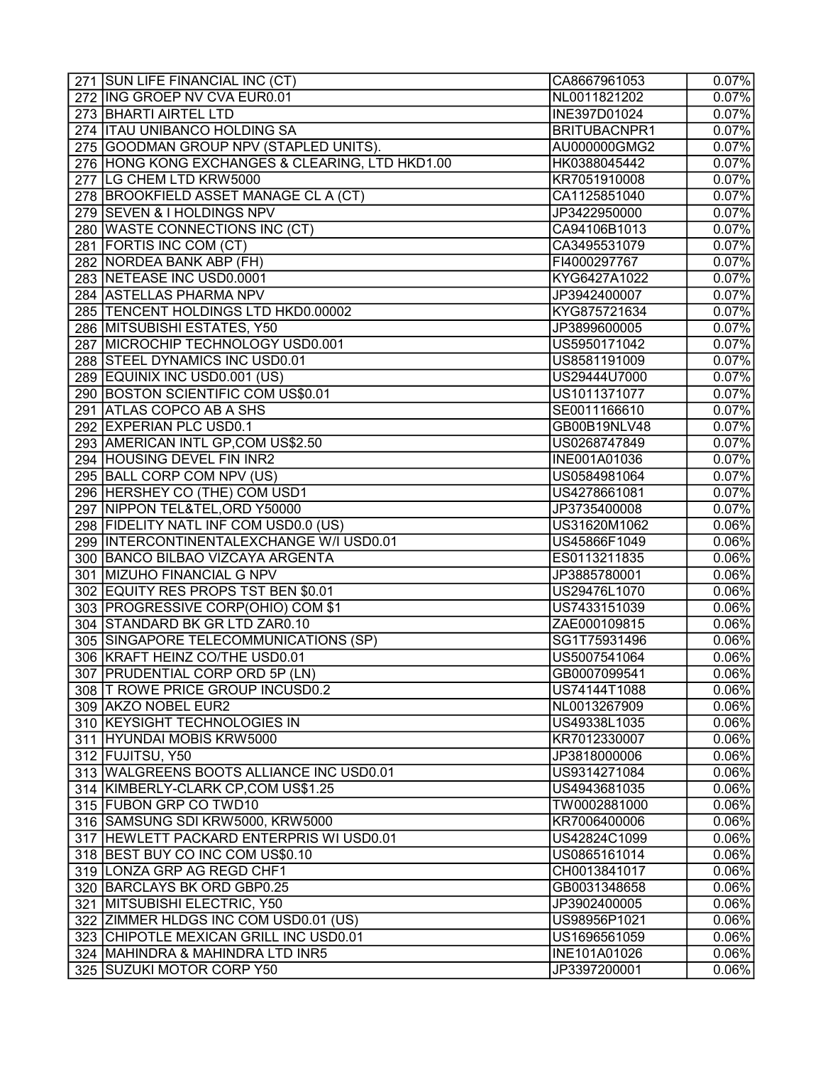| | | | |
|---|---|---|---|
| 271 | SUN LIFE FINANCIAL INC (CT) | CA8667961053 | 0.07% |
| 272 | ING GROEP NV CVA EUR0.01 | NL0011821202 | 0.07% |
| 273 | BHARTI AIRTEL LTD | INE397D01024 | 0.07% |
| 274 | ITAU UNIBANCO HOLDING SA | BRITUBACNPR1 | 0.07% |
| 275 | GOODMAN GROUP NPV (STAPLED UNITS). | AU000000GMG2 | 0.07% |
| 276 | HONG KONG EXCHANGES & CLEARING, LTD HKD1.00 | HK0388045442 | 0.07% |
| 277 | LG CHEM LTD KRW5000 | KR7051910008 | 0.07% |
| 278 | BROOKFIELD ASSET MANAGE CL A (CT) | CA1125851040 | 0.07% |
| 279 | SEVEN & I HOLDINGS NPV | JP3422950000 | 0.07% |
| 280 | WASTE CONNECTIONS INC (CT) | CA94106B1013 | 0.07% |
| 281 | FORTIS INC COM (CT) | CA3495531079 | 0.07% |
| 282 | NORDEA BANK ABP (FH) | FI4000297767 | 0.07% |
| 283 | NETEASE INC USD0.0001 | KYG6427A1022 | 0.07% |
| 284 | ASTELLAS PHARMA NPV | JP3942400007 | 0.07% |
| 285 | TENCENT HOLDINGS LTD HKD0.00002 | KYG875721634 | 0.07% |
| 286 | MITSUBISHI ESTATES, Y50 | JP3899600005 | 0.07% |
| 287 | MICROCHIP TECHNOLOGY USD0.001 | US5950171042 | 0.07% |
| 288 | STEEL DYNAMICS INC USD0.01 | US8581191009 | 0.07% |
| 289 | EQUINIX INC USD0.001 (US) | US29444U7000 | 0.07% |
| 290 | BOSTON SCIENTIFIC COM US$0.01 | US1011371077 | 0.07% |
| 291 | ATLAS COPCO AB A SHS | SE0011166610 | 0.07% |
| 292 | EXPERIAN PLC USD0.1 | GB00B19NLV48 | 0.07% |
| 293 | AMERICAN INTL GP,COM US$2.50 | US0268747849 | 0.07% |
| 294 | HOUSING DEVEL FIN INR2 | INE001A01036 | 0.07% |
| 295 | BALL CORP COM NPV (US) | US0584981064 | 0.07% |
| 296 | HERSHEY CO (THE) COM USD1 | US4278661081 | 0.07% |
| 297 | NIPPON TEL&TEL,ORD Y50000 | JP3735400008 | 0.07% |
| 298 | FIDELITY NATL INF COM USD0.0 (US) | US31620M1062 | 0.06% |
| 299 | INTERCONTINENTALEXCHANGE W/I USD0.01 | US45866F1049 | 0.06% |
| 300 | BANCO BILBAO VIZCAYA ARGENTA | ES0113211835 | 0.06% |
| 301 | MIZUHO FINANCIAL G NPV | JP3885780001 | 0.06% |
| 302 | EQUITY RES PROPS TST BEN $0.01 | US29476L1070 | 0.06% |
| 303 | PROGRESSIVE CORP(OHIO) COM $1 | US7433151039 | 0.06% |
| 304 | STANDARD BK GR LTD ZAR0.10 | ZAE000109815 | 0.06% |
| 305 | SINGAPORE TELECOMMUNICATIONS (SP) | SG1T75931496 | 0.06% |
| 306 | KRAFT HEINZ CO/THE USD0.01 | US5007541064 | 0.06% |
| 307 | PRUDENTIAL CORP ORD 5P (LN) | GB0007099541 | 0.06% |
| 308 | T ROWE PRICE GROUP INCUSD0.2 | US74144T1088 | 0.06% |
| 309 | AKZO NOBEL EUR2 | NL0013267909 | 0.06% |
| 310 | KEYSIGHT TECHNOLOGIES IN | US49338L1035 | 0.06% |
| 311 | HYUNDAI MOBIS KRW5000 | KR7012330007 | 0.06% |
| 312 | FUJITSU, Y50 | JP3818000006 | 0.06% |
| 313 | WALGREENS BOOTS ALLIANCE INC USD0.01 | US9314271084 | 0.06% |
| 314 | KIMBERLY-CLARK CP,COM US$1.25 | US4943681035 | 0.06% |
| 315 | FUBON GRP CO TWD10 | TW0002881000 | 0.06% |
| 316 | SAMSUNG SDI KRW5000, KRW5000 | KR7006400006 | 0.06% |
| 317 | HEWLETT PACKARD ENTERPRIS WI USD0.01 | US42824C1099 | 0.06% |
| 318 | BEST BUY CO INC COM US$0.10 | US0865161014 | 0.06% |
| 319 | LONZA GRP AG REGD CHF1 | CH0013841017 | 0.06% |
| 320 | BARCLAYS BK ORD GBP0.25 | GB0031348658 | 0.06% |
| 321 | MITSUBISHI ELECTRIC, Y50 | JP3902400005 | 0.06% |
| 322 | ZIMMER HLDGS INC COM USD0.01 (US) | US98956P1021 | 0.06% |
| 323 | CHIPOTLE MEXICAN GRILL INC USD0.01 | US1696561059 | 0.06% |
| 324 | MAHINDRA & MAHINDRA LTD INR5 | INE101A01026 | 0.06% |
| 325 | SUZUKI MOTOR CORP Y50 | JP3397200001 | 0.06% |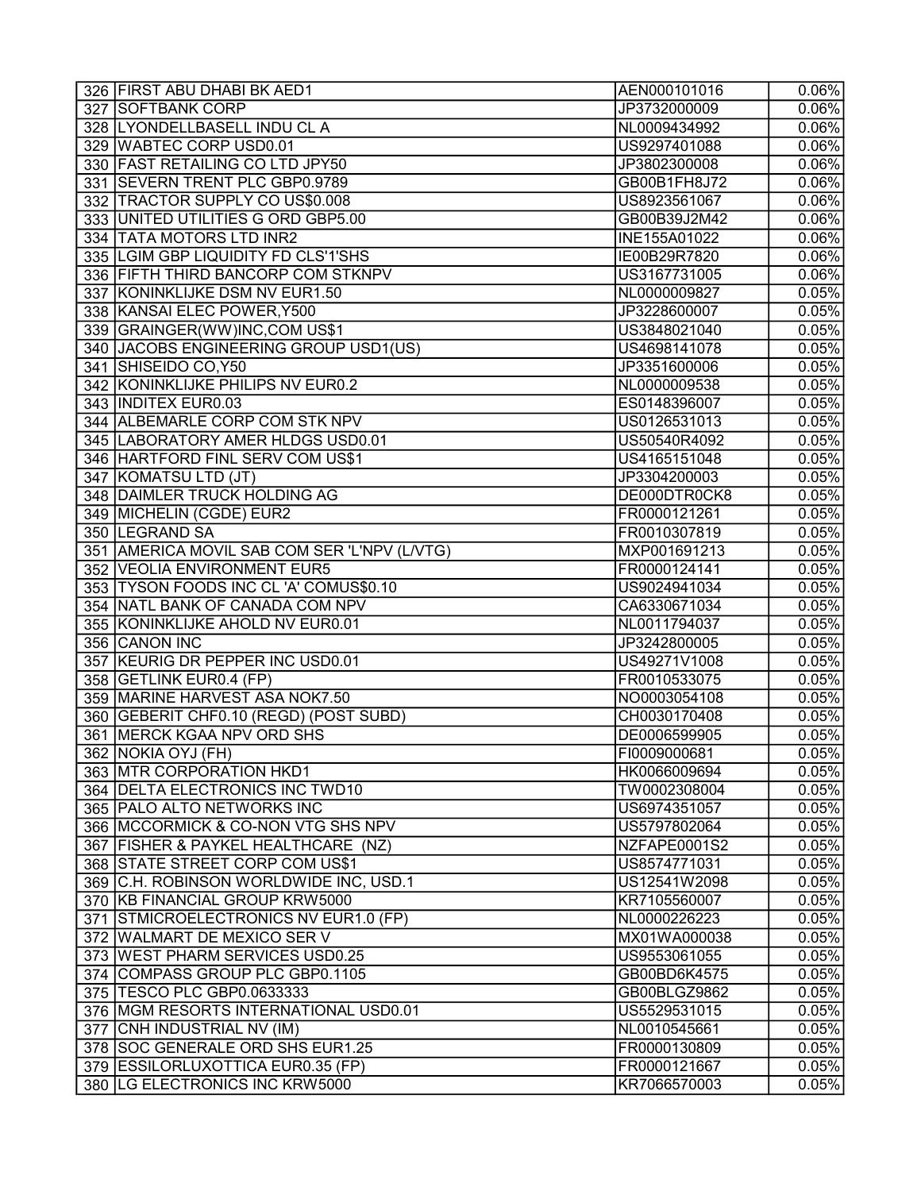| | | | |
|---|---|---|---|
| 326 | FIRST ABU DHABI BK AED1 | AEN000101016 | 0.06% |
| 327 | SOFTBANK CORP | JP3732000009 | 0.06% |
| 328 | LYONDELLBASELL INDU CL A | NL0009434992 | 0.06% |
| 329 | WABTEC CORP USD0.01 | US9297401088 | 0.06% |
| 330 | FAST RETAILING CO LTD JPY50 | JP3802300008 | 0.06% |
| 331 | SEVERN TRENT PLC GBP0.9789 | GB00B1FH8J72 | 0.06% |
| 332 | TRACTOR SUPPLY CO US$0.008 | US8923561067 | 0.06% |
| 333 | UNITED UTILITIES G ORD GBP5.00 | GB00B39J2M42 | 0.06% |
| 334 | TATA MOTORS LTD INR2 | INE155A01022 | 0.06% |
| 335 | LGIM GBP LIQUIDITY FD CLS'1'SHS | IE00B29R7820 | 0.06% |
| 336 | FIFTH THIRD BANCORP COM STKNPV | US3167731005 | 0.06% |
| 337 | KONINKLIJKE DSM NV EUR1.50 | NL0000009827 | 0.05% |
| 338 | KANSAI ELEC POWER,Y500 | JP3228600007 | 0.05% |
| 339 | GRAINGER(WW)INC,COM US$1 | US3848021040 | 0.05% |
| 340 | JACOBS ENGINEERING GROUP USD1(US) | US4698141078 | 0.05% |
| 341 | SHISEIDO CO,Y50 | JP3351600006 | 0.05% |
| 342 | KONINKLIJKE PHILIPS NV EUR0.2 | NL0000009538 | 0.05% |
| 343 | INDITEX EUR0.03 | ES0148396007 | 0.05% |
| 344 | ALBEMARLE CORP COM STK NPV | US0126531013 | 0.05% |
| 345 | LABORATORY AMER HLDGS USD0.01 | US50540R4092 | 0.05% |
| 346 | HARTFORD FINL SERV COM US$1 | US4165151048 | 0.05% |
| 347 | KOMATSU LTD (JT) | JP3304200003 | 0.05% |
| 348 | DAIMLER TRUCK HOLDING AG | DE000DTR0CK8 | 0.05% |
| 349 | MICHELIN (CGDE) EUR2 | FR0000121261 | 0.05% |
| 350 | LEGRAND SA | FR0010307819 | 0.05% |
| 351 | AMERICA MOVIL SAB COM SER 'L'NPV (L/VTG) | MXP001691213 | 0.05% |
| 352 | VEOLIA ENVIRONMENT EUR5 | FR0000124141 | 0.05% |
| 353 | TYSON FOODS INC CL 'A' COMUS$0.10 | US9024941034 | 0.05% |
| 354 | NATL BANK OF CANADA COM NPV | CA6330671034 | 0.05% |
| 355 | KONINKLIJKE AHOLD NV EUR0.01 | NL0011794037 | 0.05% |
| 356 | CANON INC | JP3242800005 | 0.05% |
| 357 | KEURIG DR PEPPER INC USD0.01 | US49271V1008 | 0.05% |
| 358 | GETLINK EUR0.4 (FP) | FR0010533075 | 0.05% |
| 359 | MARINE HARVEST ASA NOK7.50 | NO0003054108 | 0.05% |
| 360 | GEBERIT CHF0.10 (REGD) (POST SUBD) | CH0030170408 | 0.05% |
| 361 | MERCK KGAA NPV ORD SHS | DE0006599905 | 0.05% |
| 362 | NOKIA OYJ (FH) | FI0009000681 | 0.05% |
| 363 | MTR CORPORATION HKD1 | HK0066009694 | 0.05% |
| 364 | DELTA ELECTRONICS INC TWD10 | TW0002308004 | 0.05% |
| 365 | PALO ALTO NETWORKS INC | US6974351057 | 0.05% |
| 366 | MCCORMICK & CO-NON VTG SHS NPV | US5797802064 | 0.05% |
| 367 | FISHER & PAYKEL HEALTHCARE (NZ) | NZFAPE0001S2 | 0.05% |
| 368 | STATE STREET CORP COM US$1 | US8574771031 | 0.05% |
| 369 | C.H. ROBINSON WORLDWIDE INC, USD.1 | US12541W2098 | 0.05% |
| 370 | KB FINANCIAL GROUP KRW5000 | KR7105560007 | 0.05% |
| 371 | STMICROELECTRONICS NV EUR1.0 (FP) | NL0000226223 | 0.05% |
| 372 | WALMART DE MEXICO SER V | MX01WA000038 | 0.05% |
| 373 | WEST PHARM SERVICES USD0.25 | US9553061055 | 0.05% |
| 374 | COMPASS GROUP PLC GBP0.1105 | GB00BD6K4575 | 0.05% |
| 375 | TESCO PLC GBP0.0633333 | GB00BLGZ9862 | 0.05% |
| 376 | MGM RESORTS INTERNATIONAL USD0.01 | US5529531015 | 0.05% |
| 377 | CNH INDUSTRIAL NV (IM) | NL0010545661 | 0.05% |
| 378 | SOC GENERALE ORD SHS EUR1.25 | FR0000130809 | 0.05% |
| 379 | ESSILORLUXOTTICA EUR0.35 (FP) | FR0000121667 | 0.05% |
| 380 | LG ELECTRONICS INC KRW5000 | KR7066570003 | 0.05% |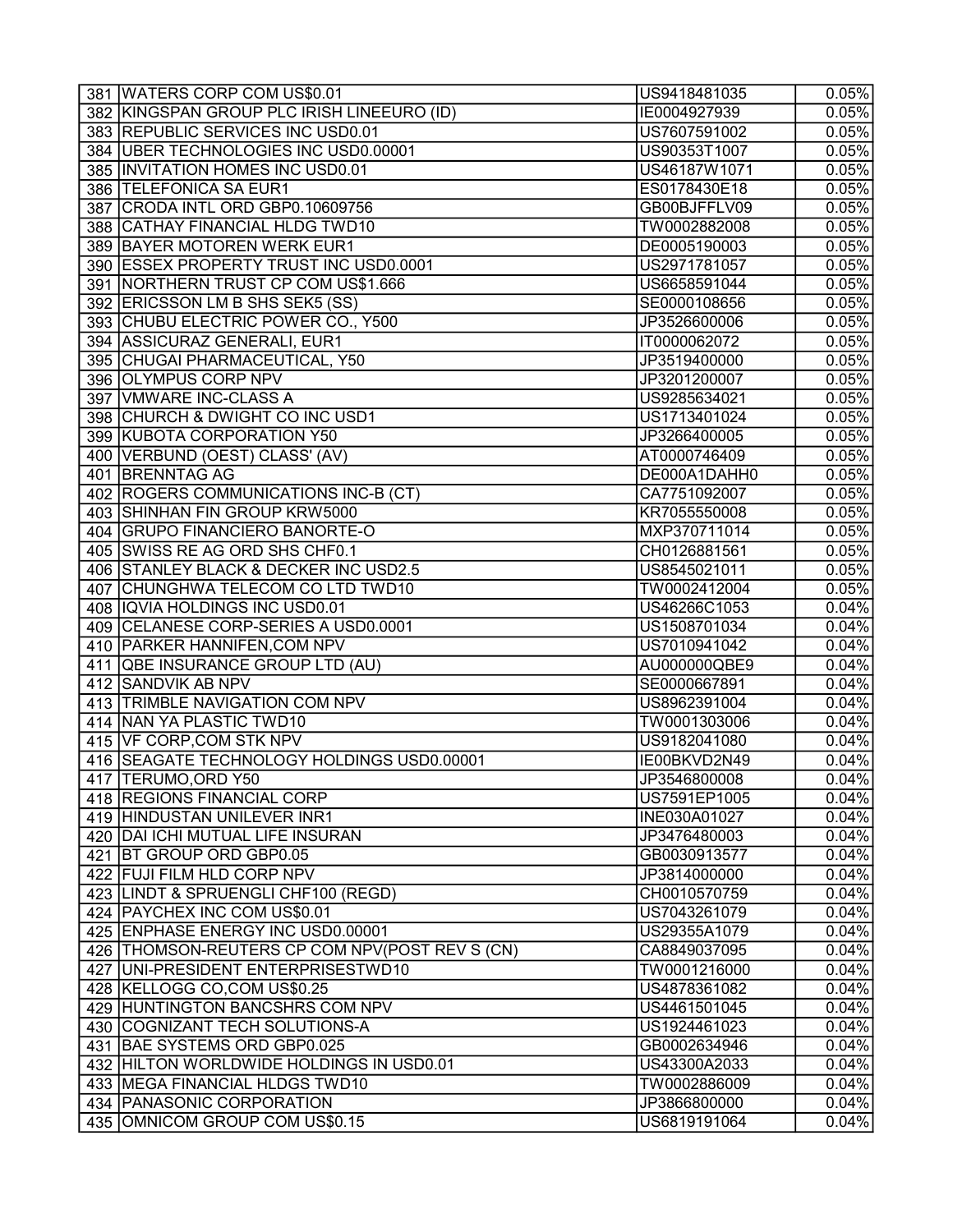| | | | |
|---|---|---|---|
| 381 | WATERS CORP COM US$0.01 | US9418481035 | 0.05% |
| 382 | KINGSPAN GROUP PLC IRISH LINEEURO (ID) | IE0004927939 | 0.05% |
| 383 | REPUBLIC SERVICES INC USD0.01 | US7607591002 | 0.05% |
| 384 | UBER TECHNOLOGIES INC USD0.00001 | US90353T1007 | 0.05% |
| 385 | INVITATION HOMES INC USD0.01 | US46187W1071 | 0.05% |
| 386 | TELEFONICA SA EUR1 | ES0178430E18 | 0.05% |
| 387 | CRODA INTL ORD GBP0.10609756 | GB00BJFFLV09 | 0.05% |
| 388 | CATHAY FINANCIAL HLDG TWD10 | TW0002882008 | 0.05% |
| 389 | BAYER MOTOREN WERK EUR1 | DE0005190003 | 0.05% |
| 390 | ESSEX PROPERTY TRUST INC USD0.0001 | US2971781057 | 0.05% |
| 391 | NORTHERN TRUST CP COM US$1.666 | US6658591044 | 0.05% |
| 392 | ERICSSON LM B SHS SEK5 (SS) | SE0000108656 | 0.05% |
| 393 | CHUBU ELECTRIC POWER CO., Y500 | JP3526600006 | 0.05% |
| 394 | ASSICURAZ GENERALI, EUR1 | IT0000062072 | 0.05% |
| 395 | CHUGAI PHARMACEUTICAL, Y50 | JP3519400000 | 0.05% |
| 396 | OLYMPUS CORP NPV | JP3201200007 | 0.05% |
| 397 | VMWARE INC-CLASS A | US9285634021 | 0.05% |
| 398 | CHURCH & DWIGHT CO INC USD1 | US1713401024 | 0.05% |
| 399 | KUBOTA CORPORATION Y50 | JP3266400005 | 0.05% |
| 400 | VERBUND (OEST) CLASS' (AV) | AT0000746409 | 0.05% |
| 401 | BRENNTAG AG | DE000A1DAHH0 | 0.05% |
| 402 | ROGERS COMMUNICATIONS INC-B (CT) | CA7751092007 | 0.05% |
| 403 | SHINHAN FIN GROUP KRW5000 | KR7055550008 | 0.05% |
| 404 | GRUPO FINANCIERO BANORTE-O | MXP370711014 | 0.05% |
| 405 | SWISS RE AG ORD SHS CHF0.1 | CH0126881561 | 0.05% |
| 406 | STANLEY BLACK & DECKER INC USD2.5 | US8545021011 | 0.05% |
| 407 | CHUNGHWA TELECOM CO LTD TWD10 | TW0002412004 | 0.05% |
| 408 | IQVIA HOLDINGS INC USD0.01 | US46266C1053 | 0.04% |
| 409 | CELANESE CORP-SERIES A USD0.0001 | US1508701034 | 0.04% |
| 410 | PARKER HANNIFEN,COM NPV | US7010941042 | 0.04% |
| 411 | QBE INSURANCE GROUP LTD (AU) | AU000000QBE9 | 0.04% |
| 412 | SANDVIK AB NPV | SE0000667891 | 0.04% |
| 413 | TRIMBLE NAVIGATION COM NPV | US8962391004 | 0.04% |
| 414 | NAN YA PLASTIC TWD10 | TW0001303006 | 0.04% |
| 415 | VF CORP,COM STK NPV | US9182041080 | 0.04% |
| 416 | SEAGATE TECHNOLOGY HOLDINGS USD0.00001 | IE00BKVD2N49 | 0.04% |
| 417 | TERUMO,ORD Y50 | JP3546800008 | 0.04% |
| 418 | REGIONS FINANCIAL CORP | US7591EP1005 | 0.04% |
| 419 | HINDUSTAN UNILEVER INR1 | INE030A01027 | 0.04% |
| 420 | DAI ICHI MUTUAL LIFE INSURAN | JP3476480003 | 0.04% |
| 421 | BT GROUP ORD GBP0.05 | GB0030913577 | 0.04% |
| 422 | FUJI FILM HLD CORP NPV | JP3814000000 | 0.04% |
| 423 | LINDT & SPRUENGLI CHF100 (REGD) | CH0010570759 | 0.04% |
| 424 | PAYCHEX INC COM US$0.01 | US7043261079 | 0.04% |
| 425 | ENPHASE ENERGY INC USD0.00001 | US29355A1079 | 0.04% |
| 426 | THOMSON-REUTERS CP COM NPV(POST REV S (CN) | CA8849037095 | 0.04% |
| 427 | UNI-PRESIDENT ENTERPRISESTWD10 | TW0001216000 | 0.04% |
| 428 | KELLOGG CO,COM US$0.25 | US4878361082 | 0.04% |
| 429 | HUNTINGTON BANCSHRS COM NPV | US4461501045 | 0.04% |
| 430 | COGNIZANT TECH SOLUTIONS-A | US1924461023 | 0.04% |
| 431 | BAE SYSTEMS ORD GBP0.025 | GB0002634946 | 0.04% |
| 432 | HILTON WORLDWIDE HOLDINGS IN USD0.01 | US43300A2033 | 0.04% |
| 433 | MEGA FINANCIAL HLDGS TWD10 | TW0002886009 | 0.04% |
| 434 | PANASONIC CORPORATION | JP3866800000 | 0.04% |
| 435 | OMNICOM GROUP COM US$0.15 | US6819191064 | 0.04% |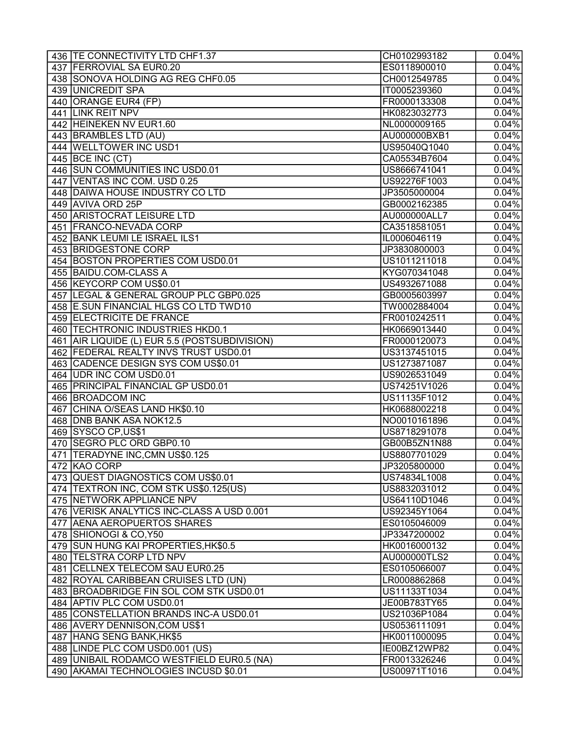| | | | |
|---|---|---|---|
| 436 | TE CONNECTIVITY LTD CHF1.37 | CH0102993182 | 0.04% |
| 437 | FERROVIAL SA EUR0.20 | ES0118900010 | 0.04% |
| 438 | SONOVA HOLDING AG REG CHF0.05 | CH0012549785 | 0.04% |
| 439 | UNICREDIT SPA | IT0005239360 | 0.04% |
| 440 | ORANGE EUR4 (FP) | FR0000133308 | 0.04% |
| 441 | LINK REIT NPV | HK0823032773 | 0.04% |
| 442 | HEINEKEN NV EUR1.60 | NL0000009165 | 0.04% |
| 443 | BRAMBLES LTD (AU) | AU000000BXB1 | 0.04% |
| 444 | WELLTOWER INC USD1 | US95040Q1040 | 0.04% |
| 445 | BCE INC (CT) | CA05534B7604 | 0.04% |
| 446 | SUN COMMUNITIES INC USD0.01 | US8666741041 | 0.04% |
| 447 | VENTAS INC COM. USD 0.25 | US92276F1003 | 0.04% |
| 448 | DAIWA HOUSE INDUSTRY CO LTD | JP3505000004 | 0.04% |
| 449 | AVIVA ORD 25P | GB0002162385 | 0.04% |
| 450 | ARISTOCRAT LEISURE LTD | AU000000ALL7 | 0.04% |
| 451 | FRANCO-NEVADA CORP | CA3518581051 | 0.04% |
| 452 | BANK LEUMI LE ISRAEL ILS1 | IL0006046119 | 0.04% |
| 453 | BRIDGESTONE CORP | JP3830800003 | 0.04% |
| 454 | BOSTON PROPERTIES COM USD0.01 | US1011211018 | 0.04% |
| 455 | BAIDU.COM-CLASS A | KYG070341048 | 0.04% |
| 456 | KEYCORP COM US$0.01 | US4932671088 | 0.04% |
| 457 | LEGAL & GENERAL GROUP PLC GBP0.025 | GB0005603997 | 0.04% |
| 458 | E.SUN FINANCIAL HLGS CO LTD TWD10 | TW0002884004 | 0.04% |
| 459 | ELECTRICITE DE FRANCE | FR0010242511 | 0.04% |
| 460 | TECHTRONIC INDUSTRIES HKD0.1 | HK0669013440 | 0.04% |
| 461 | AIR LIQUIDE (L) EUR 5.5 (POSTSUBDIVISION) | FR0000120073 | 0.04% |
| 462 | FEDERAL REALTY INVS TRUST USD0.01 | US3137451015 | 0.04% |
| 463 | CADENCE DESIGN SYS COM US$0.01 | US1273871087 | 0.04% |
| 464 | UDR INC COM USD0.01 | US9026531049 | 0.04% |
| 465 | PRINCIPAL FINANCIAL GP USD0.01 | US74251V1026 | 0.04% |
| 466 | BROADCOM INC | US11135F1012 | 0.04% |
| 467 | CHINA O/SEAS LAND HK$0.10 | HK0688002218 | 0.04% |
| 468 | DNB BANK ASA NOK12.5 | NO0010161896 | 0.04% |
| 469 | SYSCO CP,US$1 | US8718291078 | 0.04% |
| 470 | SEGRO PLC ORD GBP0.10 | GB00B5ZN1N88 | 0.04% |
| 471 | TERADYNE INC,CMN US$0.125 | US8807701029 | 0.04% |
| 472 | KAO CORP | JP3205800000 | 0.04% |
| 473 | QUEST DIAGNOSTICS COM US$0.01 | US74834L1008 | 0.04% |
| 474 | TEXTRON INC, COM STK US$0.125(US) | US8832031012 | 0.04% |
| 475 | NETWORK APPLIANCE NPV | US64110D1046 | 0.04% |
| 476 | VERISK ANALYTICS INC-CLASS A USD 0.001 | US92345Y1064 | 0.04% |
| 477 | AENA AEROPUERTOS SHARES | ES0105046009 | 0.04% |
| 478 | SHIONOGI & CO,Y50 | JP3347200002 | 0.04% |
| 479 | SUN HUNG KAI PROPERTIES,HK$0.5 | HK0016000132 | 0.04% |
| 480 | TELSTRA CORP LTD NPV | AU000000TLS2 | 0.04% |
| 481 | CELLNEX TELECOM SAU EUR0.25 | ES0105066007 | 0.04% |
| 482 | ROYAL CARIBBEAN CRUISES LTD (UN) | LR0008862868 | 0.04% |
| 483 | BROADBRIDGE FIN SOL COM STK USD0.01 | US11133T1034 | 0.04% |
| 484 | APTIV PLC COM USD0.01 | JE00B783TY65 | 0.04% |
| 485 | CONSTELLATION BRANDS INC-A USD0.01 | US21036P1084 | 0.04% |
| 486 | AVERY DENNISON,COM US$1 | US0536111091 | 0.04% |
| 487 | HANG SENG BANK,HK$5 | HK0011000095 | 0.04% |
| 488 | LINDE PLC COM USD0.001 (US) | IE00BZ12WP82 | 0.04% |
| 489 | UNIBAIL RODAMCO WESTFIELD EUR0.5 (NA) | FR0013326246 | 0.04% |
| 490 | AKAMAI TECHNOLOGIES INCUSD $0.01 | US00971T1016 | 0.04% |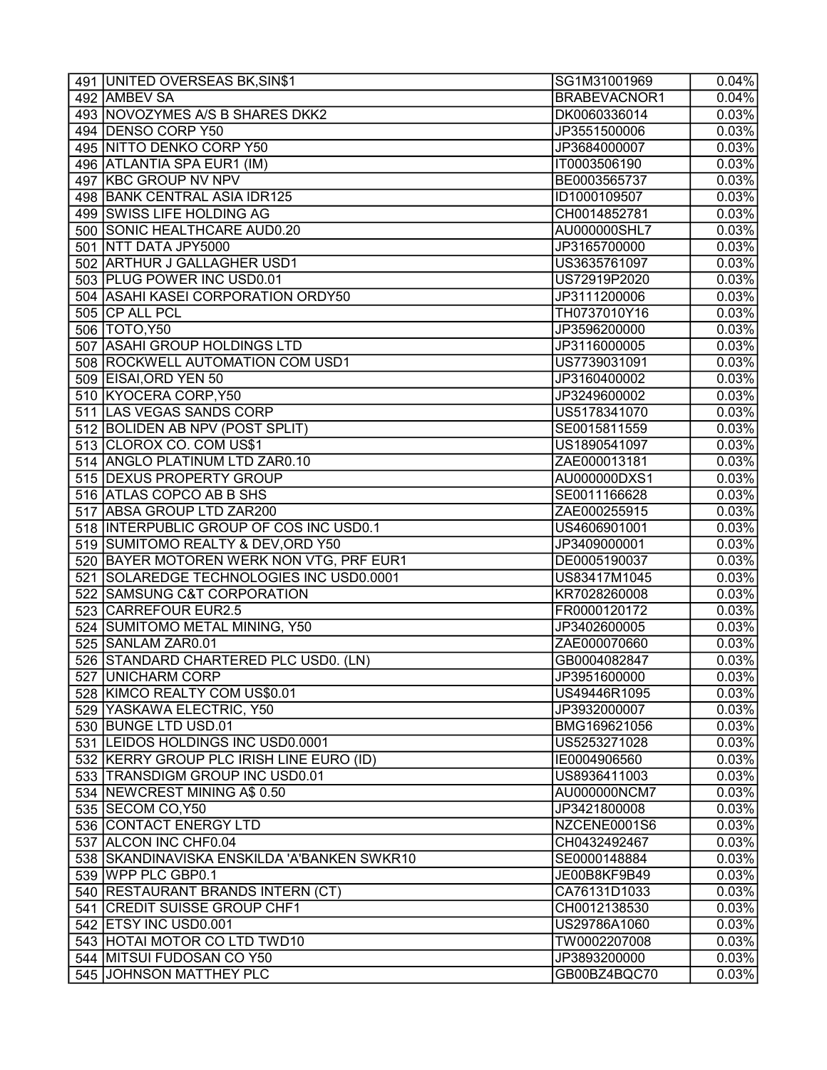| 491 | UNITED OVERSEAS BK,SIN$1 | SG1M31001969 | 0.04% |
|---|---|---|---|
| 492 | AMBEV SA | BRABEVACNOR1 | 0.04% |
| 493 | NOVOZYMES A/S B SHARES DKK2 | DK0060336014 | 0.03% |
| 494 | DENSO CORP Y50 | JP3551500006 | 0.03% |
| 495 | NITTO DENKO CORP Y50 | JP3684000007 | 0.03% |
| 496 | ATLANTIA SPA EUR1 (IM) | IT0003506190 | 0.03% |
| 497 | KBC GROUP NV NPV | BE0003565737 | 0.03% |
| 498 | BANK CENTRAL ASIA IDR125 | ID1000109507 | 0.03% |
| 499 | SWISS LIFE HOLDING AG | CH0014852781 | 0.03% |
| 500 | SONIC HEALTHCARE AUD0.20 | AU000000SHL7 | 0.03% |
| 501 | NTT DATA JPY5000 | JP3165700000 | 0.03% |
| 502 | ARTHUR J GALLAGHER USD1 | US3635761097 | 0.03% |
| 503 | PLUG POWER INC USD0.01 | US72919P2020 | 0.03% |
| 504 | ASAHI KASEI CORPORATION ORDY50 | JP3111200006 | 0.03% |
| 505 | CP ALL PCL | TH0737010Y16 | 0.03% |
| 506 | TOTO,Y50 | JP3596200000 | 0.03% |
| 507 | ASAHI GROUP HOLDINGS LTD | JP3116000005 | 0.03% |
| 508 | ROCKWELL AUTOMATION COM USD1 | US7739031091 | 0.03% |
| 509 | EISAI,ORD YEN 50 | JP3160400002 | 0.03% |
| 510 | KYOCERA CORP,Y50 | JP3249600002 | 0.03% |
| 511 | LAS VEGAS SANDS CORP | US5178341070 | 0.03% |
| 512 | BOLIDEN AB NPV (POST SPLIT) | SE0015811559 | 0.03% |
| 513 | CLOROX CO. COM US$1 | US1890541097 | 0.03% |
| 514 | ANGLO PLATINUM LTD ZAR0.10 | ZAE000013181 | 0.03% |
| 515 | DEXUS PROPERTY GROUP | AU000000DXS1 | 0.03% |
| 516 | ATLAS COPCO AB B SHS | SE0011166628 | 0.03% |
| 517 | ABSA GROUP LTD ZAR200 | ZAE000255915 | 0.03% |
| 518 | INTERPUBLIC GROUP OF COS INC USD0.1 | US4606901001 | 0.03% |
| 519 | SUMITOMO REALTY & DEV,ORD Y50 | JP3409000001 | 0.03% |
| 520 | BAYER MOTOREN WERK NON VTG, PRF EUR1 | DE0005190037 | 0.03% |
| 521 | SOLAREDGE TECHNOLOGIES INC USD0.0001 | US83417M1045 | 0.03% |
| 522 | SAMSUNG C&T CORPORATION | KR7028260008 | 0.03% |
| 523 | CARREFOUR EUR2.5 | FR0000120172 | 0.03% |
| 524 | SUMITOMO METAL MINING, Y50 | JP3402600005 | 0.03% |
| 525 | SANLAM ZAR0.01 | ZAE000070660 | 0.03% |
| 526 | STANDARD CHARTERED PLC USD0. (LN) | GB0004082847 | 0.03% |
| 527 | UNICHARM CORP | JP3951600000 | 0.03% |
| 528 | KIMCO REALTY COM US$0.01 | US49446R1095 | 0.03% |
| 529 | YASKAWA ELECTRIC, Y50 | JP3932000007 | 0.03% |
| 530 | BUNGE LTD USD.01 | BMG169621056 | 0.03% |
| 531 | LEIDOS HOLDINGS INC USD0.0001 | US5253271028 | 0.03% |
| 532 | KERRY GROUP PLC IRISH LINE EURO (ID) | IE0004906560 | 0.03% |
| 533 | TRANSDIGM GROUP INC USD0.01 | US8936411003 | 0.03% |
| 534 | NEWCREST MINING A$ 0.50 | AU000000NCM7 | 0.03% |
| 535 | SECOM CO,Y50 | JP3421800008 | 0.03% |
| 536 | CONTACT ENERGY LTD | NZCENE0001S6 | 0.03% |
| 537 | ALCON INC CHF0.04 | CH0432492467 | 0.03% |
| 538 | SKANDINAVISKA ENSKILDA 'A'BANKEN SWKR10 | SE0000148884 | 0.03% |
| 539 | WPP PLC GBP0.1 | JE00B8KF9B49 | 0.03% |
| 540 | RESTAURANT BRANDS INTERN (CT) | CA76131D1033 | 0.03% |
| 541 | CREDIT SUISSE GROUP CHF1 | CH0012138530 | 0.03% |
| 542 | ETSY INC USD0.001 | US29786A1060 | 0.03% |
| 543 | HOTAI MOTOR CO LTD TWD10 | TW0002207008 | 0.03% |
| 544 | MITSUI FUDOSAN CO Y50 | JP3893200000 | 0.03% |
| 545 | JOHNSON MATTHEY PLC | GB00BZ4BQC70 | 0.03% |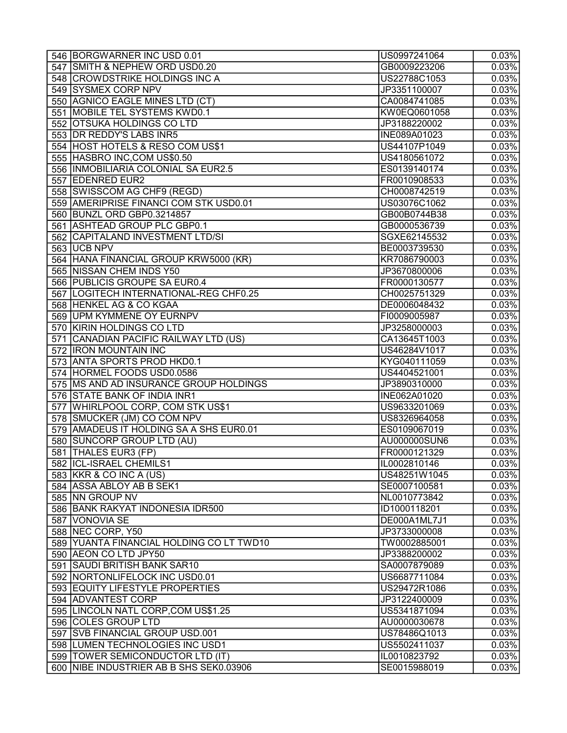| | | | |
|---|---|---|---|
| 546 | BORGWARNER INC USD 0.01 | US0997241064 | 0.03% |
| 547 | SMITH & NEPHEW ORD USD0.20 | GB0009223206 | 0.03% |
| 548 | CROWDSTRIKE HOLDINGS INC A | US22788C1053 | 0.03% |
| 549 | SYSMEX CORP NPV | JP3351100007 | 0.03% |
| 550 | AGNICO EAGLE MINES LTD (CT) | CA0084741085 | 0.03% |
| 551 | MOBILE TEL SYSTEMS KWD0.1 | KW0EQ0601058 | 0.03% |
| 552 | OTSUKA HOLDINGS CO LTD | JP3188220002 | 0.03% |
| 553 | DR REDDY'S LABS INR5 | INE089A01023 | 0.03% |
| 554 | HOST HOTELS & RESO COM US$1 | US44107P1049 | 0.03% |
| 555 | HASBRO INC,COM US$0.50 | US4180561072 | 0.03% |
| 556 | INMOBILIARIA COLONIAL SA EUR2.5 | ES0139140174 | 0.03% |
| 557 | EDENRED EUR2 | FR0010908533 | 0.03% |
| 558 | SWISSCOM AG CHF9 (REGD) | CH0008742519 | 0.03% |
| 559 | AMERIPRISE FINANCI COM STK USD0.01 | US03076C1062 | 0.03% |
| 560 | BUNZL ORD GBP0.3214857 | GB00B0744B38 | 0.03% |
| 561 | ASHTEAD GROUP PLC GBP0.1 | GB0000536739 | 0.03% |
| 562 | CAPITALAND INVESTMENT LTD/SI | SGXE62145532 | 0.03% |
| 563 | UCB NPV | BE0003739530 | 0.03% |
| 564 | HANA FINANCIAL GROUP KRW5000 (KR) | KR7086790003 | 0.03% |
| 565 | NISSAN CHEM INDS Y50 | JP3670800006 | 0.03% |
| 566 | PUBLICIS GROUPE SA EUR0.4 | FR0000130577 | 0.03% |
| 567 | LOGITECH INTERNATIONAL-REG CHF0.25 | CH0025751329 | 0.03% |
| 568 | HENKEL AG & CO KGAA | DE0006048432 | 0.03% |
| 569 | UPM KYMMENE OY EURNPV | FI0009005987 | 0.03% |
| 570 | KIRIN HOLDINGS CO LTD | JP3258000003 | 0.03% |
| 571 | CANADIAN PACIFIC RAILWAY LTD (US) | CA13645T1003 | 0.03% |
| 572 | IRON MOUNTAIN INC | US46284V1017 | 0.03% |
| 573 | ANTA SPORTS PROD HKD0.1 | KYG040111059 | 0.03% |
| 574 | HORMEL FOODS USD0.0586 | US4404521001 | 0.03% |
| 575 | MS AND AD INSURANCE GROUP HOLDINGS | JP3890310000 | 0.03% |
| 576 | STATE BANK OF INDIA INR1 | INE062A01020 | 0.03% |
| 577 | WHIRLPOOL CORP, COM STK US$1 | US9633201069 | 0.03% |
| 578 | SMUCKER (JM) CO COM NPV | US8326964058 | 0.03% |
| 579 | AMADEUS IT HOLDING SA A SHS EUR0.01 | ES0109067019 | 0.03% |
| 580 | SUNCORP GROUP LTD (AU) | AU000000SUN6 | 0.03% |
| 581 | THALES EUR3 (FP) | FR0000121329 | 0.03% |
| 582 | ICL-ISRAEL CHEMILS1 | IL0002810146 | 0.03% |
| 583 | KKR & CO INC A (US) | US48251W1045 | 0.03% |
| 584 | ASSA ABLOY AB B SEK1 | SE0007100581 | 0.03% |
| 585 | NN GROUP NV | NL0010773842 | 0.03% |
| 586 | BANK RAKYAT INDONESIA IDR500 | ID1000118201 | 0.03% |
| 587 | VONOVIA SE | DE000A1ML7J1 | 0.03% |
| 588 | NEC CORP, Y50 | JP3733000008 | 0.03% |
| 589 | YUANTA FINANCIAL HOLDING CO LT TWD10 | TW0002885001 | 0.03% |
| 590 | AEON CO LTD JPY50 | JP3388200002 | 0.03% |
| 591 | SAUDI BRITISH BANK SAR10 | SA0007879089 | 0.03% |
| 592 | NORTONLIFELOCK INC USD0.01 | US6687711084 | 0.03% |
| 593 | EQUITY LIFESTYLE PROPERTIES | US29472R1086 | 0.03% |
| 594 | ADVANTEST CORP | JP3122400009 | 0.03% |
| 595 | LINCOLN NATL CORP,COM US$1.25 | US5341871094 | 0.03% |
| 596 | COLES GROUP LTD | AU0000030678 | 0.03% |
| 597 | SVB FINANCIAL GROUP USD.001 | US78486Q1013 | 0.03% |
| 598 | LUMEN TECHNOLOGIES INC USD1 | US5502411037 | 0.03% |
| 599 | TOWER SEMICONDUCTOR LTD (IT) | IL0010823792 | 0.03% |
| 600 | NIBE INDUSTRIER AB B SHS SEK0.03906 | SE0015988019 | 0.03% |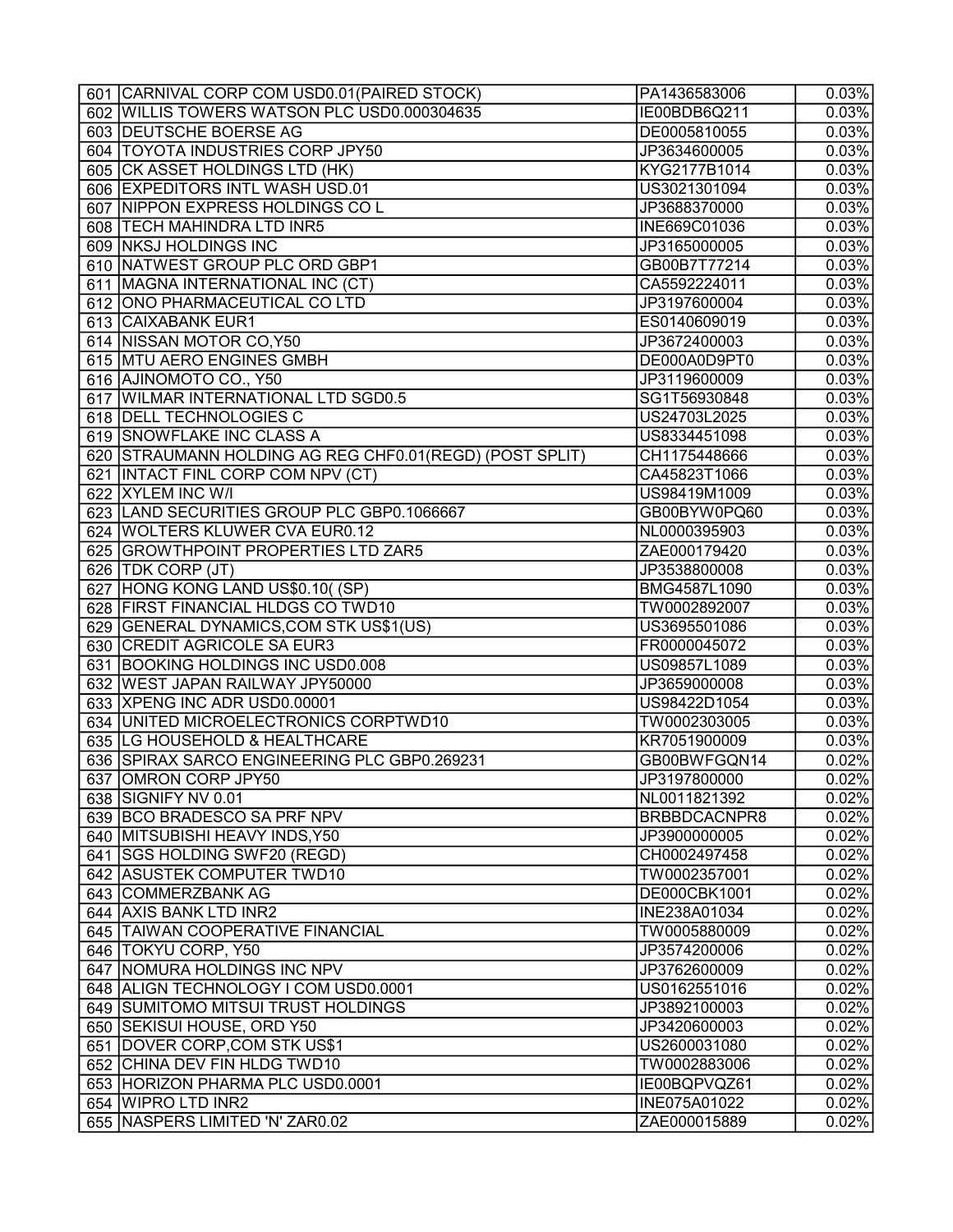| | | | |
|---|---|---|---|
| 601 | CARNIVAL CORP COM USD0.01(PAIRED STOCK) | PA1436583006 | 0.03% |
| 602 | WILLIS TOWERS WATSON PLC USD0.000304635 | IE00BDB6Q211 | 0.03% |
| 603 | DEUTSCHE BOERSE AG | DE0005810055 | 0.03% |
| 604 | TOYOTA INDUSTRIES CORP JPY50 | JP3634600005 | 0.03% |
| 605 | CK ASSET HOLDINGS LTD (HK) | KYG2177B1014 | 0.03% |
| 606 | EXPEDITORS INTL WASH USD.01 | US3021301094 | 0.03% |
| 607 | NIPPON EXPRESS HOLDINGS CO L | JP3688370000 | 0.03% |
| 608 | TECH MAHINDRA LTD INR5 | INE669C01036 | 0.03% |
| 609 | NKSJ HOLDINGS INC | JP3165000005 | 0.03% |
| 610 | NATWEST GROUP PLC ORD GBP1 | GB00B7T77214 | 0.03% |
| 611 | MAGNA INTERNATIONAL INC (CT) | CA5592224011 | 0.03% |
| 612 | ONO PHARMACEUTICAL CO LTD | JP3197600004 | 0.03% |
| 613 | CAIXABANK EUR1 | ES0140609019 | 0.03% |
| 614 | NISSAN MOTOR CO,Y50 | JP3672400003 | 0.03% |
| 615 | MTU AERO ENGINES GMBH | DE000A0D9PT0 | 0.03% |
| 616 | AJINOMOTO CO., Y50 | JP3119600009 | 0.03% |
| 617 | WILMAR INTERNATIONAL LTD SGD0.5 | SG1T56930848 | 0.03% |
| 618 | DELL TECHNOLOGIES C | US24703L2025 | 0.03% |
| 619 | SNOWFLAKE INC CLASS A | US8334451098 | 0.03% |
| 620 | STRAUMANN HOLDING AG REG CHF0.01(REGD) (POST SPLIT) | CH1175448666 | 0.03% |
| 621 | INTACT FINL CORP COM NPV (CT) | CA45823T1066 | 0.03% |
| 622 | XYLEM INC W/I | US98419M1009 | 0.03% |
| 623 | LAND SECURITIES GROUP PLC GBP0.1066667 | GB00BYW0PQ60 | 0.03% |
| 624 | WOLTERS KLUWER CVA EUR0.12 | NL0000395903 | 0.03% |
| 625 | GROWTHPOINT PROPERTIES LTD ZAR5 | ZAE000179420 | 0.03% |
| 626 | TDK CORP (JT) | JP3538800008 | 0.03% |
| 627 | HONG KONG LAND US$0.10( (SP) | BMG4587L1090 | 0.03% |
| 628 | FIRST FINANCIAL HLDGS CO TWD10 | TW0002892007 | 0.03% |
| 629 | GENERAL DYNAMICS,COM STK US$1(US) | US3695501086 | 0.03% |
| 630 | CREDIT AGRICOLE SA EUR3 | FR0000045072 | 0.03% |
| 631 | BOOKING HOLDINGS INC USD0.008 | US09857L1089 | 0.03% |
| 632 | WEST JAPAN RAILWAY JPY50000 | JP3659000008 | 0.03% |
| 633 | XPENG INC ADR USD0.00001 | US98422D1054 | 0.03% |
| 634 | UNITED MICROELECTRONICS CORPTWD10 | TW0002303005 | 0.03% |
| 635 | LG HOUSEHOLD & HEALTHCARE | KR7051900009 | 0.03% |
| 636 | SPIRAX SARCO ENGINEERING PLC GBP0.269231 | GB00BWFGQN14 | 0.02% |
| 637 | OMRON CORP JPY50 | JP3197800000 | 0.02% |
| 638 | SIGNIFY NV 0.01 | NL0011821392 | 0.02% |
| 639 | BCO BRADESCO SA PRF NPV | BRBBDCACNPR8 | 0.02% |
| 640 | MITSUBISHI HEAVY INDS,Y50 | JP3900000005 | 0.02% |
| 641 | SGS HOLDING SWF20 (REGD) | CH0002497458 | 0.02% |
| 642 | ASUSTEK COMPUTER TWD10 | TW0002357001 | 0.02% |
| 643 | COMMERZBANK AG | DE000CBK1001 | 0.02% |
| 644 | AXIS BANK LTD INR2 | INE238A01034 | 0.02% |
| 645 | TAIWAN COOPERATIVE FINANCIAL | TW0005880009 | 0.02% |
| 646 | TOKYU CORP, Y50 | JP3574200006 | 0.02% |
| 647 | NOMURA HOLDINGS INC NPV | JP3762600009 | 0.02% |
| 648 | ALIGN TECHNOLOGY I COM USD0.0001 | US0162551016 | 0.02% |
| 649 | SUMITOMO MITSUI TRUST HOLDINGS | JP3892100003 | 0.02% |
| 650 | SEKISUI HOUSE, ORD Y50 | JP3420600003 | 0.02% |
| 651 | DOVER CORP,COM STK US$1 | US2600031080 | 0.02% |
| 652 | CHINA DEV FIN HLDG TWD10 | TW0002883006 | 0.02% |
| 653 | HORIZON PHARMA PLC USD0.0001 | IE00BQPVQZ61 | 0.02% |
| 654 | WIPRO LTD INR2 | INE075A01022 | 0.02% |
| 655 | NASPERS LIMITED 'N' ZAR0.02 | ZAE000015889 | 0.02% |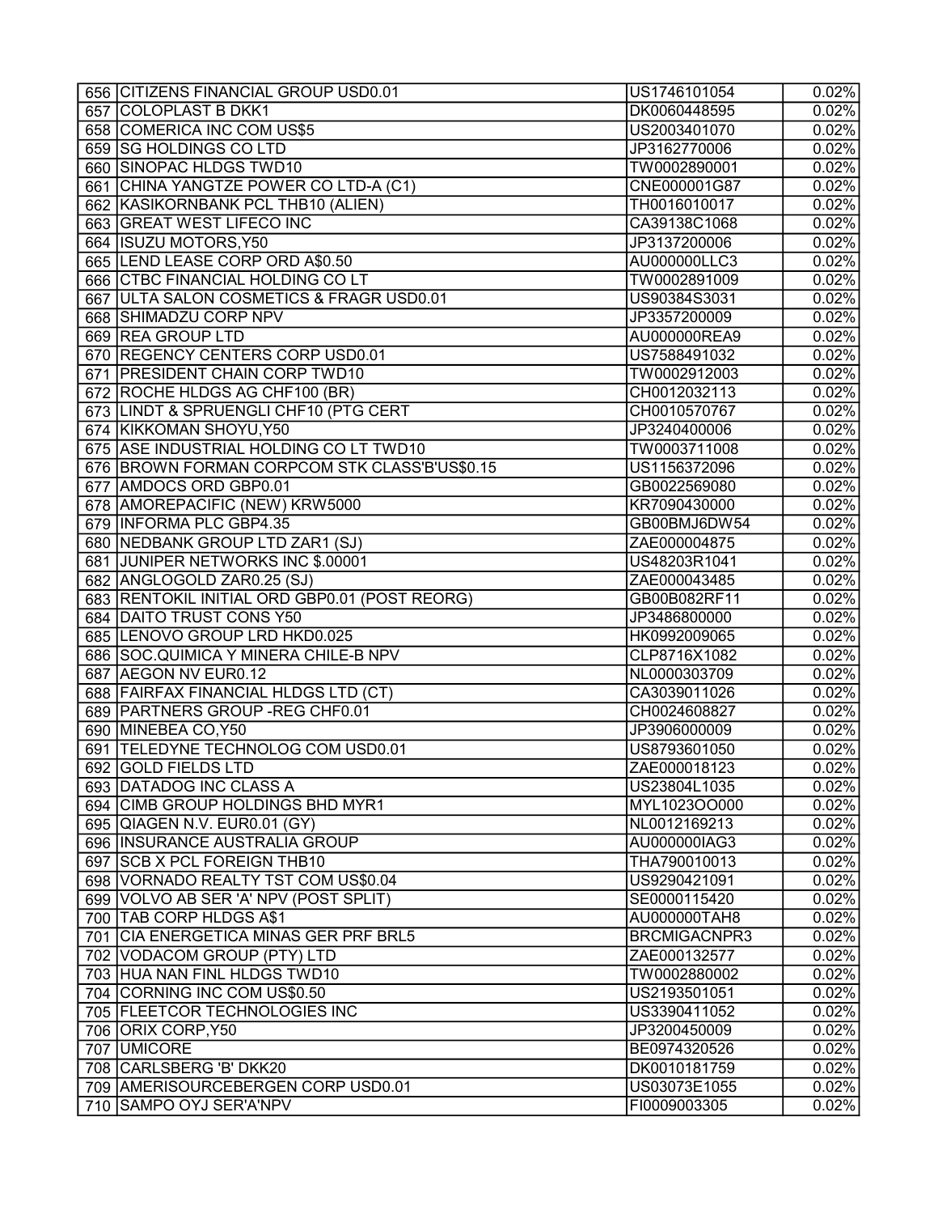| | | | |
|---|---|---|---|
| 656 | CITIZENS FINANCIAL GROUP USD0.01 | US1746101054 | 0.02% |
| 657 | COLOPLAST B DKK1 | DK0060448595 | 0.02% |
| 658 | COMERICA INC COM US$5 | US2003401070 | 0.02% |
| 659 | SG HOLDINGS CO LTD | JP3162770006 | 0.02% |
| 660 | SINOPAC HLDGS TWD10 | TW0002890001 | 0.02% |
| 661 | CHINA YANGTZE POWER CO LTD-A (C1) | CNE000001G87 | 0.02% |
| 662 | KASIKORNBANK PCL THB10 (ALIEN) | TH0016010017 | 0.02% |
| 663 | GREAT WEST LIFECO INC | CA39138C1068 | 0.02% |
| 664 | ISUZU MOTORS,Y50 | JP3137200006 | 0.02% |
| 665 | LEND LEASE CORP ORD A$0.50 | AU000000LLC3 | 0.02% |
| 666 | CTBC FINANCIAL HOLDING CO LT | TW0002891009 | 0.02% |
| 667 | ULTA SALON COSMETICS & FRAGR USD0.01 | US90384S3031 | 0.02% |
| 668 | SHIMADZU CORP NPV | JP3357200009 | 0.02% |
| 669 | REA GROUP LTD | AU000000REA9 | 0.02% |
| 670 | REGENCY CENTERS CORP USD0.01 | US7588491032 | 0.02% |
| 671 | PRESIDENT CHAIN CORP TWD10 | TW0002912003 | 0.02% |
| 672 | ROCHE HLDGS AG CHF100 (BR) | CH0012032113 | 0.02% |
| 673 | LINDT & SPRUENGLI CHF10 (PTG CERT | CH0010570767 | 0.02% |
| 674 | KIKKOMAN SHOYU,Y50 | JP3240400006 | 0.02% |
| 675 | ASE INDUSTRIAL HOLDING CO LT TWD10 | TW0003711008 | 0.02% |
| 676 | BROWN FORMAN CORPCOM STK CLASS'B'US$0.15 | US1156372096 | 0.02% |
| 677 | AMDOCS ORD GBP0.01 | GB0022569080 | 0.02% |
| 678 | AMOREPACIFIC (NEW) KRW5000 | KR7090430000 | 0.02% |
| 679 | INFORMA PLC GBP4.35 | GB00BMJ6DW54 | 0.02% |
| 680 | NEDBANK GROUP LTD ZAR1 (SJ) | ZAE000004875 | 0.02% |
| 681 | JUNIPER NETWORKS INC $.00001 | US48203R1041 | 0.02% |
| 682 | ANGLOGOLD ZAR0.25 (SJ) | ZAE000043485 | 0.02% |
| 683 | RENTOKIL INITIAL ORD GBP0.01 (POST REORG) | GB00B082RF11 | 0.02% |
| 684 | DAITO TRUST CONS Y50 | JP3486800000 | 0.02% |
| 685 | LENOVO GROUP LRD HKD0.025 | HK0992009065 | 0.02% |
| 686 | SOC.QUIMICA Y MINERA CHILE-B NPV | CLP8716X1082 | 0.02% |
| 687 | AEGON NV EUR0.12 | NL0000303709 | 0.02% |
| 688 | FAIRFAX FINANCIAL HLDGS LTD (CT) | CA3039011026 | 0.02% |
| 689 | PARTNERS GROUP -REG CHF0.01 | CH0024608827 | 0.02% |
| 690 | MINEBEA CO,Y50 | JP3906000009 | 0.02% |
| 691 | TELEDYNE TECHNOLOG COM USD0.01 | US8793601050 | 0.02% |
| 692 | GOLD FIELDS LTD | ZAE000018123 | 0.02% |
| 693 | DATADOG INC CLASS A | US23804L1035 | 0.02% |
| 694 | CIMB GROUP HOLDINGS BHD MYR1 | MYL1023OO000 | 0.02% |
| 695 | QIAGEN N.V. EUR0.01 (GY) | NL0012169213 | 0.02% |
| 696 | INSURANCE AUSTRALIA GROUP | AU000000IAG3 | 0.02% |
| 697 | SCB X PCL FOREIGN THB10 | THA790010013 | 0.02% |
| 698 | VORNADO REALTY TST COM US$0.04 | US9290421091 | 0.02% |
| 699 | VOLVO AB SER 'A' NPV (POST SPLIT) | SE0000115420 | 0.02% |
| 700 | TAB CORP HLDGS A$1 | AU000000TAH8 | 0.02% |
| 701 | CIA ENERGETICA MINAS GER PRF BRL5 | BRCMIGACNPR3 | 0.02% |
| 702 | VODACOM GROUP (PTY) LTD | ZAE000132577 | 0.02% |
| 703 | HUA NAN FINL HLDGS TWD10 | TW0002880002 | 0.02% |
| 704 | CORNING INC COM US$0.50 | US2193501051 | 0.02% |
| 705 | FLEETCOR TECHNOLOGIES INC | US3390411052 | 0.02% |
| 706 | ORIX CORP,Y50 | JP3200450009 | 0.02% |
| 707 | UMICORE | BE0974320526 | 0.02% |
| 708 | CARLSBERG 'B' DKK20 | DK0010181759 | 0.02% |
| 709 | AMERISOURCEBERGEN CORP USD0.01 | US03073E1055 | 0.02% |
| 710 | SAMPO OYJ SER'A'NPV | FI0009003305 | 0.02% |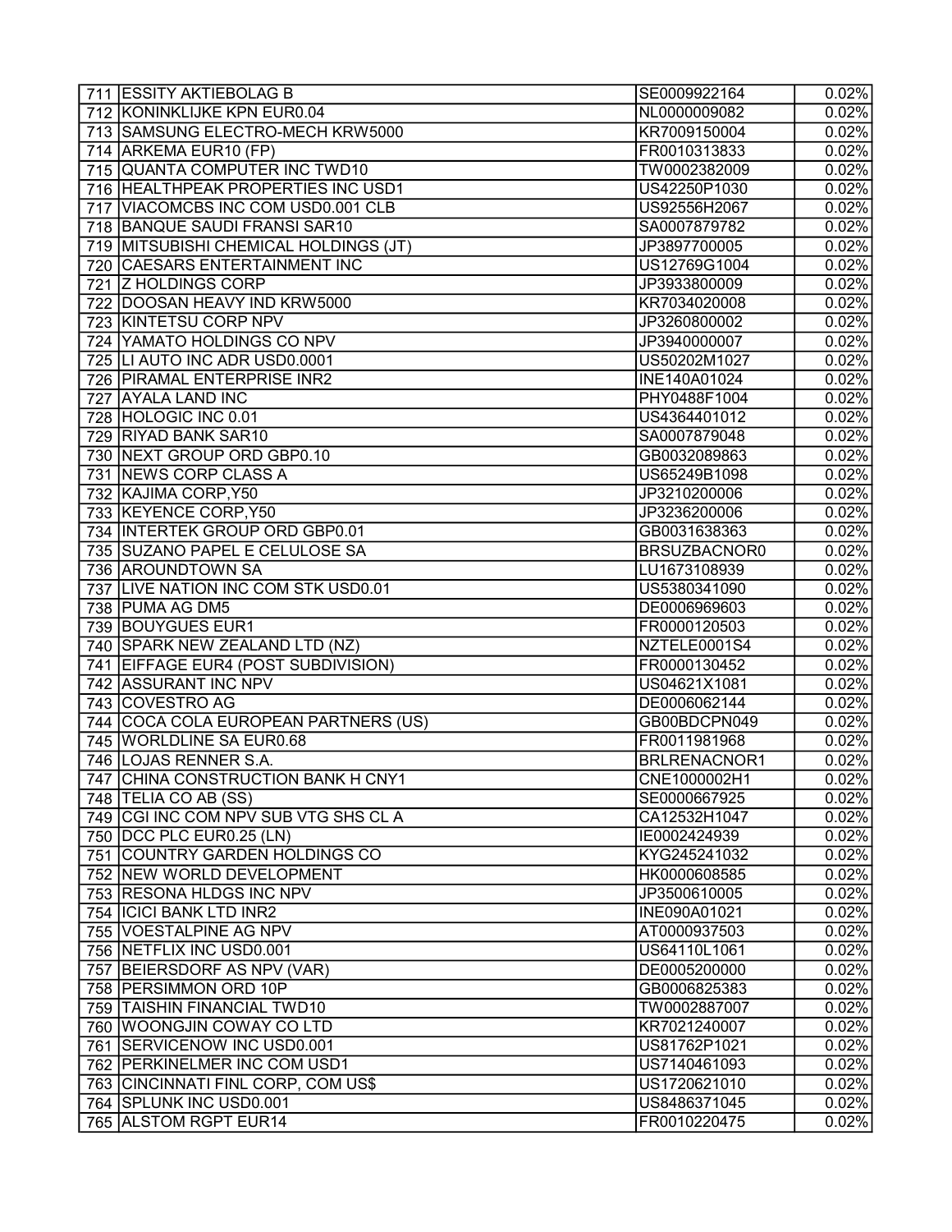| 711 | ESSITY AKTIEBOLAG B | SE0009922164 | 0.02% |
|---|---|---|---|
| 712 | KONINKLIJKE KPN EUR0.04 | NL0000009082 | 0.02% |
| 713 | SAMSUNG ELECTRO-MECH KRW5000 | KR7009150004 | 0.02% |
| 714 | ARKEMA EUR10 (FP) | FR0010313833 | 0.02% |
| 715 | QUANTA COMPUTER INC TWD10 | TW0002382009 | 0.02% |
| 716 | HEALTHPEAK PROPERTIES INC USD1 | US42250P1030 | 0.02% |
| 717 | VIACOMCBS INC COM USD0.001 CLB | US92556H2067 | 0.02% |
| 718 | BANQUE SAUDI FRANSI SAR10 | SA0007879782 | 0.02% |
| 719 | MITSUBISHI CHEMICAL HOLDINGS (JT) | JP3897700005 | 0.02% |
| 720 | CAESARS ENTERTAINMENT INC | US12769G1004 | 0.02% |
| 721 | Z HOLDINGS CORP | JP3933800009 | 0.02% |
| 722 | DOOSAN HEAVY IND KRW5000 | KR7034020008 | 0.02% |
| 723 | KINTETSU CORP NPV | JP3260800002 | 0.02% |
| 724 | YAMATO HOLDINGS CO NPV | JP3940000007 | 0.02% |
| 725 | LI AUTO INC ADR USD0.0001 | US50202M1027 | 0.02% |
| 726 | PIRAMAL ENTERPRISE INR2 | INE140A01024 | 0.02% |
| 727 | AYALA LAND INC | PHY0488F1004 | 0.02% |
| 728 | HOLOGIC INC 0.01 | US4364401012 | 0.02% |
| 729 | RIYAD BANK SAR10 | SA0007879048 | 0.02% |
| 730 | NEXT GROUP ORD GBP0.10 | GB0032089863 | 0.02% |
| 731 | NEWS CORP CLASS A | US65249B1098 | 0.02% |
| 732 | KAJIMA CORP,Y50 | JP3210200006 | 0.02% |
| 733 | KEYENCE CORP,Y50 | JP3236200006 | 0.02% |
| 734 | INTERTEK GROUP ORD GBP0.01 | GB0031638363 | 0.02% |
| 735 | SUZANO PAPEL E CELULOSE SA | BRSUZBACNOR0 | 0.02% |
| 736 | AROUNDTOWN SA | LU1673108939 | 0.02% |
| 737 | LIVE NATION INC COM STK USD0.01 | US5380341090 | 0.02% |
| 738 | PUMA AG DM5 | DE0006969603 | 0.02% |
| 739 | BOUYGUES EUR1 | FR0000120503 | 0.02% |
| 740 | SPARK NEW ZEALAND LTD (NZ) | NZTELE0001S4 | 0.02% |
| 741 | EIFFAGE EUR4 (POST SUBDIVISION) | FR0000130452 | 0.02% |
| 742 | ASSURANT INC NPV | US04621X1081 | 0.02% |
| 743 | COVESTRO AG | DE0006062144 | 0.02% |
| 744 | COCA COLA EUROPEAN PARTNERS (US) | GB00BDCPN049 | 0.02% |
| 745 | WORLDLINE SA EUR0.68 | FR0011981968 | 0.02% |
| 746 | LOJAS RENNER S.A. | BRLRENACNOR1 | 0.02% |
| 747 | CHINA CONSTRUCTION BANK H CNY1 | CNE1000002H1 | 0.02% |
| 748 | TELIA CO AB (SS) | SE0000667925 | 0.02% |
| 749 | CGI INC COM NPV SUB VTG SHS CL A | CA12532H1047 | 0.02% |
| 750 | DCC PLC EUR0.25 (LN) | IE0002424939 | 0.02% |
| 751 | COUNTRY GARDEN HOLDINGS CO | KYG245241032 | 0.02% |
| 752 | NEW WORLD DEVELOPMENT | HK0000608585 | 0.02% |
| 753 | RESONA HLDGS INC NPV | JP3500610005 | 0.02% |
| 754 | ICICI BANK LTD INR2 | INE090A01021 | 0.02% |
| 755 | VOESTALPINE AG NPV | AT0000937503 | 0.02% |
| 756 | NETFLIX INC USD0.001 | US64110L1061 | 0.02% |
| 757 | BEIERSDORF AS NPV (VAR) | DE0005200000 | 0.02% |
| 758 | PERSIMMON ORD 10P | GB0006825383 | 0.02% |
| 759 | TAISHIN FINANCIAL TWD10 | TW0002887007 | 0.02% |
| 760 | WOONGJIN COWAY CO LTD | KR7021240007 | 0.02% |
| 761 | SERVICENOW INC USD0.001 | US81762P1021 | 0.02% |
| 762 | PERKINELMER INC COM USD1 | US7140461093 | 0.02% |
| 763 | CINCINNATI FINL CORP, COM US$ | US1720621010 | 0.02% |
| 764 | SPLUNK INC USD0.001 | US8486371045 | 0.02% |
| 765 | ALSTOM RGPT EUR14 | FR0010220475 | 0.02% |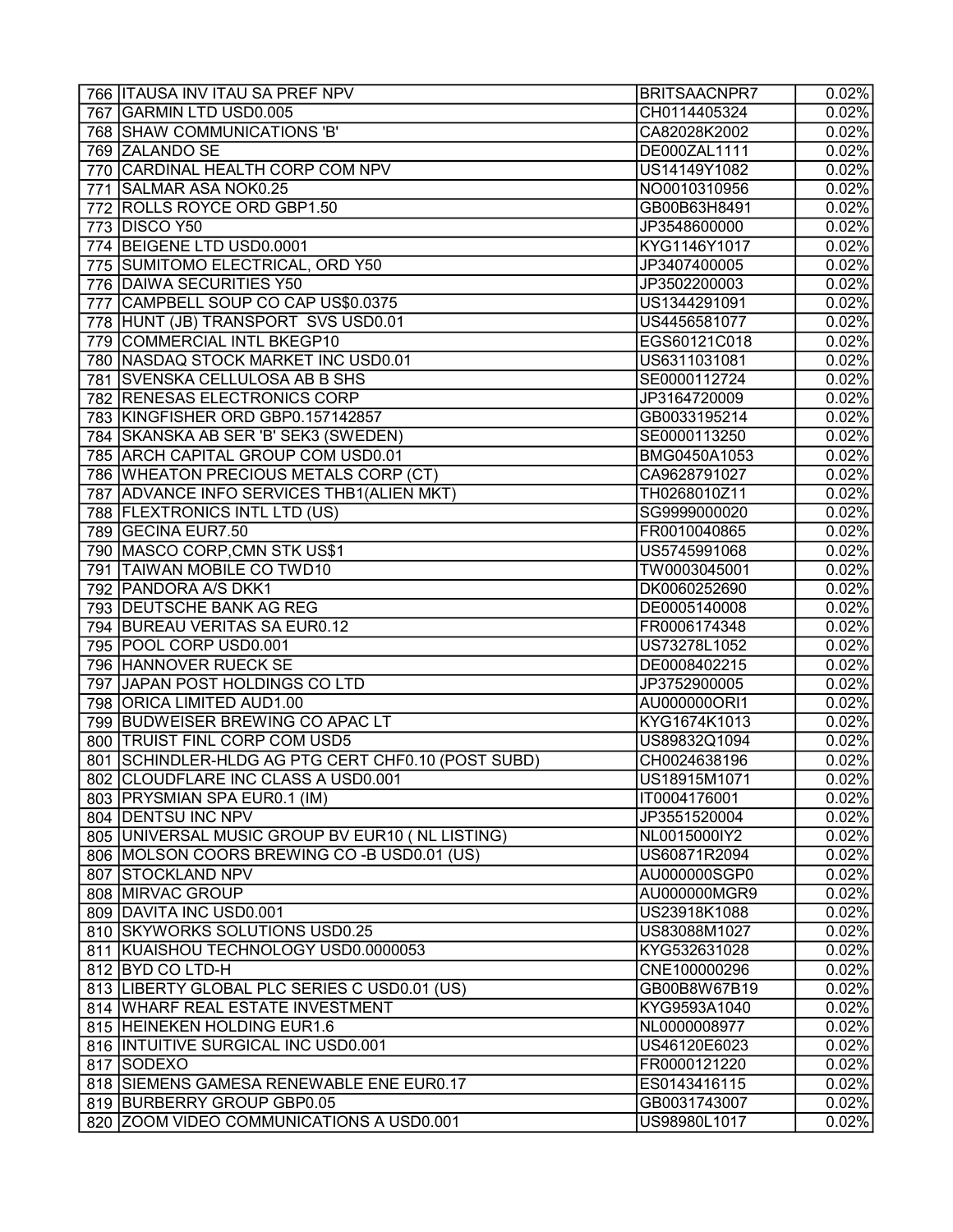| 766 | ITAUSA INV ITAU SA PREF NPV | BRITSAACNPR7 | 0.02% |
|---|---|---|---|
| 767 | GARMIN LTD USD0.005 | CH0114405324 | 0.02% |
| 768 | SHAW COMMUNICATIONS 'B' | CA82028K2002 | 0.02% |
| 769 | ZALANDO SE | DE000ZAL1111 | 0.02% |
| 770 | CARDINAL HEALTH CORP COM NPV | US14149Y1082 | 0.02% |
| 771 | SALMAR ASA NOK0.25 | NO0010310956 | 0.02% |
| 772 | ROLLS ROYCE ORD GBP1.50 | GB00B63H8491 | 0.02% |
| 773 | DISCO Y50 | JP3548600000 | 0.02% |
| 774 | BEIGENE LTD USD0.0001 | KYG1146Y1017 | 0.02% |
| 775 | SUMITOMO ELECTRICAL, ORD Y50 | JP3407400005 | 0.02% |
| 776 | DAIWA SECURITIES Y50 | JP3502200003 | 0.02% |
| 777 | CAMPBELL SOUP CO CAP US$0.0375 | US1344291091 | 0.02% |
| 778 | HUNT (JB) TRANSPORT SVS USD0.01 | US4456581077 | 0.02% |
| 779 | COMMERCIAL INTL BKEGP10 | EGS60121C018 | 0.02% |
| 780 | NASDAQ STOCK MARKET INC USD0.01 | US6311031081 | 0.02% |
| 781 | SVENSKA CELLULOSA AB B SHS | SE0000112724 | 0.02% |
| 782 | RENESAS ELECTRONICS CORP | JP3164720009 | 0.02% |
| 783 | KINGFISHER ORD GBP0.157142857 | GB0033195214 | 0.02% |
| 784 | SKANSKA AB SER 'B' SEK3 (SWEDEN) | SE0000113250 | 0.02% |
| 785 | ARCH CAPITAL GROUP COM USD0.01 | BMG0450A1053 | 0.02% |
| 786 | WHEATON PRECIOUS METALS CORP (CT) | CA9628791027 | 0.02% |
| 787 | ADVANCE INFO SERVICES THB1(ALIEN MKT) | TH0268010Z11 | 0.02% |
| 788 | FLEXTRONICS INTL LTD (US) | SG9999000020 | 0.02% |
| 789 | GECINA EUR7.50 | FR0010040865 | 0.02% |
| 790 | MASCO CORP,CMN STK US$1 | US5745991068 | 0.02% |
| 791 | TAIWAN MOBILE CO TWD10 | TW0003045001 | 0.02% |
| 792 | PANDORA A/S DKK1 | DK0060252690 | 0.02% |
| 793 | DEUTSCHE BANK AG REG | DE0005140008 | 0.02% |
| 794 | BUREAU VERITAS SA EUR0.12 | FR0006174348 | 0.02% |
| 795 | POOL CORP USD0.001 | US73278L1052 | 0.02% |
| 796 | HANNOVER RUECK SE | DE0008402215 | 0.02% |
| 797 | JAPAN POST HOLDINGS CO LTD | JP3752900005 | 0.02% |
| 798 | ORICA LIMITED AUD1.00 | AU000000ORI1 | 0.02% |
| 799 | BUDWEISER BREWING CO APAC LT | KYG1674K1013 | 0.02% |
| 800 | TRUIST FINL CORP COM USD5 | US89832Q1094 | 0.02% |
| 801 | SCHINDLER-HLDG AG PTG CERT CHF0.10 (POST SUBD) | CH0024638196 | 0.02% |
| 802 | CLOUDFLARE INC CLASS A USD0.001 | US18915M1071 | 0.02% |
| 803 | PRYSMIAN SPA EUR0.1 (IM) | IT0004176001 | 0.02% |
| 804 | DENTSU INC NPV | JP3551520004 | 0.02% |
| 805 | UNIVERSAL MUSIC GROUP BV EUR10 ( NL LISTING) | NL0015000IY2 | 0.02% |
| 806 | MOLSON COORS BREWING CO -B USD0.01 (US) | US60871R2094 | 0.02% |
| 807 | STOCKLAND NPV | AU000000SGP0 | 0.02% |
| 808 | MIRVAC GROUP | AU000000MGR9 | 0.02% |
| 809 | DAVITA INC USD0.001 | US23918K1088 | 0.02% |
| 810 | SKYWORKS SOLUTIONS USD0.25 | US83088M1027 | 0.02% |
| 811 | KUAISHOU TECHNOLOGY USD0.0000053 | KYG532631028 | 0.02% |
| 812 | BYD CO LTD-H | CNE100000296 | 0.02% |
| 813 | LIBERTY GLOBAL PLC SERIES C USD0.01 (US) | GB00B8W67B19 | 0.02% |
| 814 | WHARF REAL ESTATE INVESTMENT | KYG9593A1040 | 0.02% |
| 815 | HEINEKEN HOLDING EUR1.6 | NL0000008977 | 0.02% |
| 816 | INTUITIVE SURGICAL INC USD0.001 | US46120E6023 | 0.02% |
| 817 | SODEXO | FR0000121220 | 0.02% |
| 818 | SIEMENS GAMESA RENEWABLE ENE EUR0.17 | ES0143416115 | 0.02% |
| 819 | BURBERRY GROUP GBP0.05 | GB0031743007 | 0.02% |
| 820 | ZOOM VIDEO COMMUNICATIONS A USD0.001 | US98980L1017 | 0.02% |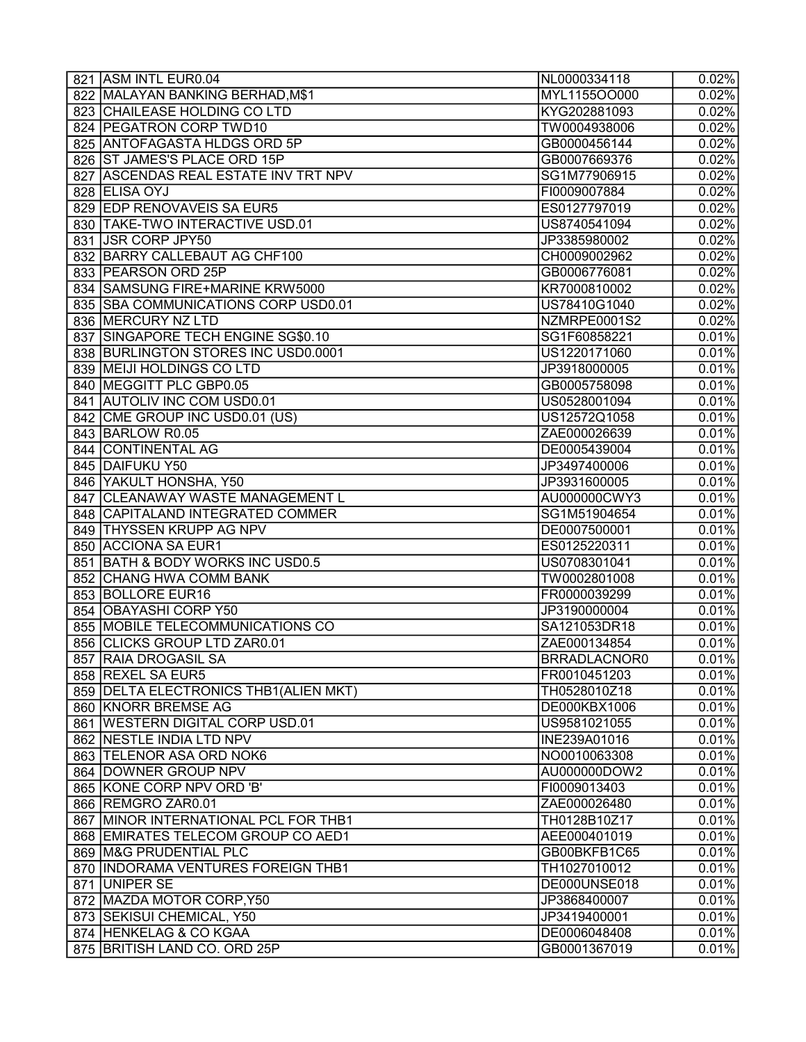| | | | |
|---|---|---|---|
| 821 | ASM INTL EUR0.04 | NL0000334118 | 0.02% |
| 822 | MALAYAN BANKING BERHAD,M$1 | MYL1155OO000 | 0.02% |
| 823 | CHAILEASE HOLDING CO LTD | KYG202881093 | 0.02% |
| 824 | PEGATRON CORP TWD10 | TW0004938006 | 0.02% |
| 825 | ANTOFAGASTA HLDGS ORD 5P | GB0000456144 | 0.02% |
| 826 | ST JAMES'S PLACE ORD 15P | GB0007669376 | 0.02% |
| 827 | ASCENDAS REAL ESTATE INV TRT NPV | SG1M77906915 | 0.02% |
| 828 | ELISA OYJ | FI0009007884 | 0.02% |
| 829 | EDP RENOVAVEIS SA EUR5 | ES0127797019 | 0.02% |
| 830 | TAKE-TWO INTERACTIVE USD.01 | US8740541094 | 0.02% |
| 831 | JSR CORP JPY50 | JP3385980002 | 0.02% |
| 832 | BARRY CALLEBAUT AG CHF100 | CH0009002962 | 0.02% |
| 833 | PEARSON ORD 25P | GB0006776081 | 0.02% |
| 834 | SAMSUNG FIRE+MARINE KRW5000 | KR7000810002 | 0.02% |
| 835 | SBA COMMUNICATIONS CORP USD0.01 | US78410G1040 | 0.02% |
| 836 | MERCURY NZ LTD | NZMRPE0001S2 | 0.02% |
| 837 | SINGAPORE TECH ENGINE SG$0.10 | SG1F60858221 | 0.01% |
| 838 | BURLINGTON STORES INC USD0.0001 | US1220171060 | 0.01% |
| 839 | MEIJI HOLDINGS CO LTD | JP3918000005 | 0.01% |
| 840 | MEGGITT PLC GBP0.05 | GB0005758098 | 0.01% |
| 841 | AUTOLIV INC COM USD0.01 | US0528001094 | 0.01% |
| 842 | CME GROUP INC USD0.01 (US) | US12572Q1058 | 0.01% |
| 843 | BARLOW R0.05 | ZAE000026639 | 0.01% |
| 844 | CONTINENTAL AG | DE0005439004 | 0.01% |
| 845 | DAIFUKU Y50 | JP3497400006 | 0.01% |
| 846 | YAKULT HONSHA, Y50 | JP3931600005 | 0.01% |
| 847 | CLEANAWAY WASTE MANAGEMENT L | AU000000CWY3 | 0.01% |
| 848 | CAPITALAND INTEGRATED COMMER | SG1M51904654 | 0.01% |
| 849 | THYSSEN KRUPP AG NPV | DE0007500001 | 0.01% |
| 850 | ACCIONA SA EUR1 | ES0125220311 | 0.01% |
| 851 | BATH & BODY WORKS INC USD0.5 | US0708301041 | 0.01% |
| 852 | CHANG HWA COMM BANK | TW0002801008 | 0.01% |
| 853 | BOLLORE EUR16 | FR0000039299 | 0.01% |
| 854 | OBAYASHI CORP Y50 | JP3190000004 | 0.01% |
| 855 | MOBILE TELECOMMUNICATIONS CO | SA121053DR18 | 0.01% |
| 856 | CLICKS GROUP LTD ZAR0.01 | ZAE000134854 | 0.01% |
| 857 | RAIA DROGASIL SA | BRRADLACNOR0 | 0.01% |
| 858 | REXEL SA EUR5 | FR0010451203 | 0.01% |
| 859 | DELTA ELECTRONICS THB1(ALIEN MKT) | TH0528010Z18 | 0.01% |
| 860 | KNORR BREMSE AG | DE000KBX1006 | 0.01% |
| 861 | WESTERN DIGITAL CORP USD.01 | US9581021055 | 0.01% |
| 862 | NESTLE INDIA LTD NPV | INE239A01016 | 0.01% |
| 863 | TELENOR ASA ORD NOK6 | NO0010063308 | 0.01% |
| 864 | DOWNER GROUP NPV | AU000000DOW2 | 0.01% |
| 865 | KONE CORP NPV ORD 'B' | FI0009013403 | 0.01% |
| 866 | REMGRO ZAR0.01 | ZAE000026480 | 0.01% |
| 867 | MINOR INTERNATIONAL PCL FOR THB1 | TH0128B10Z17 | 0.01% |
| 868 | EMIRATES TELECOM GROUP CO AED1 | AEE000401019 | 0.01% |
| 869 | M&G PRUDENTIAL PLC | GB00BKFB1C65 | 0.01% |
| 870 | INDORAMA VENTURES FOREIGN THB1 | TH1027010012 | 0.01% |
| 871 | UNIPER SE | DE000UNSE018 | 0.01% |
| 872 | MAZDA MOTOR CORP,Y50 | JP3868400007 | 0.01% |
| 873 | SEKISUI CHEMICAL, Y50 | JP3419400001 | 0.01% |
| 874 | HENKELAG & CO KGAA | DE0006048408 | 0.01% |
| 875 | BRITISH LAND CO. ORD 25P | GB0001367019 | 0.01% |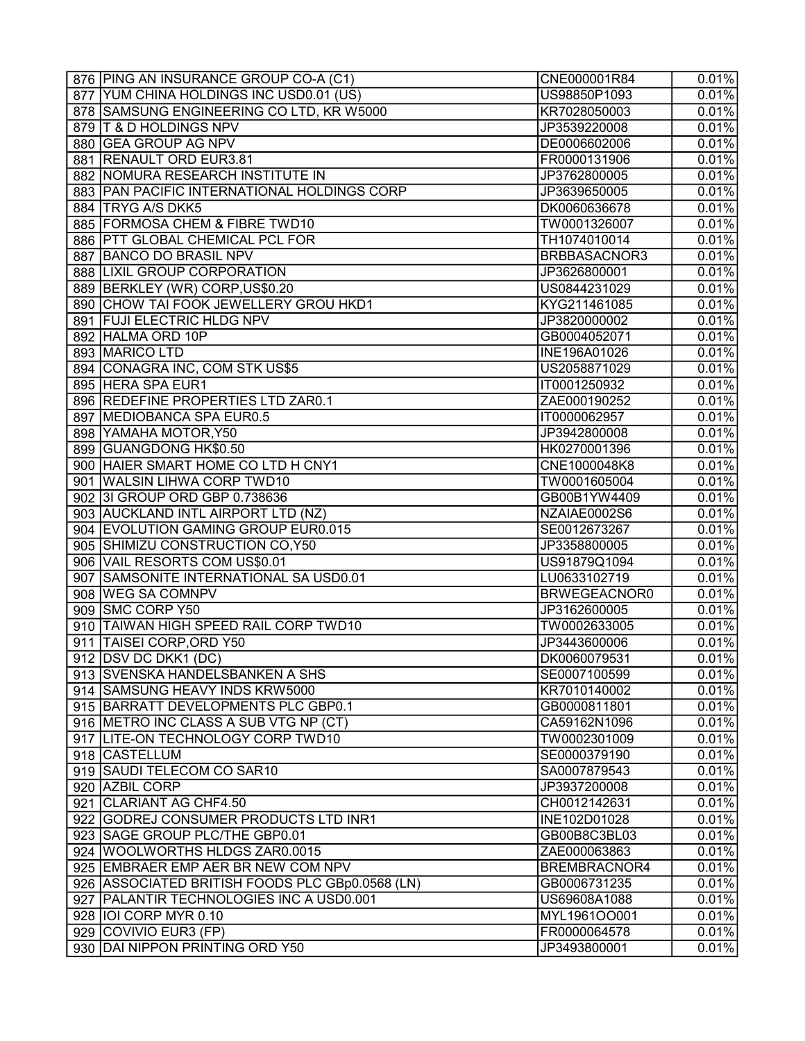| | | | |
|---|---|---|---|
| 876 | PING AN INSURANCE GROUP CO-A (C1) | CNE000001R84 | 0.01% |
| 877 | YUM CHINA HOLDINGS INC USD0.01 (US) | US98850P1093 | 0.01% |
| 878 | SAMSUNG ENGINEERING CO LTD, KR W5000 | KR7028050003 | 0.01% |
| 879 | T & D HOLDINGS NPV | JP3539220008 | 0.01% |
| 880 | GEA GROUP AG NPV | DE0006602006 | 0.01% |
| 881 | RENAULT ORD EUR3.81 | FR0000131906 | 0.01% |
| 882 | NOMURA RESEARCH INSTITUTE IN | JP3762800005 | 0.01% |
| 883 | PAN PACIFIC INTERNATIONAL HOLDINGS CORP | JP3639650005 | 0.01% |
| 884 | TRYG A/S DKK5 | DK0060636678 | 0.01% |
| 885 | FORMOSA CHEM & FIBRE TWD10 | TW0001326007 | 0.01% |
| 886 | PTT GLOBAL CHEMICAL PCL FOR | TH1074010014 | 0.01% |
| 887 | BANCO DO BRASIL NPV | BRBBASACNOR3 | 0.01% |
| 888 | LIXIL GROUP CORPORATION | JP3626800001 | 0.01% |
| 889 | BERKLEY (WR) CORP,US$0.20 | US0844231029 | 0.01% |
| 890 | CHOW TAI FOOK JEWELLERY GROU HKD1 | KYG211461085 | 0.01% |
| 891 | FUJI ELECTRIC HLDG NPV | JP3820000002 | 0.01% |
| 892 | HALMA ORD 10P | GB0004052071 | 0.01% |
| 893 | MARICO LTD | INE196A01026 | 0.01% |
| 894 | CONAGRA INC, COM STK US$5 | US2058871029 | 0.01% |
| 895 | HERA SPA EUR1 | IT0001250932 | 0.01% |
| 896 | REDEFINE PROPERTIES LTD ZAR0.1 | ZAE000190252 | 0.01% |
| 897 | MEDIOBANCA SPA EUR0.5 | IT0000062957 | 0.01% |
| 898 | YAMAHA MOTOR,Y50 | JP3942800008 | 0.01% |
| 899 | GUANGDONG HK$0.50 | HK0270001396 | 0.01% |
| 900 | HAIER SMART HOME CO LTD H CNY1 | CNE1000048K8 | 0.01% |
| 901 | WALSIN LIHWA CORP TWD10 | TW0001605004 | 0.01% |
| 902 | 3I GROUP ORD GBP 0.738636 | GB00B1YW4409 | 0.01% |
| 903 | AUCKLAND INTL AIRPORT LTD (NZ) | NZAIAE0002S6 | 0.01% |
| 904 | EVOLUTION GAMING GROUP EUR0.015 | SE0012673267 | 0.01% |
| 905 | SHIMIZU CONSTRUCTION CO,Y50 | JP3358800005 | 0.01% |
| 906 | VAIL RESORTS COM US$0.01 | US91879Q1094 | 0.01% |
| 907 | SAMSONITE INTERNATIONAL SA USD0.01 | LU0633102719 | 0.01% |
| 908 | WEG SA COMNPV | BRWEGEACNOR0 | 0.01% |
| 909 | SMC CORP Y50 | JP3162600005 | 0.01% |
| 910 | TAIWAN HIGH SPEED RAIL CORP TWD10 | TW0002633005 | 0.01% |
| 911 | TAISEI CORP,ORD Y50 | JP3443600006 | 0.01% |
| 912 | DSV DC DKK1 (DC) | DK0060079531 | 0.01% |
| 913 | SVENSKA HANDELSBANKEN A SHS | SE0007100599 | 0.01% |
| 914 | SAMSUNG HEAVY INDS KRW5000 | KR7010140002 | 0.01% |
| 915 | BARRATT DEVELOPMENTS PLC GBP0.1 | GB0000811801 | 0.01% |
| 916 | METRO INC CLASS A SUB VTG NP (CT) | CA59162N1096 | 0.01% |
| 917 | LITE-ON TECHNOLOGY CORP TWD10 | TW0002301009 | 0.01% |
| 918 | CASTELLUM | SE0000379190 | 0.01% |
| 919 | SAUDI TELECOM CO SAR10 | SA0007879543 | 0.01% |
| 920 | AZBIL CORP | JP3937200008 | 0.01% |
| 921 | CLARIANT AG CHF4.50 | CH0012142631 | 0.01% |
| 922 | GODREJ CONSUMER PRODUCTS LTD INR1 | INE102D01028 | 0.01% |
| 923 | SAGE GROUP PLC/THE GBP0.01 | GB00B8C3BL03 | 0.01% |
| 924 | WOOLWORTHS HLDGS ZAR0.0015 | ZAE000063863 | 0.01% |
| 925 | EMBRAER EMP AER BR NEW COM NPV | BREMBRACNOR4 | 0.01% |
| 926 | ASSOCIATED BRITISH FOODS PLC GBp0.0568 (LN) | GB0006731235 | 0.01% |
| 927 | PALANTIR TECHNOLOGIES INC A USD0.001 | US69608A1088 | 0.01% |
| 928 | IOI CORP MYR 0.10 | MYL1961OO001 | 0.01% |
| 929 | COVIVIO EUR3 (FP) | FR0000064578 | 0.01% |
| 930 | DAI NIPPON PRINTING ORD Y50 | JP3493800001 | 0.01% |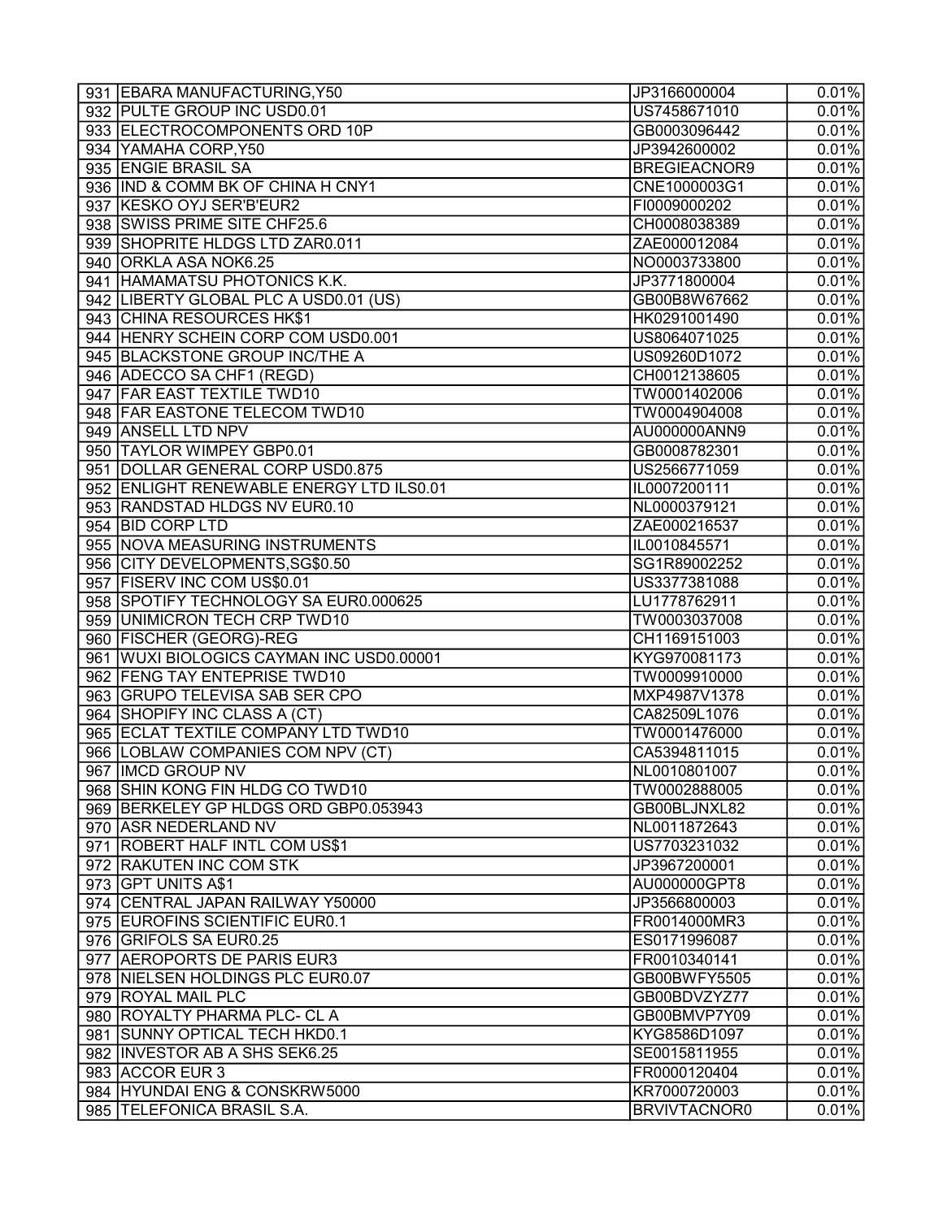| | | | |
|---|---|---|---|
| 931 | EBARA MANUFACTURING,Y50 | JP3166000004 | 0.01% |
| 932 | PULTE GROUP INC USD0.01 | US7458671010 | 0.01% |
| 933 | ELECTROCOMPONENTS ORD 10P | GB0003096442 | 0.01% |
| 934 | YAMAHA CORP,Y50 | JP3942600002 | 0.01% |
| 935 | ENGIE BRASIL SA | BREGIEACNOR9 | 0.01% |
| 936 | IND & COMM BK OF CHINA H CNY1 | CNE1000003G1 | 0.01% |
| 937 | KESKO OYJ SER'B'EUR2 | FI0009000202 | 0.01% |
| 938 | SWISS PRIME SITE CHF25.6 | CH0008038389 | 0.01% |
| 939 | SHOPRITE HLDGS LTD ZAR0.011 | ZAE000012084 | 0.01% |
| 940 | ORKLA ASA NOK6.25 | NO0003733800 | 0.01% |
| 941 | HAMAMATSU PHOTONICS K.K. | JP3771800004 | 0.01% |
| 942 | LIBERTY GLOBAL PLC A USD0.01 (US) | GB00B8W67662 | 0.01% |
| 943 | CHINA RESOURCES HK$1 | HK0291001490 | 0.01% |
| 944 | HENRY SCHEIN CORP COM USD0.001 | US8064071025 | 0.01% |
| 945 | BLACKSTONE GROUP INC/THE A | US09260D1072 | 0.01% |
| 946 | ADECCO SA CHF1 (REGD) | CH0012138605 | 0.01% |
| 947 | FAR EAST TEXTILE TWD10 | TW0001402006 | 0.01% |
| 948 | FAR EASTONE TELECOM TWD10 | TW0004904008 | 0.01% |
| 949 | ANSELL LTD NPV | AU000000ANN9 | 0.01% |
| 950 | TAYLOR WIMPEY GBP0.01 | GB0008782301 | 0.01% |
| 951 | DOLLAR GENERAL CORP USD0.875 | US2566771059 | 0.01% |
| 952 | ENLIGHT RENEWABLE ENERGY LTD ILS0.01 | IL0007200111 | 0.01% |
| 953 | RANDSTAD HLDGS NV EUR0.10 | NL0000379121 | 0.01% |
| 954 | BID CORP LTD | ZAE000216537 | 0.01% |
| 955 | NOVA MEASURING INSTRUMENTS | IL0010845571 | 0.01% |
| 956 | CITY DEVELOPMENTS,SG$0.50 | SG1R89002252 | 0.01% |
| 957 | FISERV INC COM US$0.01 | US3377381088 | 0.01% |
| 958 | SPOTIFY TECHNOLOGY SA EUR0.000625 | LU1778762911 | 0.01% |
| 959 | UNIMICRON TECH CRP TWD10 | TW0003037008 | 0.01% |
| 960 | FISCHER (GEORG)-REG | CH1169151003 | 0.01% |
| 961 | WUXI BIOLOGICS CAYMAN INC USD0.00001 | KYG970081173 | 0.01% |
| 962 | FENG TAY ENTEPRISE TWD10 | TW0009910000 | 0.01% |
| 963 | GRUPO TELEVISA SAB SER CPO | MXP4987V1378 | 0.01% |
| 964 | SHOPIFY INC CLASS A (CT) | CA82509L1076 | 0.01% |
| 965 | ECLAT TEXTILE COMPANY LTD TWD10 | TW0001476000 | 0.01% |
| 966 | LOBLAW COMPANIES COM NPV (CT) | CA5394811015 | 0.01% |
| 967 | IMCD GROUP NV | NL0010801007 | 0.01% |
| 968 | SHIN KONG FIN HLDG CO TWD10 | TW0002888005 | 0.01% |
| 969 | BERKELEY GP HLDGS ORD GBP0.053943 | GB00BLJNXL82 | 0.01% |
| 970 | ASR NEDERLAND NV | NL0011872643 | 0.01% |
| 971 | ROBERT HALF INTL COM US$1 | US7703231032 | 0.01% |
| 972 | RAKUTEN INC COM STK | JP3967200001 | 0.01% |
| 973 | GPT UNITS A$1 | AU000000GPT8 | 0.01% |
| 974 | CENTRAL JAPAN RAILWAY Y50000 | JP3566800003 | 0.01% |
| 975 | EUROFINS SCIENTIFIC EUR0.1 | FR0014000MR3 | 0.01% |
| 976 | GRIFOLS SA EUR0.25 | ES0171996087 | 0.01% |
| 977 | AEROPORTS DE PARIS EUR3 | FR0010340141 | 0.01% |
| 978 | NIELSEN HOLDINGS PLC EUR0.07 | GB00BWFY5505 | 0.01% |
| 979 | ROYAL MAIL PLC | GB00BDVZYZ77 | 0.01% |
| 980 | ROYALTY PHARMA PLC- CL A | GB00BMVP7Y09 | 0.01% |
| 981 | SUNNY OPTICAL TECH HKD0.1 | KYG8586D1097 | 0.01% |
| 982 | INVESTOR AB A SHS SEK6.25 | SE0015811955 | 0.01% |
| 983 | ACCOR EUR 3 | FR0000120404 | 0.01% |
| 984 | HYUNDAI ENG & CONSKRW5000 | KR7000720003 | 0.01% |
| 985 | TELEFONICA BRASIL S.A. | BRVIVTACNOR0 | 0.01% |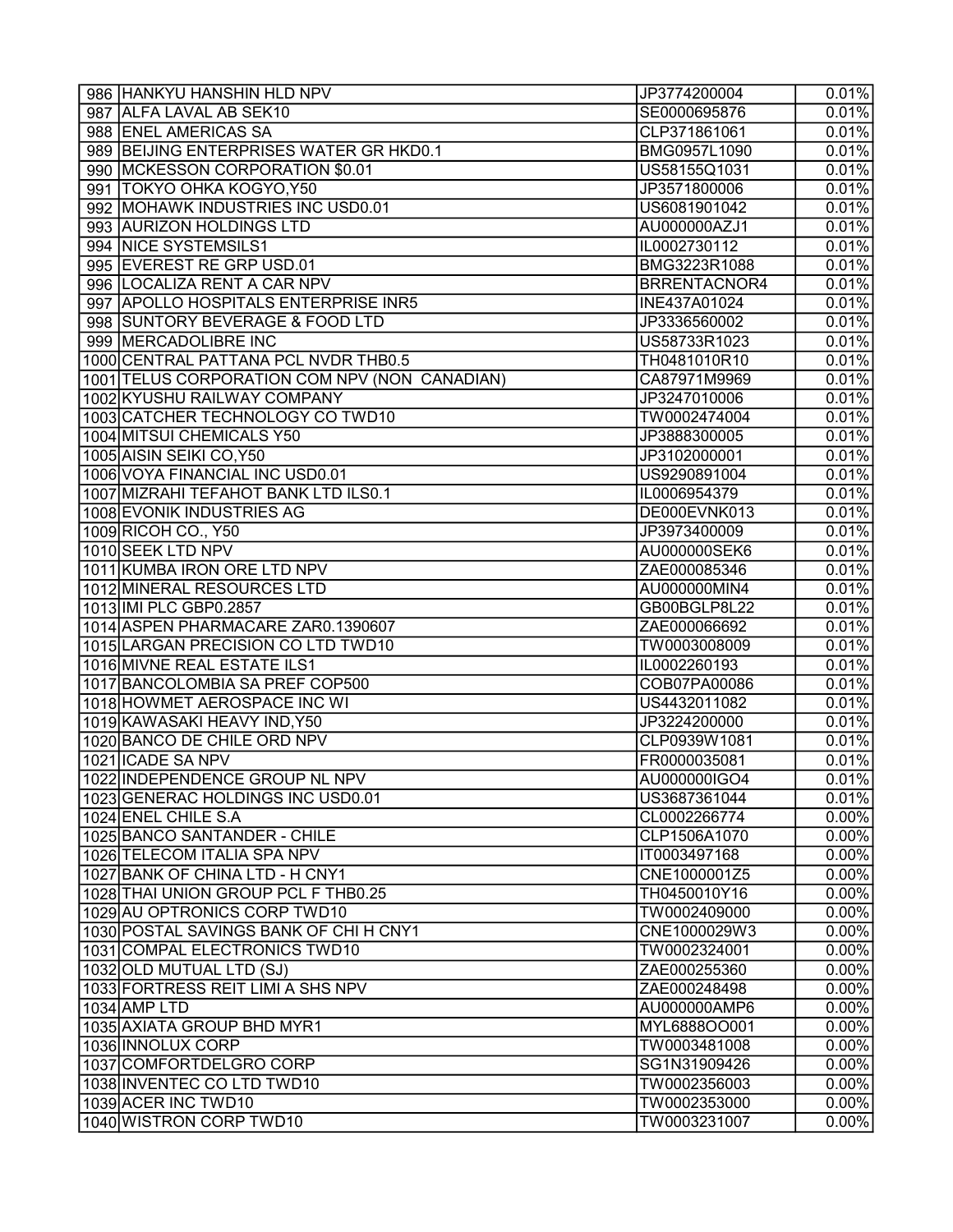| | | | |
|---|---|---|---|
| 986 | HANKYU HANSHIN HLD NPV | JP3774200004 | 0.01% |
| 987 | ALFA LAVAL AB SEK10 | SE0000695876 | 0.01% |
| 988 | ENEL AMERICAS SA | CLP371861061 | 0.01% |
| 989 | BEIJING ENTERPRISES WATER GR HKD0.1 | BMG0957L1090 | 0.01% |
| 990 | MCKESSON CORPORATION $0.01 | US58155Q1031 | 0.01% |
| 991 | TOKYO OHKA KOGYO,Y50 | JP3571800006 | 0.01% |
| 992 | MOHAWK INDUSTRIES INC USD0.01 | US6081901042 | 0.01% |
| 993 | AURIZON HOLDINGS LTD | AU000000AZJ1 | 0.01% |
| 994 | NICE SYSTEMSILS1 | IL0002730112 | 0.01% |
| 995 | EVEREST RE GRP USD.01 | BMG3223R1088 | 0.01% |
| 996 | LOCALIZA RENT A CAR NPV | BRRENTACNOR4 | 0.01% |
| 997 | APOLLO HOSPITALS ENTERPRISE INR5 | INE437A01024 | 0.01% |
| 998 | SUNTORY BEVERAGE & FOOD LTD | JP3336560002 | 0.01% |
| 999 | MERCADOLIBRE INC | US58733R1023 | 0.01% |
| 1000 | CENTRAL PATTANA PCL NVDR THB0.5 | TH0481010R10 | 0.01% |
| 1001 | TELUS CORPORATION COM NPV (NON CANADIAN) | CA87971M9969 | 0.01% |
| 1002 | KYUSHU RAILWAY COMPANY | JP3247010006 | 0.01% |
| 1003 | CATCHER TECHNOLOGY CO TWD10 | TW0002474004 | 0.01% |
| 1004 | MITSUI CHEMICALS Y50 | JP3888300005 | 0.01% |
| 1005 | AISIN SEIKI CO,Y50 | JP3102000001 | 0.01% |
| 1006 | VOYA FINANCIAL INC USD0.01 | US9290891004 | 0.01% |
| 1007 | MIZRAHI TEFAHOT BANK LTD ILS0.1 | IL0006954379 | 0.01% |
| 1008 | EVONIK INDUSTRIES AG | DE000EVNK013 | 0.01% |
| 1009 | RICOH CO., Y50 | JP3973400009 | 0.01% |
| 1010 | SEEK LTD NPV | AU000000SEK6 | 0.01% |
| 1011 | KUMBA IRON ORE LTD NPV | ZAE000085346 | 0.01% |
| 1012 | MINERAL RESOURCES LTD | AU000000MIN4 | 0.01% |
| 1013 | IMI PLC GBP0.2857 | GB00BGLP8L22 | 0.01% |
| 1014 | ASPEN PHARMACARE ZAR0.1390607 | ZAE000066692 | 0.01% |
| 1015 | LARGAN PRECISION CO LTD TWD10 | TW0003008009 | 0.01% |
| 1016 | MIVNE REAL ESTATE ILS1 | IL0002260193 | 0.01% |
| 1017 | BANCOLOMBIA SA PREF COP500 | COB07PA00086 | 0.01% |
| 1018 | HOWMET AEROSPACE INC WI | US4432011082 | 0.01% |
| 1019 | KAWASAKI HEAVY IND,Y50 | JP3224200000 | 0.01% |
| 1020 | BANCO DE CHILE ORD NPV | CLP0939W1081 | 0.01% |
| 1021 | ICADE SA NPV | FR0000035081 | 0.01% |
| 1022 | INDEPENDENCE GROUP NL NPV | AU000000IGO4 | 0.01% |
| 1023 | GENERAC HOLDINGS INC USD0.01 | US3687361044 | 0.01% |
| 1024 | ENEL CHILE S.A | CL0002266774 | 0.00% |
| 1025 | BANCO SANTANDER - CHILE | CLP1506A1070 | 0.00% |
| 1026 | TELECOM ITALIA SPA NPV | IT0003497168 | 0.00% |
| 1027 | BANK OF CHINA LTD - H CNY1 | CNE1000001Z5 | 0.00% |
| 1028 | THAI UNION GROUP PCL F THB0.25 | TH0450010Y16 | 0.00% |
| 1029 | AU OPTRONICS CORP TWD10 | TW0002409000 | 0.00% |
| 1030 | POSTAL SAVINGS BANK OF CHI H CNY1 | CNE1000029W3 | 0.00% |
| 1031 | COMPAL ELECTRONICS TWD10 | TW0002324001 | 0.00% |
| 1032 | OLD MUTUAL LTD (SJ) | ZAE000255360 | 0.00% |
| 1033 | FORTRESS REIT LIMI A SHS NPV | ZAE000248498 | 0.00% |
| 1034 | AMP LTD | AU000000AMP6 | 0.00% |
| 1035 | AXIATA GROUP BHD MYR1 | MYL6888OO001 | 0.00% |
| 1036 | INNOLUX CORP | TW0003481008 | 0.00% |
| 1037 | COMFORTDELGRO CORP | SG1N31909426 | 0.00% |
| 1038 | INVENTEC CO LTD TWD10 | TW0002356003 | 0.00% |
| 1039 | ACER INC TWD10 | TW0002353000 | 0.00% |
| 1040 | WISTRON CORP TWD10 | TW0003231007 | 0.00% |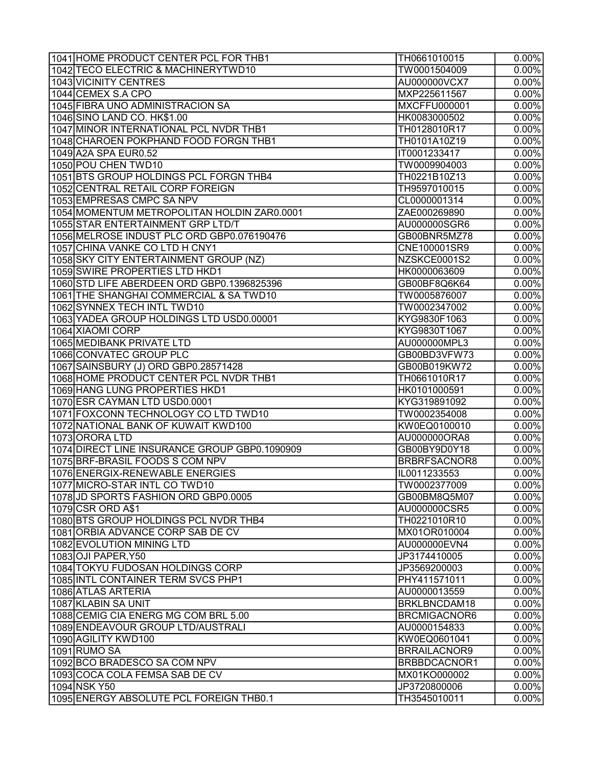| | | | |
|---|---|---|---|
| 1041 | HOME PRODUCT CENTER PCL FOR THB1 | TH0661010015 | 0.00% |
| 1042 | TECO ELECTRIC & MACHINERYTWD10 | TW0001504009 | 0.00% |
| 1043 | VICINITY CENTRES | AU000000VCX7 | 0.00% |
| 1044 | CEMEX S.A CPO | MXP225611567 | 0.00% |
| 1045 | FIBRA UNO ADMINISTRACION SA | MXCFFU000001 | 0.00% |
| 1046 | SINO LAND CO. HK$1.00 | HK0083000502 | 0.00% |
| 1047 | MINOR INTERNATIONAL PCL NVDR THB1 | TH0128010R17 | 0.00% |
| 1048 | CHAROEN POKPHAND FOOD FORGN THB1 | TH0101A10Z19 | 0.00% |
| 1049 | A2A SPA EUR0.52 | IT0001233417 | 0.00% |
| 1050 | POU CHEN TWD10 | TW0009904003 | 0.00% |
| 1051 | BTS GROUP HOLDINGS PCL FORGN THB4 | TH0221B10Z13 | 0.00% |
| 1052 | CENTRAL RETAIL CORP FOREIGN | TH9597010015 | 0.00% |
| 1053 | EMPRESAS CMPC SA NPV | CL0000001314 | 0.00% |
| 1054 | MOMENTUM METROPOLITAN HOLDIN ZAR0.0001 | ZAE000269890 | 0.00% |
| 1055 | STAR ENTERTAINMENT GRP LTD/T | AU000000SGR6 | 0.00% |
| 1056 | MELROSE INDUST PLC ORD GBP0.076190476 | GB00BNR5MZ78 | 0.00% |
| 1057 | CHINA VANKE CO LTD H CNY1 | CNE100001SR9 | 0.00% |
| 1058 | SKY CITY ENTERTAINMENT GROUP (NZ) | NZSKCE0001S2 | 0.00% |
| 1059 | SWIRE PROPERTIES LTD HKD1 | HK0000063609 | 0.00% |
| 1060 | STD LIFE ABERDEEN ORD GBP0.1396825396 | GB00BF8Q6K64 | 0.00% |
| 1061 | THE SHANGHAI COMMERCIAL & SA TWD10 | TW0005876007 | 0.00% |
| 1062 | SYNNEX TECH INTL TWD10 | TW0002347002 | 0.00% |
| 1063 | YADEA GROUP HOLDINGS LTD USD0.00001 | KYG9830F1063 | 0.00% |
| 1064 | XIAOMI CORP | KYG9830T1067 | 0.00% |
| 1065 | MEDIBANK PRIVATE LTD | AU000000MPL3 | 0.00% |
| 1066 | CONVATEC GROUP PLC | GB00BD3VFW73 | 0.00% |
| 1067 | SAINSBURY (J) ORD GBP0.28571428 | GB00B019KW72 | 0.00% |
| 1068 | HOME PRODUCT CENTER PCL NVDR THB1 | TH0661010R17 | 0.00% |
| 1069 | HANG LUNG PROPERTIES HKD1 | HK0101000591 | 0.00% |
| 1070 | ESR CAYMAN LTD USD0.0001 | KYG319891092 | 0.00% |
| 1071 | FOXCONN TECHNOLOGY CO LTD TWD10 | TW0002354008 | 0.00% |
| 1072 | NATIONAL BANK OF KUWAIT KWD100 | KW0EQ0100010 | 0.00% |
| 1073 | ORORA LTD | AU000000ORA8 | 0.00% |
| 1074 | DIRECT LINE INSURANCE GROUP GBP0.1090909 | GB00BY9D0Y18 | 0.00% |
| 1075 | BRF-BRASIL FOODS S COM NPV | BRBRFSACNOR8 | 0.00% |
| 1076 | ENERGIX-RENEWABLE ENERGIES | IL0011233553 | 0.00% |
| 1077 | MICRO-STAR INTL CO TWD10 | TW0002377009 | 0.00% |
| 1078 | JD SPORTS FASHION ORD GBP0.0005 | GB00BM8Q5M07 | 0.00% |
| 1079 | CSR ORD A$1 | AU000000CSR5 | 0.00% |
| 1080 | BTS GROUP HOLDINGS PCL NVDR THB4 | TH0221010R10 | 0.00% |
| 1081 | ORBIA ADVANCE CORP SAB DE CV | MX01OR010004 | 0.00% |
| 1082 | EVOLUTION MINING LTD | AU000000EVN4 | 0.00% |
| 1083 | OJI PAPER,Y50 | JP3174410005 | 0.00% |
| 1084 | TOKYU FUDOSAN HOLDINGS CORP | JP3569200003 | 0.00% |
| 1085 | INTL CONTAINER TERM SVCS PHP1 | PHY411571011 | 0.00% |
| 1086 | ATLAS ARTERIA | AU0000013559 | 0.00% |
| 1087 | KLABIN SA UNIT | BRKLBNCDAM18 | 0.00% |
| 1088 | CEMIG CIA ENERG MG COM BRL 5.00 | BRCMIGACNOR6 | 0.00% |
| 1089 | ENDEAVOUR GROUP LTD/AUSTRALI | AU0000154833 | 0.00% |
| 1090 | AGILITY KWD100 | KW0EQ0601041 | 0.00% |
| 1091 | RUMO SA | BRRAILACNOR9 | 0.00% |
| 1092 | BCO BRADESCO SA COM NPV | BRBBDCACNOR1 | 0.00% |
| 1093 | COCA COLA FEMSA SAB DE CV | MX01KO000002 | 0.00% |
| 1094 | NSK Y50 | JP3720800006 | 0.00% |
| 1095 | ENERGY ABSOLUTE PCL FOREIGN THB0.1 | TH3545010011 | 0.00% |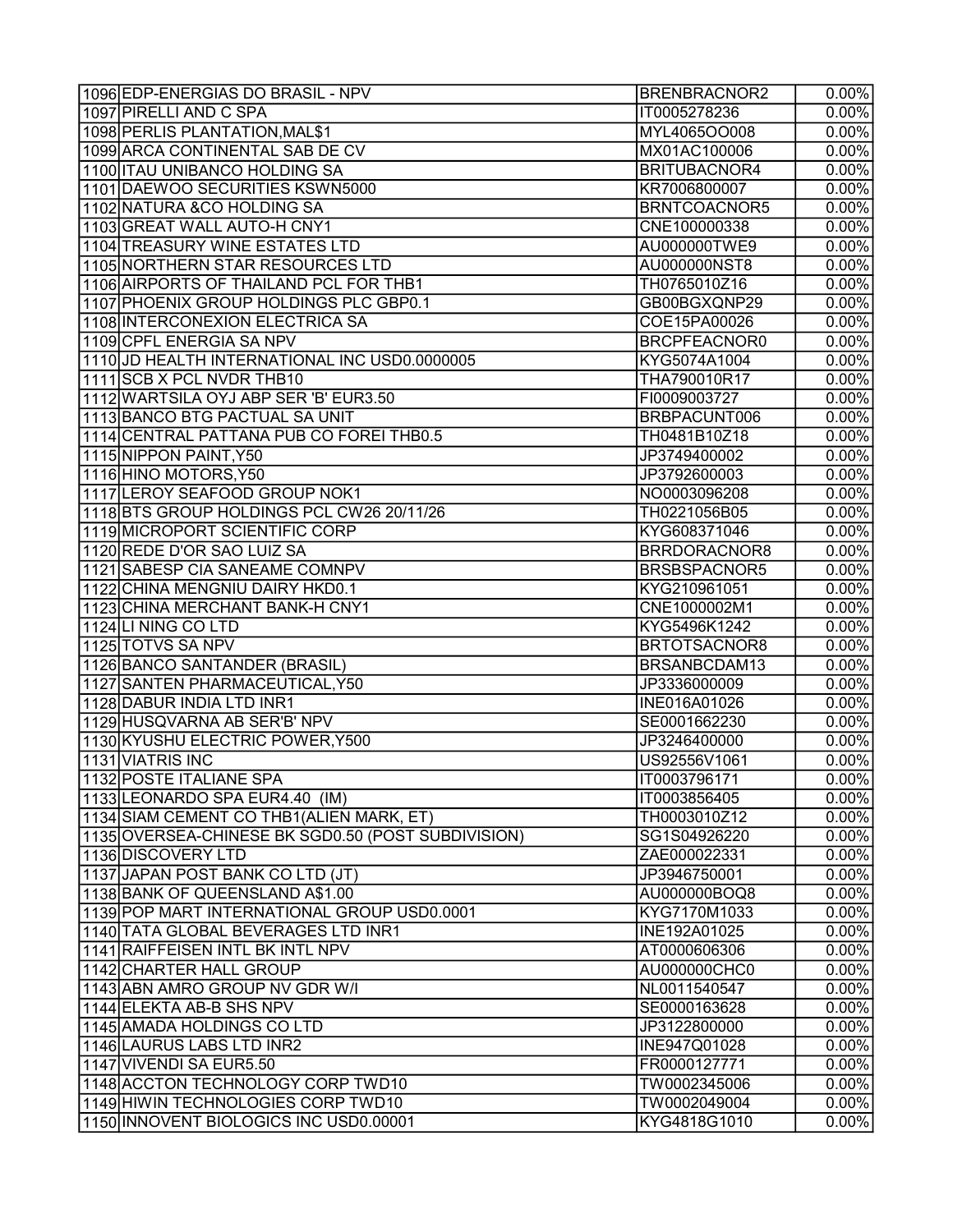| | | | |
|---|---|---|---|
| 1096 | EDP-ENERGIAS DO BRASIL - NPV | BRENBRACNOR2 | 0.00% |
| 1097 | PIRELLI AND C SPA | IT0005278236 | 0.00% |
| 1098 | PERLIS PLANTATION,MAL$1 | MYL4065OO008 | 0.00% |
| 1099 | ARCA CONTINENTAL SAB DE CV | MX01AC100006 | 0.00% |
| 1100 | ITAU UNIBANCO HOLDING SA | BRITUBACNOR4 | 0.00% |
| 1101 | DAEWOO SECURITIES KSWN5000 | KR7006800007 | 0.00% |
| 1102 | NATURA &CO HOLDING SA | BRNTCOACNOR5 | 0.00% |
| 1103 | GREAT WALL AUTO-H CNY1 | CNE100000338 | 0.00% |
| 1104 | TREASURY WINE ESTATES LTD | AU000000TWE9 | 0.00% |
| 1105 | NORTHERN STAR RESOURCES LTD | AU000000NST8 | 0.00% |
| 1106 | AIRPORTS OF THAILAND PCL FOR THB1 | TH0765010Z16 | 0.00% |
| 1107 | PHOENIX GROUP HOLDINGS PLC GBP0.1 | GB00BGXQNP29 | 0.00% |
| 1108 | INTERCONEXION ELECTRICA SA | COE15PA00026 | 0.00% |
| 1109 | CPFL ENERGIA SA NPV | BRCPFEACNOR0 | 0.00% |
| 1110 | JD HEALTH INTERNATIONAL INC USD0.0000005 | KYG5074A1004 | 0.00% |
| 1111 | SCB X PCL NVDR THB10 | THA790010R17 | 0.00% |
| 1112 | WARTSILA OYJ ABP SER 'B' EUR3.50 | FI0009003727 | 0.00% |
| 1113 | BANCO BTG PACTUAL SA UNIT | BRBPACUNT006 | 0.00% |
| 1114 | CENTRAL PATTANA PUB CO FOREI THB0.5 | TH0481B10Z18 | 0.00% |
| 1115 | NIPPON PAINT,Y50 | JP3749400002 | 0.00% |
| 1116 | HINO MOTORS,Y50 | JP3792600003 | 0.00% |
| 1117 | LEROY SEAFOOD GROUP NOK1 | NO0003096208 | 0.00% |
| 1118 | BTS GROUP HOLDINGS PCL CW26 20/11/26 | TH0221056B05 | 0.00% |
| 1119 | MICROPORT SCIENTIFIC CORP | KYG608371046 | 0.00% |
| 1120 | REDE D'OR SAO LUIZ SA | BRRDORACNOR8 | 0.00% |
| 1121 | SABESP CIA SANEAME COMNPV | BRSBSPACNOR5 | 0.00% |
| 1122 | CHINA MENGNIU DAIRY HKD0.1 | KYG210961051 | 0.00% |
| 1123 | CHINA MERCHANT BANK-H CNY1 | CNE1000002M1 | 0.00% |
| 1124 | LI NING CO LTD | KYG5496K1242 | 0.00% |
| 1125 | TOTVS SA NPV | BRTOTSACNOR8 | 0.00% |
| 1126 | BANCO SANTANDER (BRASIL) | BRSANBCDAM13 | 0.00% |
| 1127 | SANTEN PHARMACEUTICAL,Y50 | JP3336000009 | 0.00% |
| 1128 | DABUR INDIA LTD INR1 | INE016A01026 | 0.00% |
| 1129 | HUSQVARNA AB SER'B' NPV | SE0001662230 | 0.00% |
| 1130 | KYUSHU ELECTRIC POWER,Y500 | JP3246400000 | 0.00% |
| 1131 | VIATRIS INC | US92556V1061 | 0.00% |
| 1132 | POSTE ITALIANE SPA | IT0003796171 | 0.00% |
| 1133 | LEONARDO SPA EUR4.40 (IM) | IT0003856405 | 0.00% |
| 1134 | SIAM CEMENT CO THB1(ALIEN MARK, ET) | TH0003010Z12 | 0.00% |
| 1135 | OVERSEA-CHINESE BK SGD0.50 (POST SUBDIVISION) | SG1S04926220 | 0.00% |
| 1136 | DISCOVERY LTD | ZAE000022331 | 0.00% |
| 1137 | JAPAN POST BANK CO LTD (JT) | JP3946750001 | 0.00% |
| 1138 | BANK OF QUEENSLAND A$1.00 | AU000000BOQ8 | 0.00% |
| 1139 | POP MART INTERNATIONAL GROUP USD0.0001 | KYG7170M1033 | 0.00% |
| 1140 | TATA GLOBAL BEVERAGES LTD INR1 | INE192A01025 | 0.00% |
| 1141 | RAIFFEISEN INTL BK INTL NPV | AT0000606306 | 0.00% |
| 1142 | CHARTER HALL GROUP | AU000000CHC0 | 0.00% |
| 1143 | ABN AMRO GROUP NV GDR W/I | NL0011540547 | 0.00% |
| 1144 | ELEKTA AB-B SHS NPV | SE0000163628 | 0.00% |
| 1145 | AMADA HOLDINGS CO LTD | JP3122800000 | 0.00% |
| 1146 | LAURUS LABS LTD INR2 | INE947Q01028 | 0.00% |
| 1147 | VIVENDI SA EUR5.50 | FR0000127771 | 0.00% |
| 1148 | ACCTON TECHNOLOGY CORP TWD10 | TW0002345006 | 0.00% |
| 1149 | HIWIN TECHNOLOGIES CORP TWD10 | TW0002049004 | 0.00% |
| 1150 | INNOVENT BIOLOGICS INC USD0.00001 | KYG4818G1010 | 0.00% |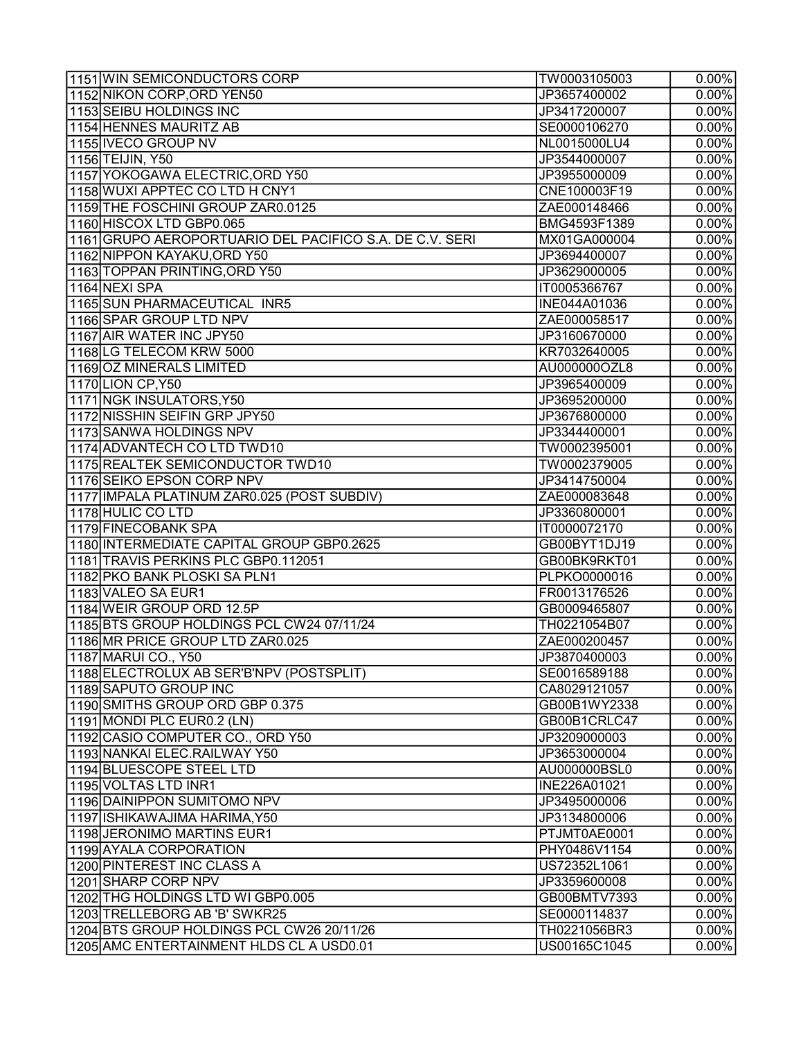| | | | |
|---|---|---|---|
| 1151 | WIN SEMICONDUCTORS CORP | TW0003105003 | 0.00% |
| 1152 | NIKON CORP,ORD YEN50 | JP3657400002 | 0.00% |
| 1153 | SEIBU HOLDINGS INC | JP3417200007 | 0.00% |
| 1154 | HENNES MAURITZ AB | SE0000106270 | 0.00% |
| 1155 | IVECO GROUP NV | NL0015000LU4 | 0.00% |
| 1156 | TEIJIN, Y50 | JP3544000007 | 0.00% |
| 1157 | YOKOGAWA ELECTRIC,ORD Y50 | JP3955000009 | 0.00% |
| 1158 | WUXI APPTEC CO LTD H CNY1 | CNE100003F19 | 0.00% |
| 1159 | THE FOSCHINI GROUP ZAR0.0125 | ZAE000148466 | 0.00% |
| 1160 | HISCOX LTD GBP0.065 | BMG4593F1389 | 0.00% |
| 1161 | GRUPO AEROPORTUARIO DEL PACIFICO S.A. DE C.V. SERI | MX01GA000004 | 0.00% |
| 1162 | NIPPON KAYAKU,ORD Y50 | JP3694400007 | 0.00% |
| 1163 | TOPPAN PRINTING,ORD Y50 | JP3629000005 | 0.00% |
| 1164 | NEXI SPA | IT0005366767 | 0.00% |
| 1165 | SUN PHARMACEUTICAL INR5 | INE044A01036 | 0.00% |
| 1166 | SPAR GROUP LTD NPV | ZAE000058517 | 0.00% |
| 1167 | AIR WATER INC JPY50 | JP3160670000 | 0.00% |
| 1168 | LG TELECOM KRW 5000 | KR7032640005 | 0.00% |
| 1169 | OZ MINERALS LIMITED | AU000000OZL8 | 0.00% |
| 1170 | LION CP,Y50 | JP3965400009 | 0.00% |
| 1171 | NGK INSULATORS,Y50 | JP3695200000 | 0.00% |
| 1172 | NISSHIN SEIFIN GRP JPY50 | JP3676800000 | 0.00% |
| 1173 | SANWA HOLDINGS NPV | JP3344400001 | 0.00% |
| 1174 | ADVANTECH CO LTD TWD10 | TW0002395001 | 0.00% |
| 1175 | REALTEK SEMICONDUCTOR TWD10 | TW0002379005 | 0.00% |
| 1176 | SEIKO EPSON CORP NPV | JP3414750004 | 0.00% |
| 1177 | IMPALA PLATINUM ZAR0.025 (POST SUBDIV) | ZAE000083648 | 0.00% |
| 1178 | HULIC CO LTD | JP3360800001 | 0.00% |
| 1179 | FINECOBANK SPA | IT0000072170 | 0.00% |
| 1180 | INTERMEDIATE CAPITAL GROUP GBP0.2625 | GB00BYT1DJ19 | 0.00% |
| 1181 | TRAVIS PERKINS PLC GBP0.112051 | GB00BK9RKT01 | 0.00% |
| 1182 | PKO BANK PLOSKI SA PLN1 | PLPKO0000016 | 0.00% |
| 1183 | VALEO SA EUR1 | FR0013176526 | 0.00% |
| 1184 | WEIR GROUP ORD 12.5P | GB0009465807 | 0.00% |
| 1185 | BTS GROUP HOLDINGS PCL CW24 07/11/24 | TH0221054B07 | 0.00% |
| 1186 | MR PRICE GROUP LTD ZAR0.025 | ZAE000200457 | 0.00% |
| 1187 | MARUI CO., Y50 | JP3870400003 | 0.00% |
| 1188 | ELECTROLUX AB SER'B'NPV (POSTSPLIT) | SE0016589188 | 0.00% |
| 1189 | SAPUTO GROUP INC | CA8029121057 | 0.00% |
| 1190 | SMITHS GROUP ORD GBP 0.375 | GB00B1WY2338 | 0.00% |
| 1191 | MONDI PLC EUR0.2 (LN) | GB00B1CRLC47 | 0.00% |
| 1192 | CASIO COMPUTER CO., ORD Y50 | JP3209000003 | 0.00% |
| 1193 | NANKAI ELEC.RAILWAY Y50 | JP3653000004 | 0.00% |
| 1194 | BLUESCOPE STEEL LTD | AU000000BSL0 | 0.00% |
| 1195 | VOLTAS LTD INR1 | INE226A01021 | 0.00% |
| 1196 | DAINIPPON SUMITOMO NPV | JP3495000006 | 0.00% |
| 1197 | ISHIKAWAJIMA HARIMA,Y50 | JP3134800006 | 0.00% |
| 1198 | JERONIMO MARTINS EUR1 | PTJMT0AE0001 | 0.00% |
| 1199 | AYALA CORPORATION | PHY0486V1154 | 0.00% |
| 1200 | PINTEREST INC CLASS A | US72352L1061 | 0.00% |
| 1201 | SHARP CORP NPV | JP3359600008 | 0.00% |
| 1202 | THG HOLDINGS LTD WI GBP0.005 | GB00BMTV7393 | 0.00% |
| 1203 | TRELLEBORG AB 'B' SWKR25 | SE0000114837 | 0.00% |
| 1204 | BTS GROUP HOLDINGS PCL CW26 20/11/26 | TH0221056BR3 | 0.00% |
| 1205 | AMC ENTERTAINMENT HLDS CL A USD0.01 | US00165C1045 | 0.00% |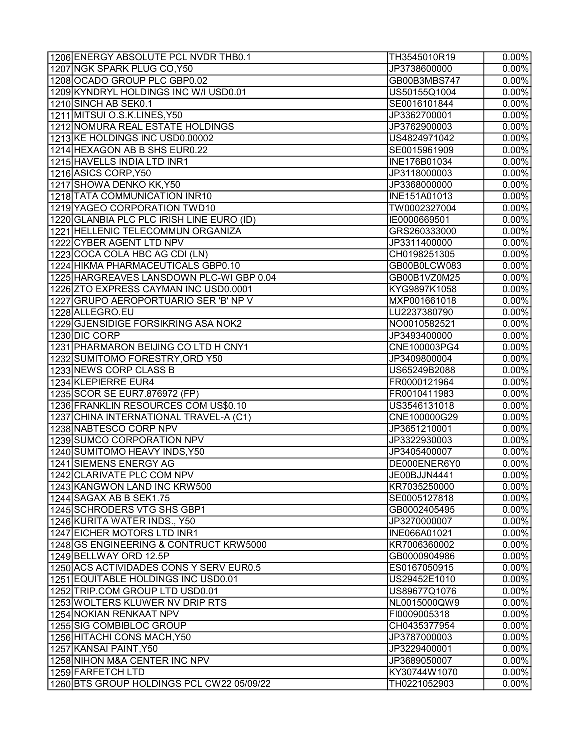| | | | |
|---|---|---|---|
| 1206 | ENERGY ABSOLUTE PCL NVDR THB0.1 | TH3545010R19 | 0.00% |
| 1207 | NGK SPARK PLUG CO,Y50 | JP3738600000 | 0.00% |
| 1208 | OCADO GROUP PLC GBP0.02 | GB00B3MBS747 | 0.00% |
| 1209 | KYNDRYL HOLDINGS INC W/I USD0.01 | US50155Q1004 | 0.00% |
| 1210 | SINCH AB SEK0.1 | SE0016101844 | 0.00% |
| 1211 | MITSUI O.S.K.LINES,Y50 | JP3362700001 | 0.00% |
| 1212 | NOMURA REAL ESTATE HOLDINGS | JP3762900003 | 0.00% |
| 1213 | KE HOLDINGS INC USD0.00002 | US4824971042 | 0.00% |
| 1214 | HEXAGON AB B SHS EUR0.22 | SE0015961909 | 0.00% |
| 1215 | HAVELLS INDIA LTD INR1 | INE176B01034 | 0.00% |
| 1216 | ASICS CORP,Y50 | JP3118000003 | 0.00% |
| 1217 | SHOWA DENKO KK,Y50 | JP3368000000 | 0.00% |
| 1218 | TATA COMMUNICATION INR10 | INE151A01013 | 0.00% |
| 1219 | YAGEO CORPORATION TWD10 | TW0002327004 | 0.00% |
| 1220 | GLANBIA PLC PLC IRISH LINE EURO (ID) | IE0000669501 | 0.00% |
| 1221 | HELLENIC TELECOMMUN ORGANIZA | GRS260333000 | 0.00% |
| 1222 | CYBER AGENT LTD NPV | JP3311400000 | 0.00% |
| 1223 | COCA COLA HBC AG CDI (LN) | CH0198251305 | 0.00% |
| 1224 | HIKMA PHARMACEUTICALS GBP0.10 | GB00B0LCW083 | 0.00% |
| 1225 | HARGREAVES LANSDOWN PLC-WI GBP 0.04 | GB00B1VZ0M25 | 0.00% |
| 1226 | ZTO EXPRESS CAYMAN INC USD0.0001 | KYG9897K1058 | 0.00% |
| 1227 | GRUPO AEROPORTUARIO SER 'B' NP V | MXP001661018 | 0.00% |
| 1228 | ALLEGRO.EU | LU2237380790 | 0.00% |
| 1229 | GJENSIDIGE FORSIKRING ASA NOK2 | NO0010582521 | 0.00% |
| 1230 | DIC CORP | JP3493400000 | 0.00% |
| 1231 | PHARMARON BEIJING CO LTD H CNY1 | CNE100003PG4 | 0.00% |
| 1232 | SUMITOMO FORESTRY,ORD Y50 | JP3409800004 | 0.00% |
| 1233 | NEWS CORP CLASS B | US65249B2088 | 0.00% |
| 1234 | KLEPIERRE EUR4 | FR0000121964 | 0.00% |
| 1235 | SCOR SE EUR7.876972 (FP) | FR0010411983 | 0.00% |
| 1236 | FRANKLIN RESOURCES COM US$0.10 | US3546131018 | 0.00% |
| 1237 | CHINA INTERNATIONAL TRAVEL-A (C1) | CNE100000G29 | 0.00% |
| 1238 | NABTESCO CORP NPV | JP3651210001 | 0.00% |
| 1239 | SUMCO CORPORATION NPV | JP3322930003 | 0.00% |
| 1240 | SUMITOMO HEAVY INDS,Y50 | JP3405400007 | 0.00% |
| 1241 | SIEMENS ENERGY AG | DE000ENER6Y0 | 0.00% |
| 1242 | CLARIVATE PLC COM NPV | JE00BJJN4441 | 0.00% |
| 1243 | KANGWON LAND INC KRW500 | KR7035250000 | 0.00% |
| 1244 | SAGAX AB B SEK1.75 | SE0005127818 | 0.00% |
| 1245 | SCHRODERS VTG SHS GBP1 | GB0002405495 | 0.00% |
| 1246 | KURITA WATER INDS., Y50 | JP3270000007 | 0.00% |
| 1247 | EICHER MOTORS LTD INR1 | INE066A01021 | 0.00% |
| 1248 | GS ENGINEERING & CONTRUCT KRW5000 | KR7006360002 | 0.00% |
| 1249 | BELLWAY ORD 12.5P | GB0000904986 | 0.00% |
| 1250 | ACS ACTIVIDADES CONS Y SERV EUR0.5 | ES0167050915 | 0.00% |
| 1251 | EQUITABLE HOLDINGS INC USD0.01 | US29452E1010 | 0.00% |
| 1252 | TRIP.COM GROUP LTD USD0.01 | US89677Q1076 | 0.00% |
| 1253 | WOLTERS KLUWER NV DRIP RTS | NL0015000QW9 | 0.00% |
| 1254 | NOKIAN RENKAAT NPV | FI0009005318 | 0.00% |
| 1255 | SIG COMBIBLOC GROUP | CH0435377954 | 0.00% |
| 1256 | HITACHI CONS MACH,Y50 | JP3787000003 | 0.00% |
| 1257 | KANSAI PAINT,Y50 | JP3229400001 | 0.00% |
| 1258 | NIHON M&A CENTER INC NPV | JP3689050007 | 0.00% |
| 1259 | FARFETCH LTD | KY30744W1070 | 0.00% |
| 1260 | BTS GROUP HOLDINGS PCL CW22 05/09/22 | TH0221052903 | 0.00% |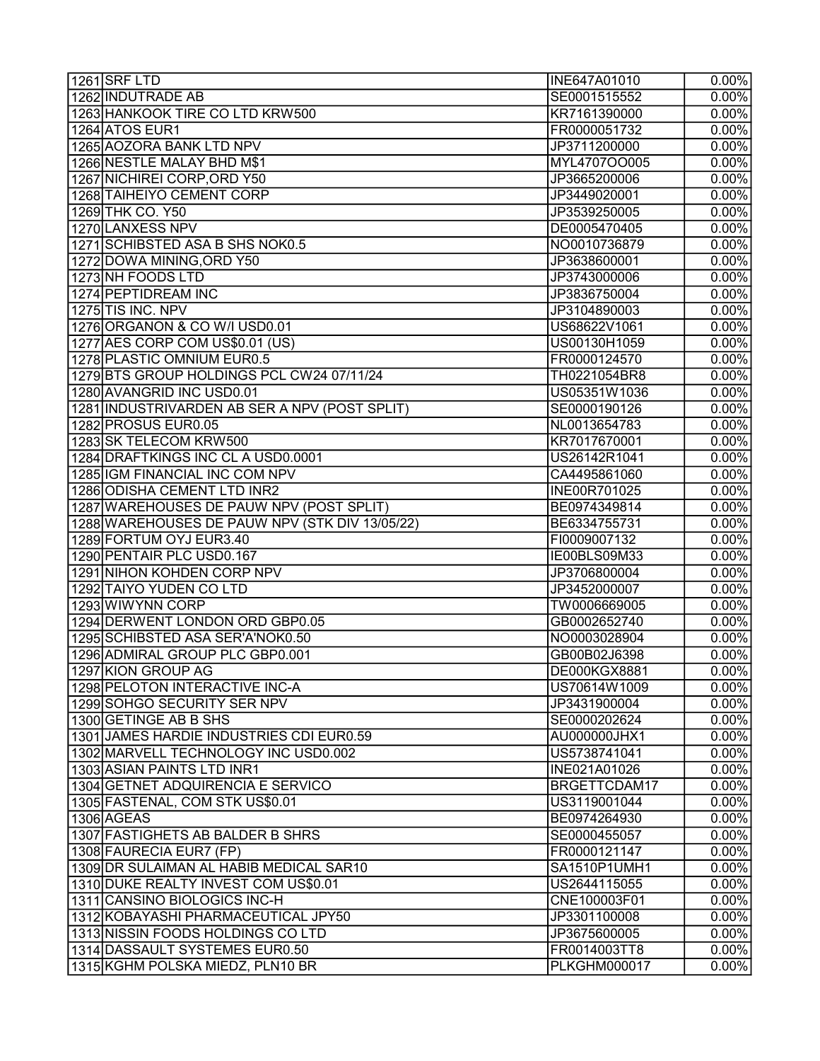| | | | |
|---|---|---|---|
| 1261 | SRF LTD | INE647A01010 | 0.00% |
| 1262 | INDUTRADE AB | SE0001515552 | 0.00% |
| 1263 | HANKOOK TIRE CO LTD KRW500 | KR7161390000 | 0.00% |
| 1264 | ATOS EUR1 | FR0000051732 | 0.00% |
| 1265 | AOZORA BANK LTD NPV | JP3711200000 | 0.00% |
| 1266 | NESTLE MALAY BHD M$1 | MYL4707OO005 | 0.00% |
| 1267 | NICHIREI CORP,ORD Y50 | JP3665200006 | 0.00% |
| 1268 | TAIHEIYO CEMENT CORP | JP3449020001 | 0.00% |
| 1269 | THK CO. Y50 | JP3539250005 | 0.00% |
| 1270 | LANXESS NPV | DE0005470405 | 0.00% |
| 1271 | SCHIBSTED ASA B SHS NOK0.5 | NO0010736879 | 0.00% |
| 1272 | DOWA MINING,ORD Y50 | JP3638600001 | 0.00% |
| 1273 | NH FOODS LTD | JP3743000006 | 0.00% |
| 1274 | PEPTIDREAM INC | JP3836750004 | 0.00% |
| 1275 | TIS INC. NPV | JP3104890003 | 0.00% |
| 1276 | ORGANON & CO W/I USD0.01 | US68622V1061 | 0.00% |
| 1277 | AES CORP COM US$0.01 (US) | US00130H1059 | 0.00% |
| 1278 | PLASTIC OMNIUM EUR0.5 | FR0000124570 | 0.00% |
| 1279 | BTS GROUP HOLDINGS PCL CW24 07/11/24 | TH0221054BR8 | 0.00% |
| 1280 | AVANGRID INC USD0.01 | US05351W1036 | 0.00% |
| 1281 | INDUSTRIVARDEN AB SER A NPV (POST SPLIT) | SE0000190126 | 0.00% |
| 1282 | PROSUS EUR0.05 | NL0013654783 | 0.00% |
| 1283 | SK TELECOM KRW500 | KR7017670001 | 0.00% |
| 1284 | DRAFTKINGS INC CL A USD0.0001 | US26142R1041 | 0.00% |
| 1285 | IGM FINANCIAL INC COM NPV | CA4495861060 | 0.00% |
| 1286 | ODISHA CEMENT LTD INR2 | INE00R701025 | 0.00% |
| 1287 | WAREHOUSES DE PAUW NPV (POST SPLIT) | BE0974349814 | 0.00% |
| 1288 | WAREHOUSES DE PAUW NPV (STK DIV 13/05/22) | BE6334755731 | 0.00% |
| 1289 | FORTUM OYJ EUR3.40 | FI0009007132 | 0.00% |
| 1290 | PENTAIR PLC USD0.167 | IE00BLS09M33 | 0.00% |
| 1291 | NIHON KOHDEN CORP NPV | JP3706800004 | 0.00% |
| 1292 | TAIYO YUDEN CO LTD | JP3452000007 | 0.00% |
| 1293 | WIWYNN CORP | TW0006669005 | 0.00% |
| 1294 | DERWENT LONDON ORD GBP0.05 | GB0002652740 | 0.00% |
| 1295 | SCHIBSTED ASA SER'A'NOK0.50 | NO0003028904 | 0.00% |
| 1296 | ADMIRAL GROUP PLC GBP0.001 | GB00B02J6398 | 0.00% |
| 1297 | KION GROUP AG | DE000KGX8881 | 0.00% |
| 1298 | PELOTON INTERACTIVE INC-A | US70614W1009 | 0.00% |
| 1299 | SOHGO SECURITY SER NPV | JP3431900004 | 0.00% |
| 1300 | GETINGE AB B SHS | SE0000202624 | 0.00% |
| 1301 | JAMES HARDIE INDUSTRIES CDI EUR0.59 | AU000000JHX1 | 0.00% |
| 1302 | MARVELL TECHNOLOGY INC USD0.002 | US5738741041 | 0.00% |
| 1303 | ASIAN PAINTS LTD INR1 | INE021A01026 | 0.00% |
| 1304 | GETNET ADQUIRENCIA E SERVICO | BRGETTCDAM17 | 0.00% |
| 1305 | FASTENAL, COM STK US$0.01 | US3119001044 | 0.00% |
| 1306 | AGEAS | BE0974264930 | 0.00% |
| 1307 | FASTIGHETS AB BALDER B SHRS | SE0000455057 | 0.00% |
| 1308 | FAURECIA EUR7 (FP) | FR0000121147 | 0.00% |
| 1309 | DR SULAIMAN AL HABIB MEDICAL SAR10 | SA1510P1UMH1 | 0.00% |
| 1310 | DUKE REALTY INVEST COM US$0.01 | US2644115055 | 0.00% |
| 1311 | CANSINO BIOLOGICS INC-H | CNE100003F01 | 0.00% |
| 1312 | KOBAYASHI PHARMACEUTICAL JPY50 | JP3301100008 | 0.00% |
| 1313 | NISSIN FOODS HOLDINGS CO LTD | JP3675600005 | 0.00% |
| 1314 | DASSAULT SYSTEMES EUR0.50 | FR0014003TT8 | 0.00% |
| 1315 | KGHM POLSKA MIEDZ, PLN10 BR | PLKGHM000017 | 0.00% |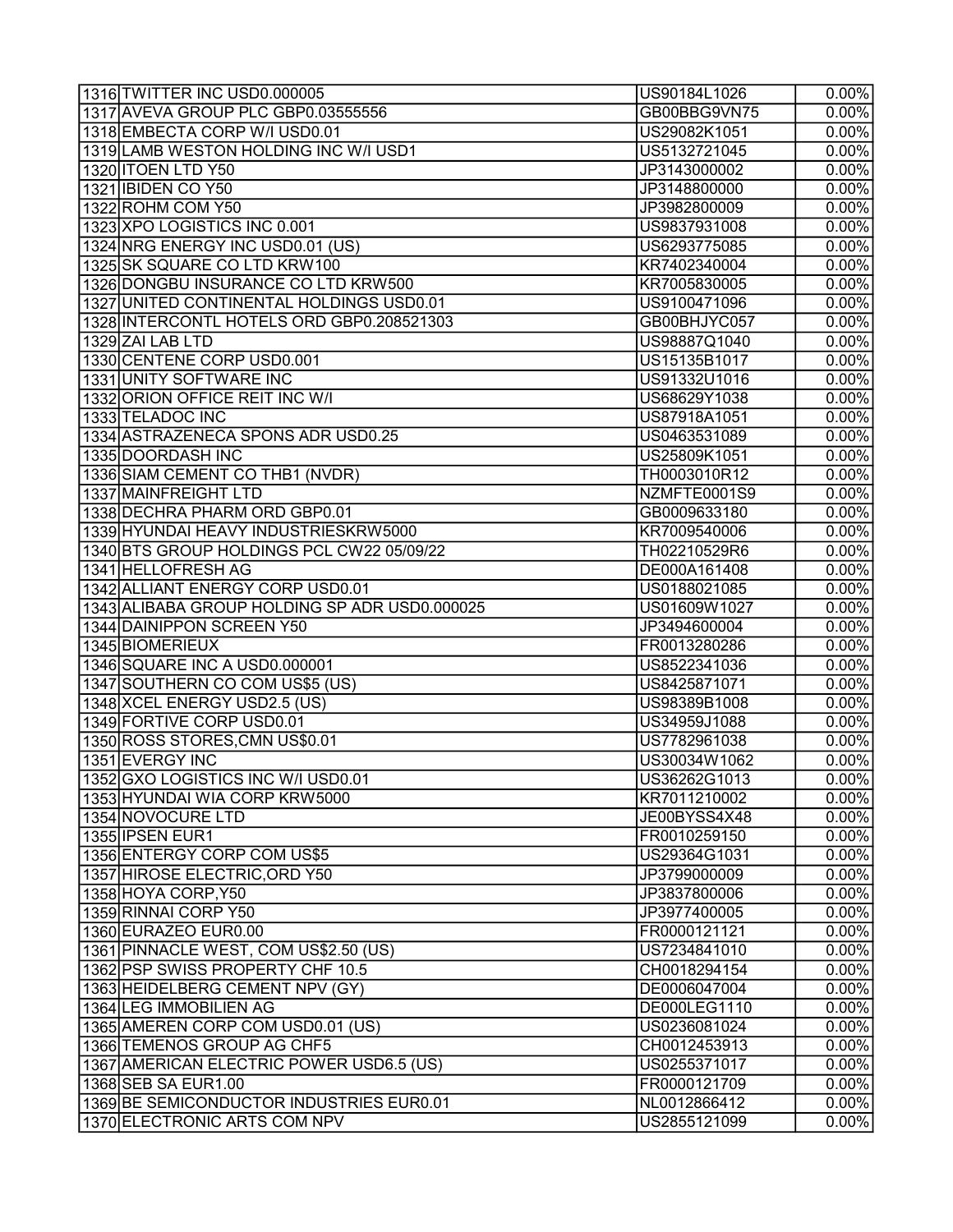| | | | |
|---|---|---|---|
| 1316 | TWITTER INC USD0.000005 | US90184L1026 | 0.00% |
| 1317 | AVEVA GROUP PLC GBP0.03555556 | GB00BBG9VN75 | 0.00% |
| 1318 | EMBECTA CORP W/I USD0.01 | US29082K1051 | 0.00% |
| 1319 | LAMB WESTON HOLDING INC W/I USD1 | US5132721045 | 0.00% |
| 1320 | ITOEN LTD Y50 | JP3143000002 | 0.00% |
| 1321 | IBIDEN CO Y50 | JP3148800000 | 0.00% |
| 1322 | ROHM COM Y50 | JP3982800009 | 0.00% |
| 1323 | XPO LOGISTICS INC 0.001 | US9837931008 | 0.00% |
| 1324 | NRG ENERGY INC USD0.01 (US) | US6293775085 | 0.00% |
| 1325 | SK SQUARE CO LTD KRW100 | KR7402340004 | 0.00% |
| 1326 | DONGBU INSURANCE CO LTD KRW500 | KR7005830005 | 0.00% |
| 1327 | UNITED CONTINENTAL HOLDINGS USD0.01 | US9100471096 | 0.00% |
| 1328 | INTERCONTL HOTELS ORD GBP0.208521303 | GB00BHJYC057 | 0.00% |
| 1329 | ZAI LAB LTD | US98887Q1040 | 0.00% |
| 1330 | CENTENE CORP USD0.001 | US15135B1017 | 0.00% |
| 1331 | UNITY SOFTWARE INC | US91332U1016 | 0.00% |
| 1332 | ORION OFFICE REIT INC W/I | US68629Y1038 | 0.00% |
| 1333 | TELADOC INC | US87918A1051 | 0.00% |
| 1334 | ASTRAZENECA SPONS ADR USD0.25 | US0463531089 | 0.00% |
| 1335 | DOORDASH INC | US25809K1051 | 0.00% |
| 1336 | SIAM CEMENT CO THB1 (NVDR) | TH0003010R12 | 0.00% |
| 1337 | MAINFREIGHT LTD | NZMFTE0001S9 | 0.00% |
| 1338 | DECHRA PHARM ORD GBP0.01 | GB0009633180 | 0.00% |
| 1339 | HYUNDAI HEAVY INDUSTRIESKRW5000 | KR7009540006 | 0.00% |
| 1340 | BTS GROUP HOLDINGS PCL CW22 05/09/22 | TH02210529R6 | 0.00% |
| 1341 | HELLOFRESH AG | DE000A161408 | 0.00% |
| 1342 | ALLIANT ENERGY CORP USD0.01 | US0188021085 | 0.00% |
| 1343 | ALIBABA GROUP HOLDING SP ADR USD0.000025 | US01609W1027 | 0.00% |
| 1344 | DAINIPPON SCREEN Y50 | JP3494600004 | 0.00% |
| 1345 | BIOMERIEUX | FR0013280286 | 0.00% |
| 1346 | SQUARE INC A USD0.000001 | US8522341036 | 0.00% |
| 1347 | SOUTHERN CO COM US$5 (US) | US8425871071 | 0.00% |
| 1348 | XCEL ENERGY USD2.5 (US) | US98389B1008 | 0.00% |
| 1349 | FORTIVE CORP USD0.01 | US34959J1088 | 0.00% |
| 1350 | ROSS STORES,CMN US$0.01 | US7782961038 | 0.00% |
| 1351 | EVERGY INC | US30034W1062 | 0.00% |
| 1352 | GXO LOGISTICS INC W/I USD0.01 | US36262G1013 | 0.00% |
| 1353 | HYUNDAI WIA CORP KRW5000 | KR7011210002 | 0.00% |
| 1354 | NOVOCURE LTD | JE00BYSS4X48 | 0.00% |
| 1355 | IPSEN EUR1 | FR0010259150 | 0.00% |
| 1356 | ENTERGY CORP COM US$5 | US29364G1031 | 0.00% |
| 1357 | HIROSE ELECTRIC,ORD Y50 | JP3799000009 | 0.00% |
| 1358 | HOYA CORP,Y50 | JP3837800006 | 0.00% |
| 1359 | RINNAI CORP Y50 | JP3977400005 | 0.00% |
| 1360 | EURAZEO EUR0.00 | FR0000121121 | 0.00% |
| 1361 | PINNACLE WEST, COM US$2.50 (US) | US7234841010 | 0.00% |
| 1362 | PSP SWISS PROPERTY CHF 10.5 | CH0018294154 | 0.00% |
| 1363 | HEIDELBERG CEMENT NPV (GY) | DE0006047004 | 0.00% |
| 1364 | LEG IMMOBILIEN AG | DE000LEG1110 | 0.00% |
| 1365 | AMEREN CORP COM USD0.01 (US) | US0236081024 | 0.00% |
| 1366 | TEMENOS GROUP AG CHF5 | CH0012453913 | 0.00% |
| 1367 | AMERICAN ELECTRIC POWER USD6.5 (US) | US0255371017 | 0.00% |
| 1368 | SEB SA EUR1.00 | FR0000121709 | 0.00% |
| 1369 | BE SEMICONDUCTOR INDUSTRIES EUR0.01 | NL0012866412 | 0.00% |
| 1370 | ELECTRONIC ARTS COM NPV | US2855121099 | 0.00% |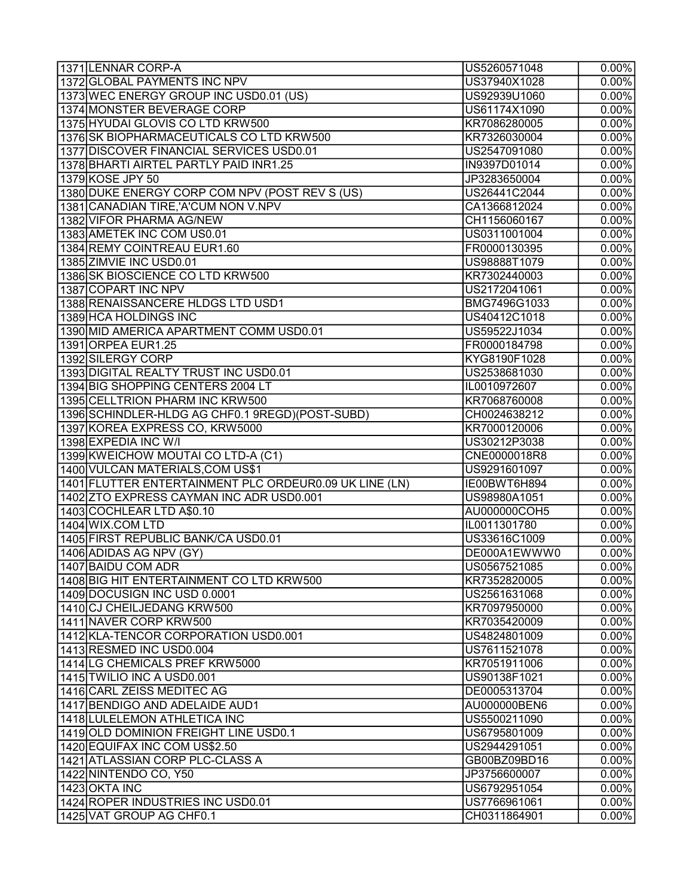| | | | |
|---|---|---|---|
| 1371 | LENNAR CORP-A | US5260571048 | 0.00% |
| 1372 | GLOBAL PAYMENTS INC NPV | US37940X1028 | 0.00% |
| 1373 | WEC ENERGY GROUP INC USD0.01 (US) | US92939U1060 | 0.00% |
| 1374 | MONSTER BEVERAGE CORP | US61174X1090 | 0.00% |
| 1375 | HYUDAI GLOVIS CO LTD KRW500 | KR7086280005 | 0.00% |
| 1376 | SK BIOPHARMACEUTICALS CO LTD KRW500 | KR7326030004 | 0.00% |
| 1377 | DISCOVER FINANCIAL SERVICES USD0.01 | US2547091080 | 0.00% |
| 1378 | BHARTI AIRTEL PARTLY PAID INR1.25 | IN9397D01014 | 0.00% |
| 1379 | KOSE JPY 50 | JP3283650004 | 0.00% |
| 1380 | DUKE ENERGY CORP COM NPV (POST REV S (US) | US26441C2044 | 0.00% |
| 1381 | CANADIAN TIRE,'A'CUM NON V.NPV | CA1366812024 | 0.00% |
| 1382 | VIFOR PHARMA AG/NEW | CH1156060167 | 0.00% |
| 1383 | AMETEK INC COM US0.01 | US0311001004 | 0.00% |
| 1384 | REMY COINTREAU EUR1.60 | FR0000130395 | 0.00% |
| 1385 | ZIMVIE INC USD0.01 | US98888T1079 | 0.00% |
| 1386 | SK BIOSCIENCE CO LTD KRW500 | KR7302440003 | 0.00% |
| 1387 | COPART INC NPV | US2172041061 | 0.00% |
| 1388 | RENAISSANCERE HLDGS LTD USD1 | BMG7496G1033 | 0.00% |
| 1389 | HCA HOLDINGS INC | US40412C1018 | 0.00% |
| 1390 | MID AMERICA APARTMENT COMM USD0.01 | US59522J1034 | 0.00% |
| 1391 | ORPEA EUR1.25 | FR0000184798 | 0.00% |
| 1392 | SILERGY CORP | KYG8190F1028 | 0.00% |
| 1393 | DIGITAL REALTY TRUST INC USD0.01 | US2538681030 | 0.00% |
| 1394 | BIG SHOPPING CENTERS 2004 LT | IL0010972607 | 0.00% |
| 1395 | CELLTRION PHARM INC KRW500 | KR7068760008 | 0.00% |
| 1396 | SCHINDLER-HLDG AG CHF0.1 9REGD)(POST-SUBD) | CH0024638212 | 0.00% |
| 1397 | KOREA EXPRESS CO, KRW5000 | KR7000120006 | 0.00% |
| 1398 | EXPEDIA INC W/I | US30212P3038 | 0.00% |
| 1399 | KWEICHOW MOUTAI CO LTD-A (C1) | CNE0000018R8 | 0.00% |
| 1400 | VULCAN MATERIALS,COM US$1 | US9291601097 | 0.00% |
| 1401 | FLUTTER ENTERTAINMENT PLC ORDEUR0.09 UK LINE (LN) | IE00BWT6H894 | 0.00% |
| 1402 | ZTO EXPRESS CAYMAN INC ADR USD0.001 | US98980A1051 | 0.00% |
| 1403 | COCHLEAR LTD A$0.10 | AU000000COH5 | 0.00% |
| 1404 | WIX.COM LTD | IL0011301780 | 0.00% |
| 1405 | FIRST REPUBLIC BANK/CA USD0.01 | US33616C1009 | 0.00% |
| 1406 | ADIDAS AG NPV (GY) | DE000A1EWWW0 | 0.00% |
| 1407 | BAIDU COM ADR | US0567521085 | 0.00% |
| 1408 | BIG HIT ENTERTAINMENT CO LTD KRW500 | KR7352820005 | 0.00% |
| 1409 | DOCUSIGN INC USD 0.0001 | US2561631068 | 0.00% |
| 1410 | CJ CHEILJEDANG KRW500 | KR7097950000 | 0.00% |
| 1411 | NAVER CORP KRW500 | KR7035420009 | 0.00% |
| 1412 | KLA-TENCOR CORPORATION USD0.001 | US4824801009 | 0.00% |
| 1413 | RESMED INC USD0.004 | US7611521078 | 0.00% |
| 1414 | LG CHEMICALS PREF KRW5000 | KR7051911006 | 0.00% |
| 1415 | TWILIO INC A USD0.001 | US90138F1021 | 0.00% |
| 1416 | CARL ZEISS MEDITEC AG | DE0005313704 | 0.00% |
| 1417 | BENDIGO AND ADELAIDE AUD1 | AU000000BEN6 | 0.00% |
| 1418 | LULELEMON ATHLETICA INC | US5500211090 | 0.00% |
| 1419 | OLD DOMINION FREIGHT LINE USD0.1 | US6795801009 | 0.00% |
| 1420 | EQUIFAX INC COM US$2.50 | US2944291051 | 0.00% |
| 1421 | ATLASSIAN CORP PLC-CLASS A | GB00BZ09BD16 | 0.00% |
| 1422 | NINTENDO CO, Y50 | JP3756600007 | 0.00% |
| 1423 | OKTA INC | US6792951054 | 0.00% |
| 1424 | ROPER INDUSTRIES INC USD0.01 | US7766961061 | 0.00% |
| 1425 | VAT GROUP AG CHF0.1 | CH0311864901 | 0.00% |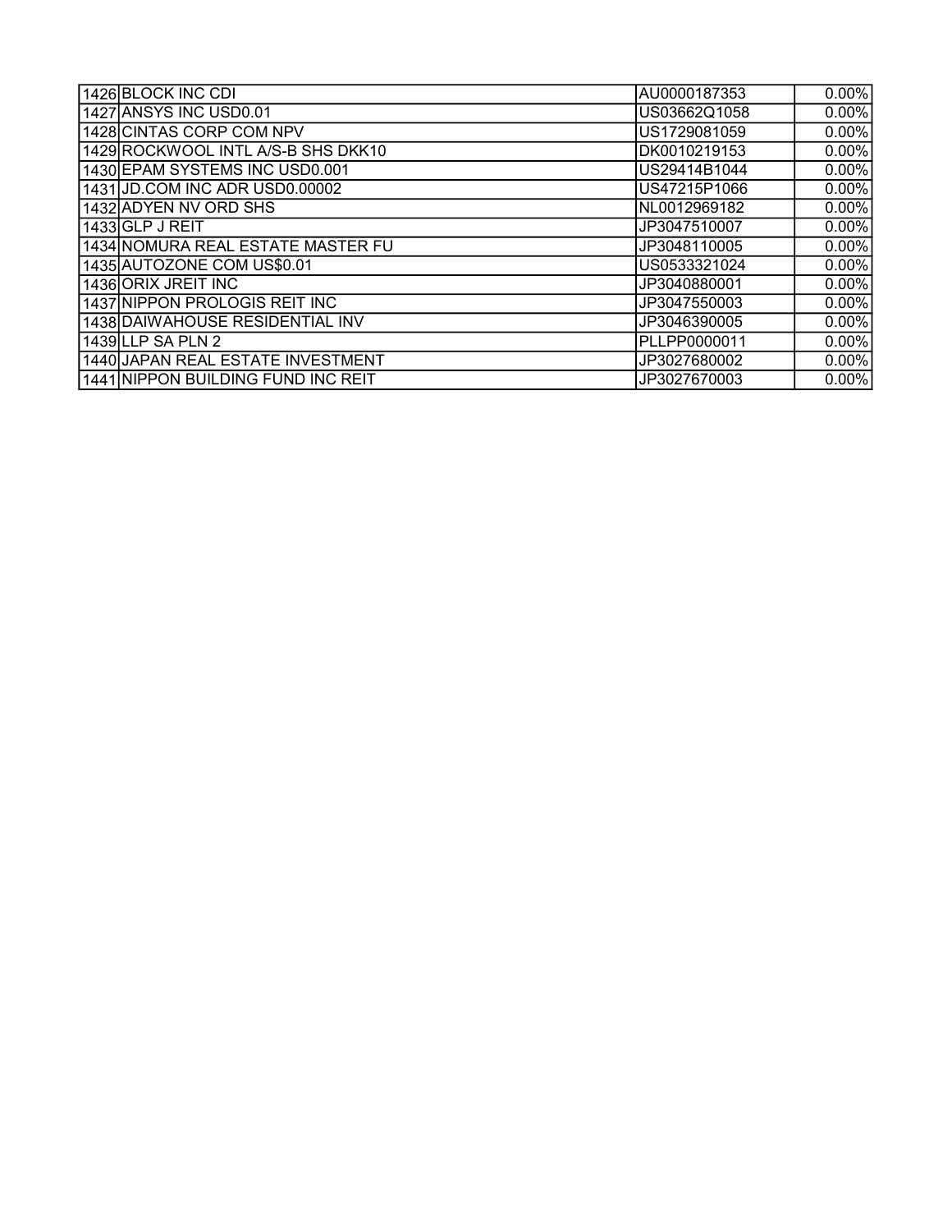| | | | |
|---|---|---|---|
| 1426 | BLOCK INC CDI | AU0000187353 | 0.00% |
| 1427 | ANSYS INC USD0.01 | US03662Q1058 | 0.00% |
| 1428 | CINTAS CORP COM NPV | US1729081059 | 0.00% |
| 1429 | ROCKWOOL INTL A/S-B SHS DKK10 | DK0010219153 | 0.00% |
| 1430 | EPAM SYSTEMS INC USD0.001 | US29414B1044 | 0.00% |
| 1431 | JD.COM INC ADR USD0.00002 | US47215P1066 | 0.00% |
| 1432 | ADYEN NV ORD SHS | NL0012969182 | 0.00% |
| 1433 | GLP J REIT | JP3047510007 | 0.00% |
| 1434 | NOMURA REAL ESTATE MASTER FU | JP3048110005 | 0.00% |
| 1435 | AUTOZONE COM US$0.01 | US0533321024 | 0.00% |
| 1436 | ORIX JREIT INC | JP3040880001 | 0.00% |
| 1437 | NIPPON PROLOGIS REIT INC | JP3047550003 | 0.00% |
| 1438 | DAIWAHOUSE RESIDENTIAL INV | JP3046390005 | 0.00% |
| 1439 | LLP SA PLN 2 | PLLPP0000011 | 0.00% |
| 1440 | JAPAN REAL ESTATE INVESTMENT | JP3027680002 | 0.00% |
| 1441 | NIPPON BUILDING FUND INC REIT | JP3027670003 | 0.00% |